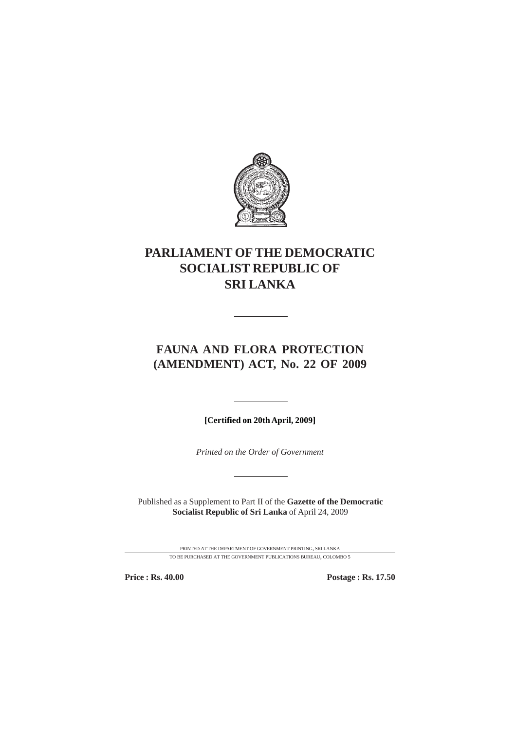# PARLIAMENT OF THE DEMOCRATIC SOCIALIST REPUBLIC OF SRI LANKA

---

## FAUNA AND FLORA PROTECTION (AMENDMENT) ACT, No. 22 OF 2009

---

**[Certified on 20th April, 2009]**

*Printed on the Order of Government*

---

Published as a Supplement to Part II of the **Gazette of the Democratic Socialist Republic of Sri Lanka** of April 24, 2009

PRINTED AT THE DEPARTMENT OF GOVERNMENT PRINTING, SRI LANKA

TO BE PURCHASED AT THE GOVERNMENT PUBLICATIONS BUREAU, COLOMBO 5

**Price : Rs. 40.00** **Postage : Rs. 17.50**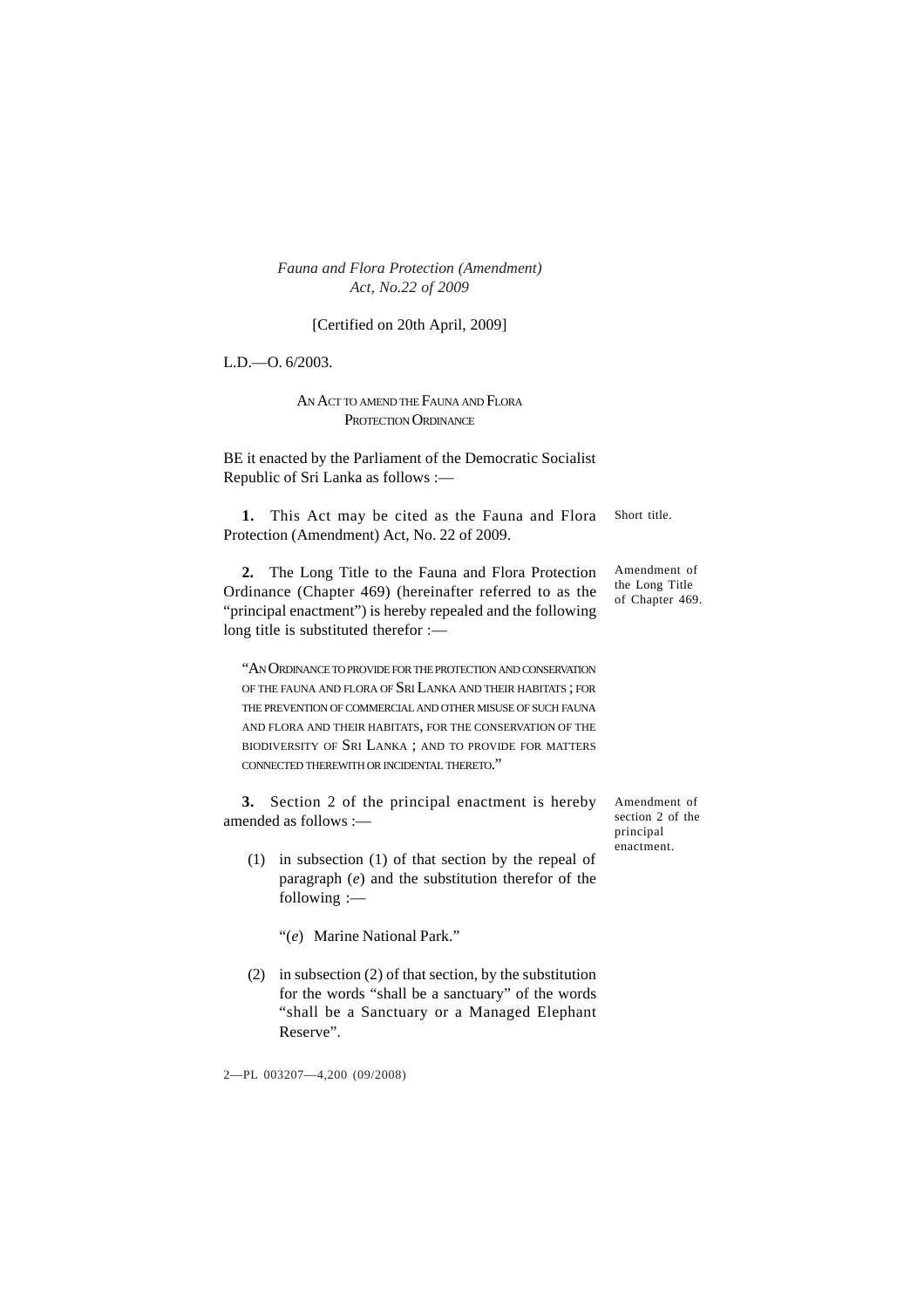*Fauna and Flora Protection (Amendment) Act, No.22 of 2009*

[Certified on 20th April, 2009]

L.D.—O. 6/2003.

AN ACT TO AMEND THE FAUNA AND FLORA PROTECTION ORDINANCE

BE it enacted by the Parliament of the Democratic Socialist Republic of Sri Lanka as follows :—

Short title.

**1.** This Act may be cited as the Fauna and Flora Protection (Amendment) Act, No. 22 of 2009.

Amendment of the Long Title of Chapter 469.

**2.** The Long Title to the Fauna and Flora Protection Ordinance (Chapter 469) (hereinafter referred to as the "principal enactment") is hereby repealed and the following long title is substituted therefor :—

"AN ORDINANCE TO PROVIDE FOR THE PROTECTION AND CONSERVATION OF THE FAUNA AND FLORA OF SRI LANKA AND THEIR HABITATS ; FOR THE PREVENTION OF COMMERCIAL AND OTHER MISUSE OF SUCH FAUNA AND FLORA AND THEIR HABITATS, FOR THE CONSERVATION OF THE BIODIVERSITY OF SRI LANKA ; AND TO PROVIDE FOR MATTERS CONNECTED THEREWITH OR INCIDENTAL THERETO."

Amendment of section 2 of the principal enactment.

**3.** Section 2 of the principal enactment is hereby amended as follows :—

(1) in subsection (1) of that section by the repeal of paragraph (*e*) and the substitution therefor of the following :—

"(*e*) Marine National Park."

(2) in subsection (2) of that section, by the substitution for the words "shall be a sanctuary" of the words "shall be a Sanctuary or a Managed Elephant Reserve".

2—PL 003207—4,200 (09/2008)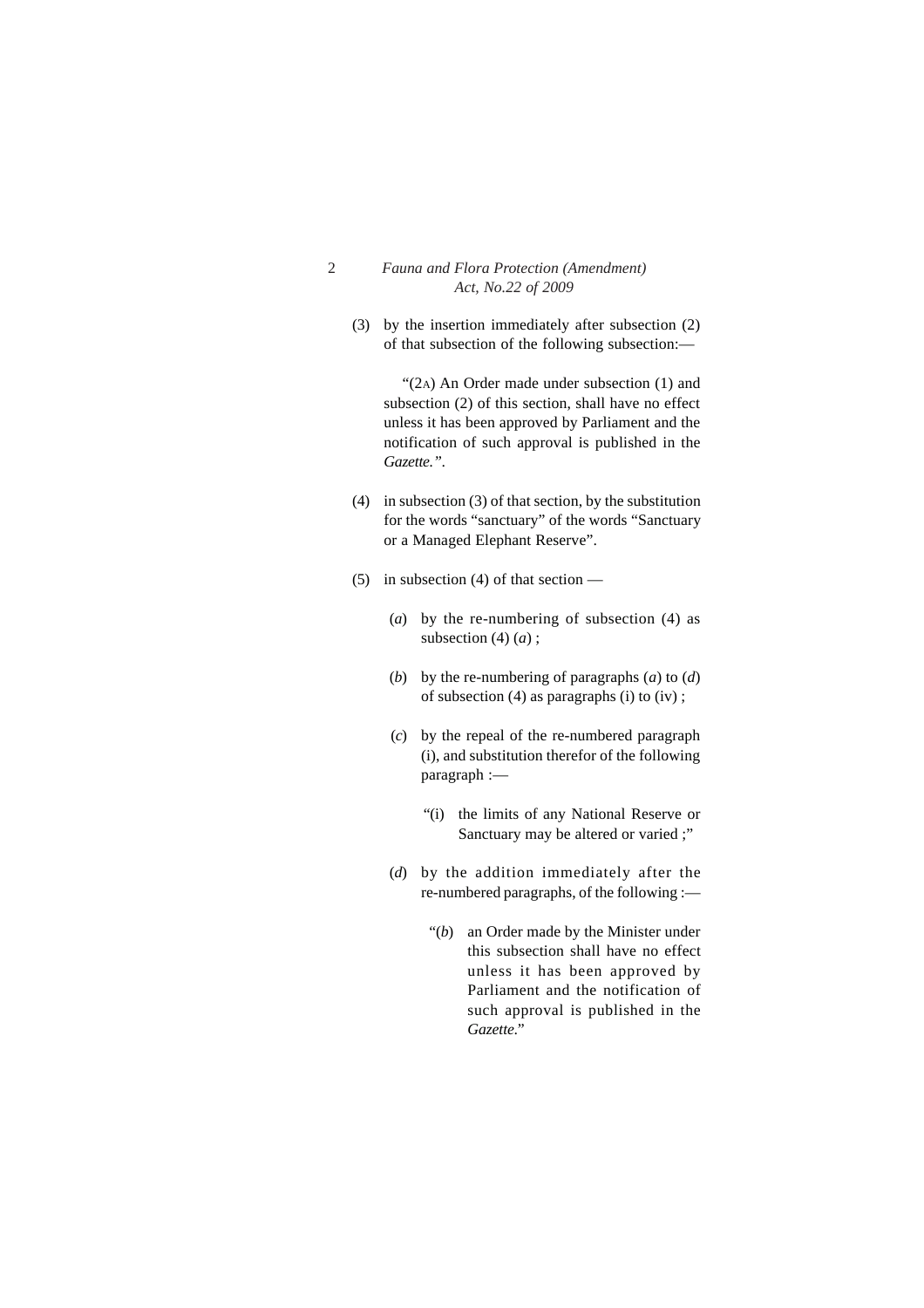(3) by the insertion immediately after subsection (2) of that subsection of the following subsection:—

"(2A) An Order made under subsection (1) and subsection (2) of this section, shall have no effect unless it has been approved by Parliament and the notification of such approval is published in the *Gazette.*".

(4) in subsection (3) of that section, by the substitution for the words "sanctuary" of the words "Sanctuary or a Managed Elephant Reserve".

(5) in subsection (4) of that section —

(*a*) by the re-numbering of subsection (4) as subsection (4) (*a*) ;

(*b*) by the re-numbering of paragraphs (*a*) to (*d*) of subsection (4) as paragraphs (i) to (iv) ;

(*c*) by the repeal of the re-numbered paragraph (i), and substitution therefor of the following paragraph :—

"(i) the limits of any National Reserve or Sanctuary may be altered or varied ;"

(*d*) by the addition immediately after the re-numbered paragraphs, of the following :—

"(*b*) an Order made by the Minister under this subsection shall have no effect unless it has been approved by Parliament and the notification of such approval is published in the *Gazette.*"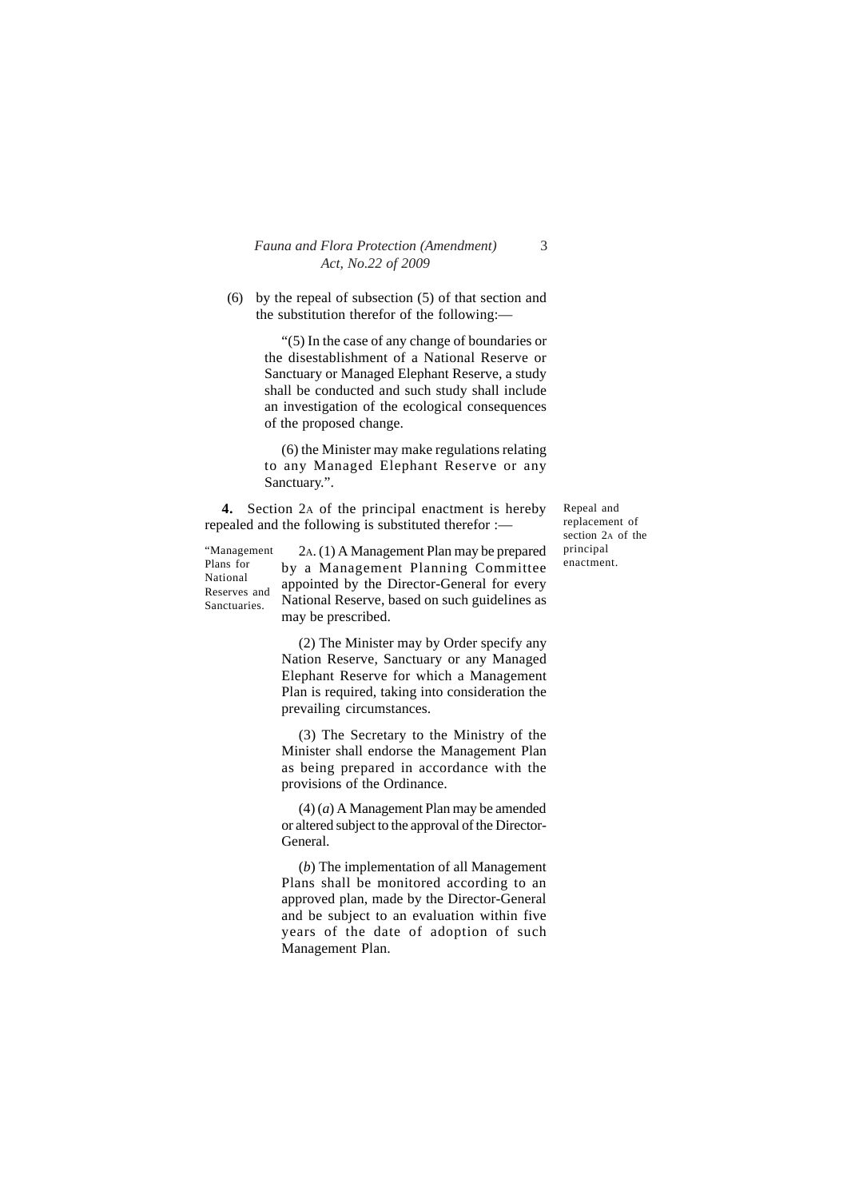(6) by the repeal of subsection (5) of that section and the substitution therefor of the following:—

"(5) In the case of any change of boundaries or the disestablishment of a National Reserve or Sanctuary or Managed Elephant Reserve, a study shall be conducted and such study shall include an investigation of the ecological consequences of the proposed change.

(6) the Minister may make regulations relating to any Managed Elephant Reserve or any Sanctuary.".

Repeal and replacement of section 2A of the principal enactment.

**4.** Section 2A of the principal enactment is hereby repealed and the following is substituted therefor :—

"Management Plans for National Reserves and Sanctuaries.

2A. (1) A Management Plan may be prepared by a Management Planning Committee appointed by the Director-General for every National Reserve, based on such guidelines as may be prescribed.

(2) The Minister may by Order specify any Nation Reserve, Sanctuary or any Managed Elephant Reserve for which a Management Plan is required, taking into consideration the prevailing circumstances.

(3) The Secretary to the Ministry of the Minister shall endorse the Management Plan as being prepared in accordance with the provisions of the Ordinance.

(4) (*a*) A Management Plan may be amended or altered subject to the approval of the Director-General.

(*b*) The implementation of all Management Plans shall be monitored according to an approved plan, made by the Director-General and be subject to an evaluation within five years of the date of adoption of such Management Plan.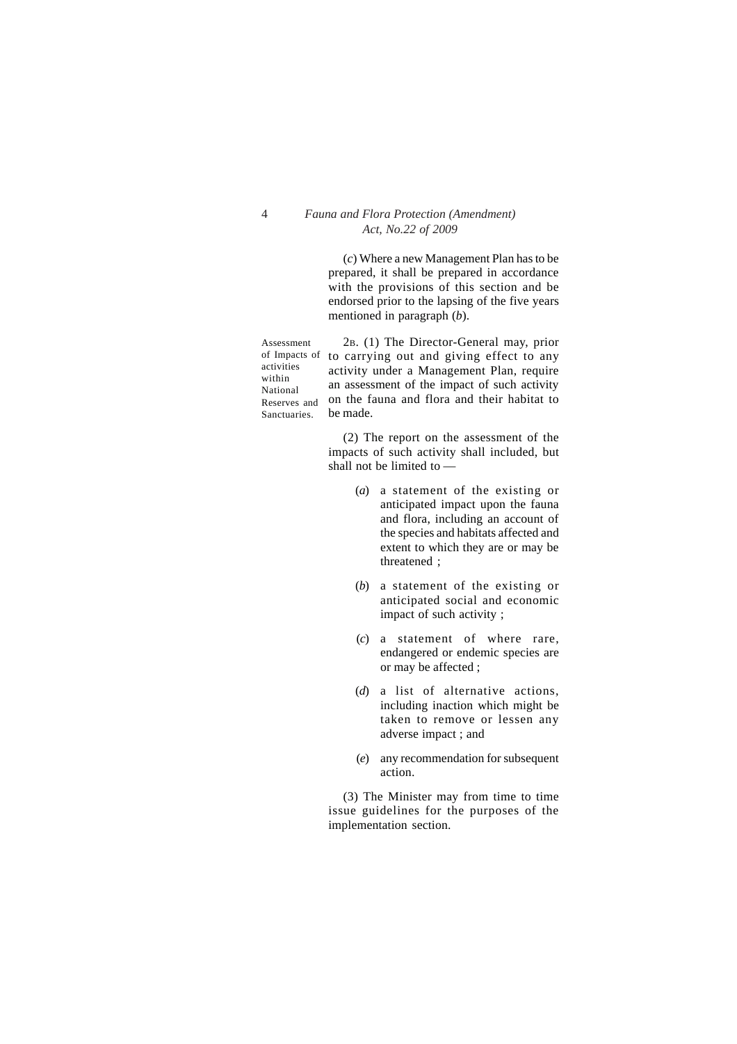(*c*) Where a new Management Plan has to be prepared, it shall be prepared in accordance with the provisions of this section and be endorsed prior to the lapsing of the five years mentioned in paragraph (*b*).

Assessment of Impacts of activities within National Reserves and Sanctuaries.

2B. (1) The Director-General may, prior to carrying out and giving effect to any activity under a Management Plan, require an assessment of the impact of such activity on the fauna and flora and their habitat to be made.

(2) The report on the assessment of the impacts of such activity shall included, but shall not be limited to —

(*a*) a statement of the existing or anticipated impact upon the fauna and flora, including an account of the species and habitats affected and extent to which they are or may be threatened ;

(*b*) a statement of the existing or anticipated social and economic impact of such activity ;

(*c*) a statement of where rare, endangered or endemic species are or may be affected ;

(*d*) a list of alternative actions, including inaction which might be taken to remove or lessen any adverse impact ; and

(*e*) any recommendation for subsequent action.

(3) The Minister may from time to time issue guidelines for the purposes of the implementation section.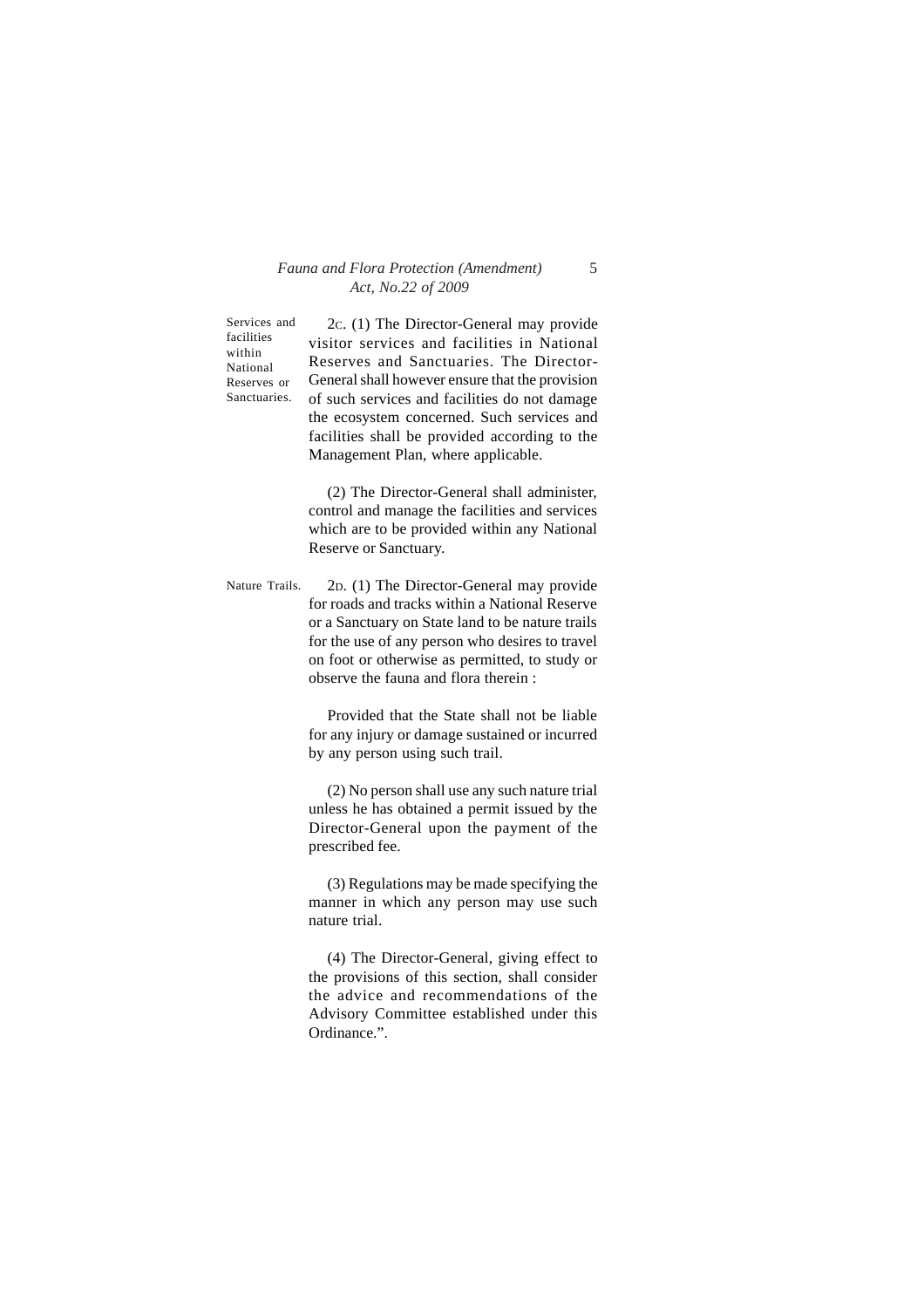Services and facilities within National Reserves or Sanctuaries.

2C. (1) The Director-General may provide visitor services and facilities in National Reserves and Sanctuaries. The Director-General shall however ensure that the provision of such services and facilities do not damage the ecosystem concerned. Such services and facilities shall be provided according to the Management Plan, where applicable.

(2) The Director-General shall administer, control and manage the facilities and services which are to be provided within any National Reserve or Sanctuary.

Nature Trails.

2D. (1) The Director-General may provide for roads and tracks within a National Reserve or a Sanctuary on State land to be nature trails for the use of any person who desires to travel on foot or otherwise as permitted, to study or observe the fauna and flora therein :

Provided that the State shall not be liable for any injury or damage sustained or incurred by any person using such trail.

(2) No person shall use any such nature trial unless he has obtained a permit issued by the Director-General upon the payment of the prescribed fee.

(3) Regulations may be made specifying the manner in which any person may use such nature trial.

(4) The Director-General, giving effect to the provisions of this section, shall consider the advice and recommendations of the Advisory Committee established under this Ordinance.".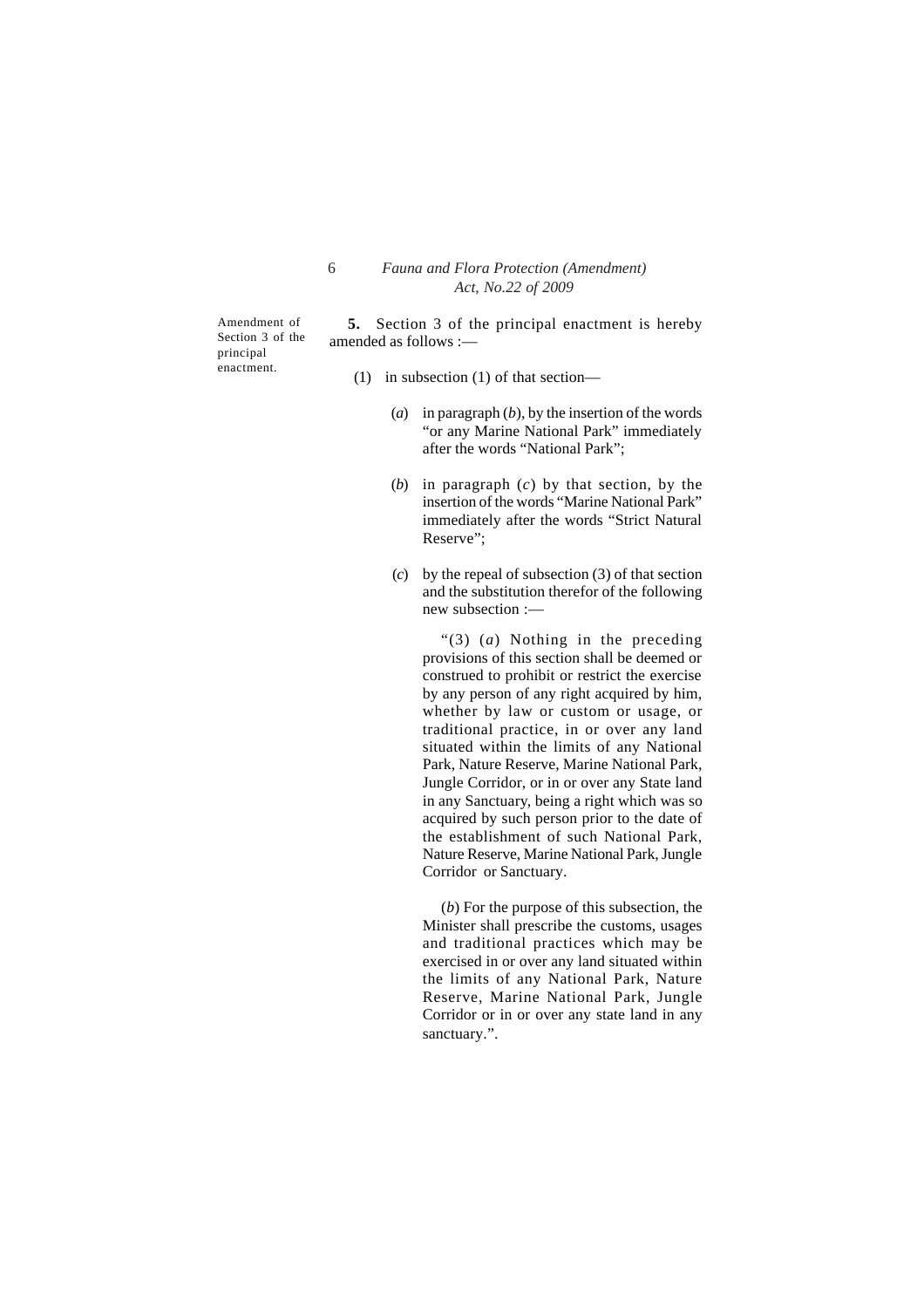Amendment of Section 3 of the principal enactment.

**5.** Section 3 of the principal enactment is hereby amended as follows :—

(1) in subsection (1) of that section—

(*a*) in paragraph (*b*), by the insertion of the words "or any Marine National Park" immediately after the words "National Park";

(*b*) in paragraph (*c*) by that section, by the insertion of the words "Marine National Park" immediately after the words "Strict Natural Reserve";

(*c*) by the repeal of subsection (3) of that section and the substitution therefor of the following new subsection :—

"(3) (*a*) Nothing in the preceding provisions of this section shall be deemed or construed to prohibit or restrict the exercise by any person of any right acquired by him, whether by law or custom or usage, or traditional practice, in or over any land situated within the limits of any National Park, Nature Reserve, Marine National Park, Jungle Corridor, or in or over any State land in any Sanctuary, being a right which was so acquired by such person prior to the date of the establishment of such National Park, Nature Reserve, Marine National Park, Jungle Corridor or Sanctuary.

(*b*) For the purpose of this subsection, the Minister shall prescribe the customs, usages and traditional practices which may be exercised in or over any land situated within the limits of any National Park, Nature Reserve, Marine National Park, Jungle Corridor or in or over any state land in any sanctuary.".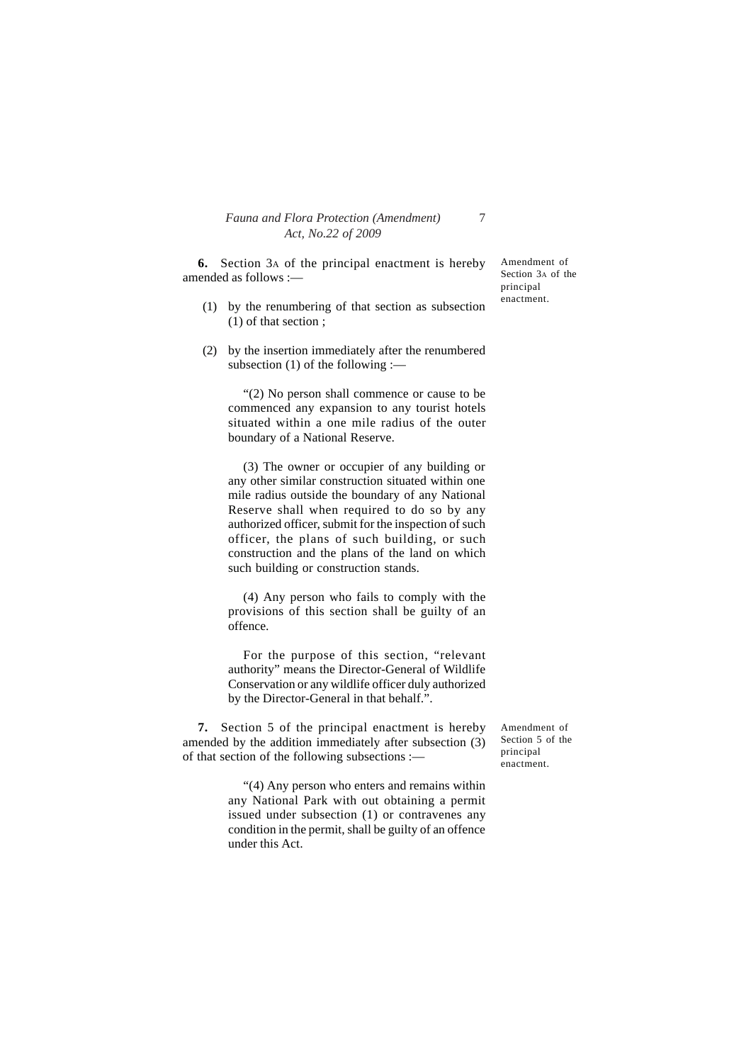**6.** Section 3A of the principal enactment is hereby amended as follows :—

Amendment of Section 3A of the principal enactment.

(1) by the renumbering of that section as subsection (1) of that section ;

(2) by the insertion immediately after the renumbered subsection (1) of the following :—

"(2) No person shall commence or cause to be commenced any expansion to any tourist hotels situated within a one mile radius of the outer boundary of a National Reserve.

(3) The owner or occupier of any building or any other similar construction situated within one mile radius outside the boundary of any National Reserve shall when required to do so by any authorized officer, submit for the inspection of such officer, the plans of such building, or such construction and the plans of the land on which such building or construction stands.

(4) Any person who fails to comply with the provisions of this section shall be guilty of an offence.

For the purpose of this section, "relevant authority" means the Director-General of Wildlife Conservation or any wildlife officer duly authorized by the Director-General in that behalf.".

**7.** Section 5 of the principal enactment is hereby amended by the addition immediately after subsection (3) of that section of the following subsections :—

Amendment of Section 5 of the principal enactment.

"(4) Any person who enters and remains within any National Park with out obtaining a permit issued under subsection (1) or contravenes any condition in the permit, shall be guilty of an offence under this Act.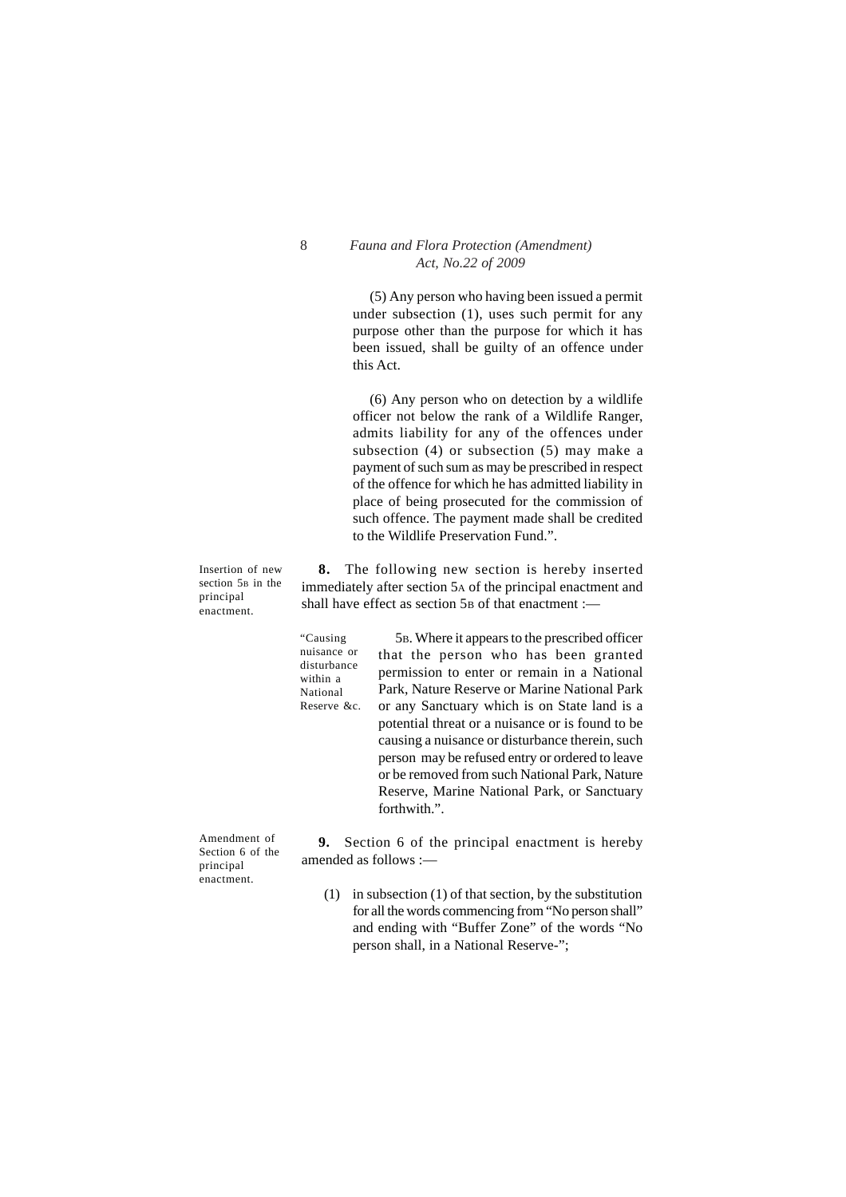(5) Any person who having been issued a permit under subsection (1), uses such permit for any purpose other than the purpose for which it has been issued, shall be guilty of an offence under this Act.

(6) Any person who on detection by a wildlife officer not below the rank of a Wildlife Ranger, admits liability for any of the offences under subsection (4) or subsection (5) may make a payment of such sum as may be prescribed in respect of the offence for which he has admitted liability in place of being prosecuted for the commission of such offence. The payment made shall be credited to the Wildlife Preservation Fund.".

Insertion of new section 5B in the principal enactment.

**8.** The following new section is hereby inserted immediately after section 5A of the principal enactment and shall have effect as section 5B of that enactment :—

"Causing nuisance or disturbance within a National Reserve &c.

5B. Where it appears to the prescribed officer that the person who has been granted permission to enter or remain in a National Park, Nature Reserve or Marine National Park or any Sanctuary which is on State land is a potential threat or a nuisance or is found to be causing a nuisance or disturbance therein, such person may be refused entry or ordered to leave or be removed from such National Park, Nature Reserve, Marine National Park, or Sanctuary forthwith.".

Amendment of Section 6 of the principal enactment.

**9.** Section 6 of the principal enactment is hereby amended as follows :—

(1) in subsection (1) of that section, by the substitution for all the words commencing from "No person shall" and ending with "Buffer Zone" of the words "No person shall, in a National Reserve-";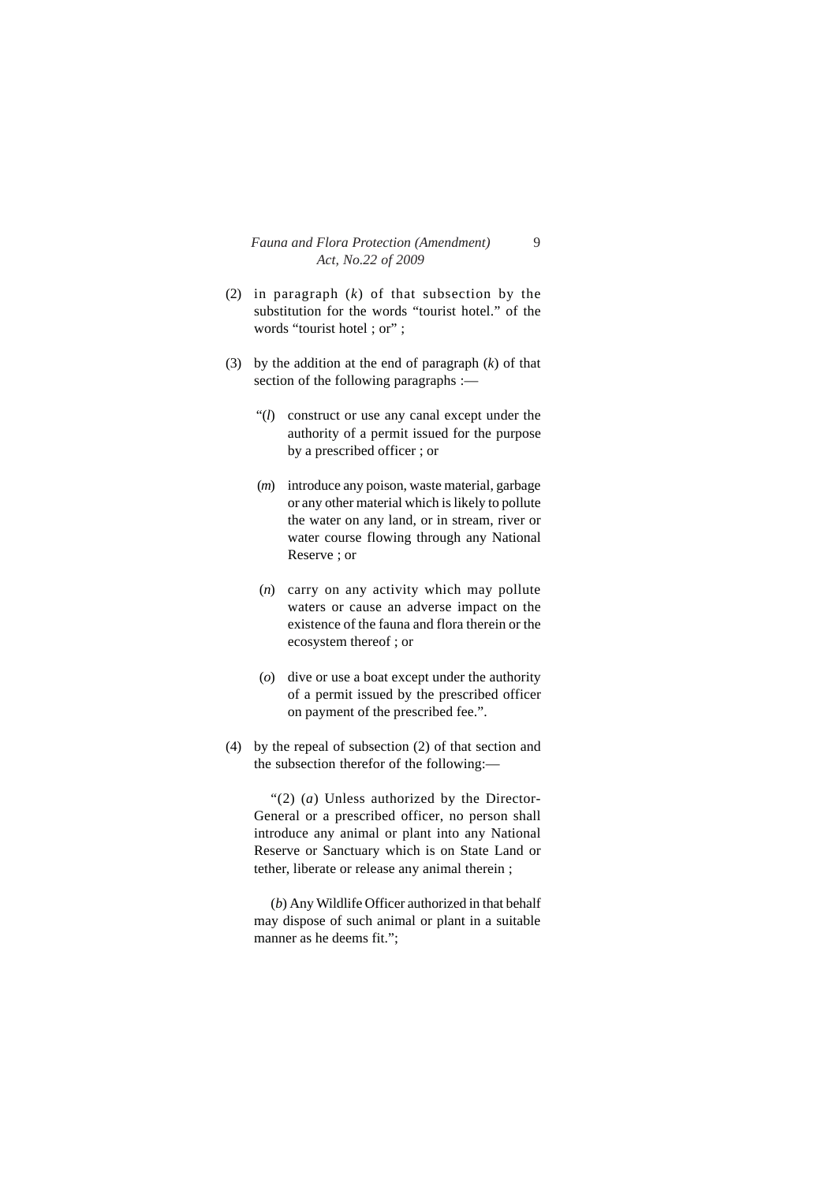(2) in paragraph (*k*) of that subsection by the substitution for the words "tourist hotel." of the words "tourist hotel ; or" ;

(3) by the addition at the end of paragraph (*k*) of that section of the following paragraphs :—

"(*l*) construct or use any canal except under the authority of a permit issued for the purpose by a prescribed officer ; or

(*m*) introduce any poison, waste material, garbage or any other material which is likely to pollute the water on any land, or in stream, river or water course flowing through any National Reserve ; or

(*n*) carry on any activity which may pollute waters or cause an adverse impact on the existence of the fauna and flora therein or the ecosystem thereof ; or

(*o*) dive or use a boat except under the authority of a permit issued by the prescribed officer on payment of the prescribed fee.".

(4) by the repeal of subsection (2) of that section and the subsection therefor of the following:—

"(2) (*a*) Unless authorized by the Director-General or a prescribed officer, no person shall introduce any animal or plant into any National Reserve or Sanctuary which is on State Land or tether, liberate or release any animal therein ;

(*b*) Any Wildlife Officer authorized in that behalf may dispose of such animal or plant in a suitable manner as he deems fit.";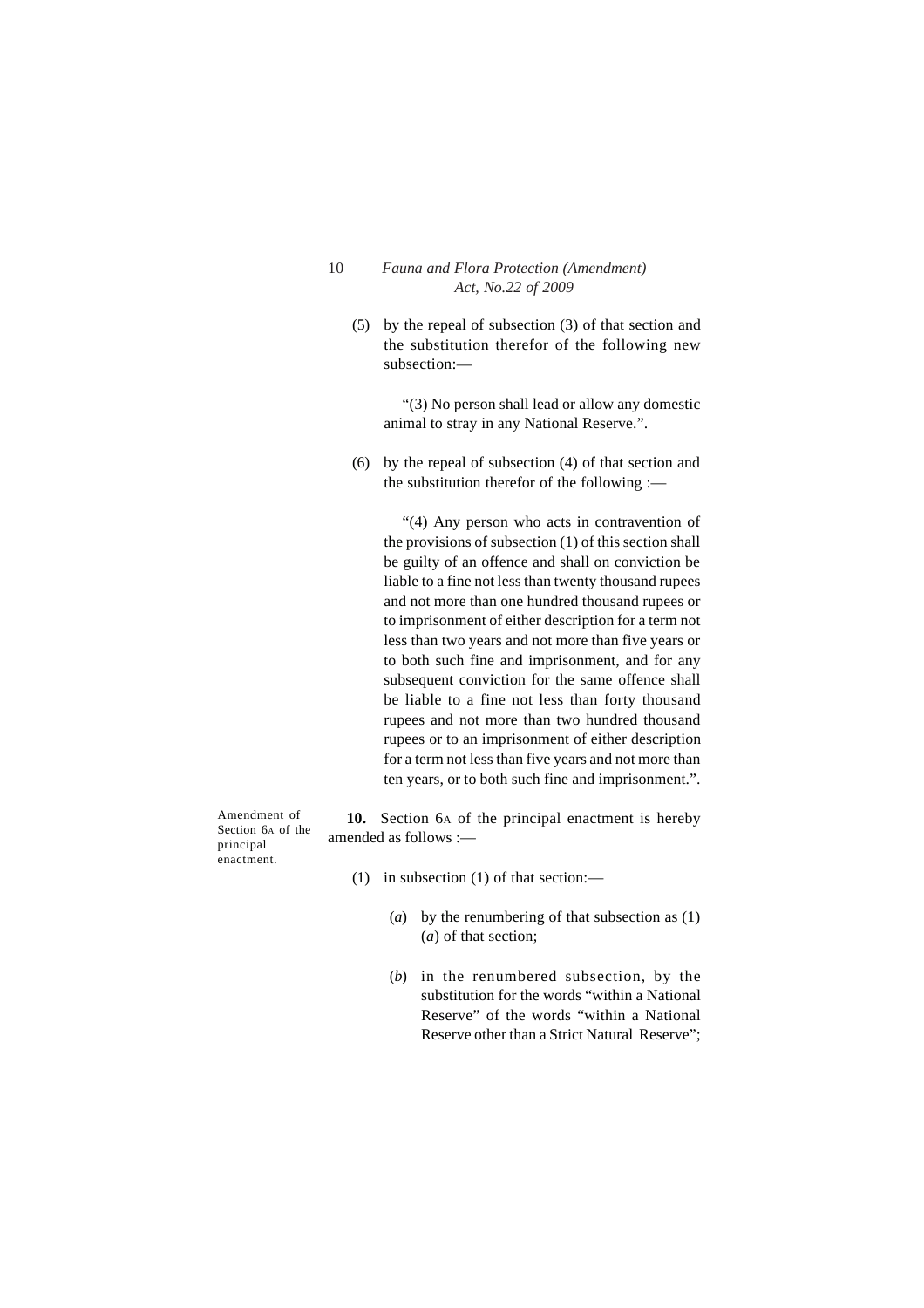(5) by the repeal of subsection (3) of that section and the substitution therefor of the following new subsection:—

"(3) No person shall lead or allow any domestic animal to stray in any National Reserve.".

(6) by the repeal of subsection (4) of that section and the substitution therefor of the following :—

"(4) Any person who acts in contravention of the provisions of subsection (1) of this section shall be guilty of an offence and shall on conviction be liable to a fine not less than twenty thousand rupees and not more than one hundred thousand rupees or to imprisonment of either description for a term not less than two years and not more than five years or to both such fine and imprisonment, and for any subsequent conviction for the same offence shall be liable to a fine not less than forty thousand rupees and not more than two hundred thousand rupees or to an imprisonment of either description for a term not less than five years and not more than ten years, or to both such fine and imprisonment.".

Amendment of Section 6A of the principal enactment.

**10.** Section 6A of the principal enactment is hereby amended as follows :—

(1) in subsection (1) of that section:—

(*a*) by the renumbering of that subsection as (1) (*a*) of that section;

(*b*) in the renumbered subsection, by the substitution for the words "within a National Reserve" of the words "within a National Reserve other than a Strict Natural Reserve";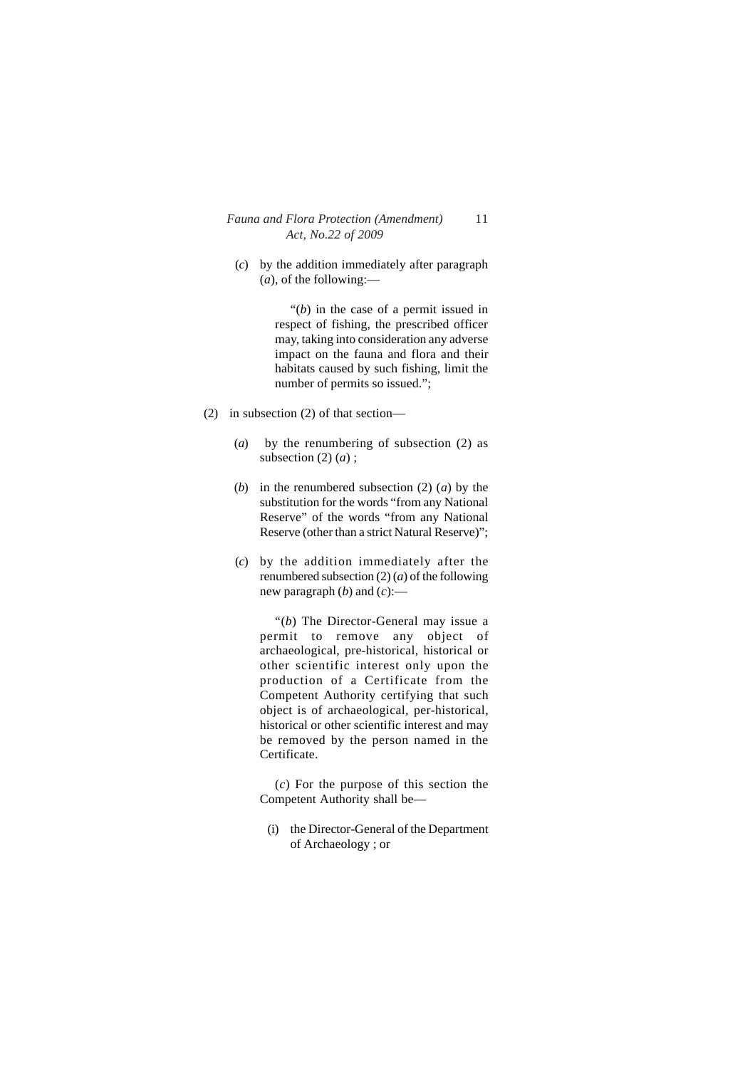(*c*) by the addition immediately after paragraph (*a*), of the following:—

> "(*b*) in the case of a permit issued in respect of fishing, the prescribed officer may, taking into consideration any adverse impact on the fauna and flora and their habitats caused by such fishing, limit the number of permits so issued.";

(2) in subsection (2) of that section—

(*a*) by the renumbering of subsection (2) as subsection (2) (*a*) ;

(*b*) in the renumbered subsection (2) (*a*) by the substitution for the words "from any National Reserve" of the words "from any National Reserve (other than a strict Natural Reserve)";

(*c*) by the addition immediately after the renumbered subsection (2) (*a*) of the following new paragraph (*b*) and (*c*):—

> "(*b*) The Director-General may issue a permit to remove any object of archaeological, pre-historical, historical or other scientific interest only upon the production of a Certificate from the Competent Authority certifying that such object is of archaeological, per-historical, historical or other scientific interest and may be removed by the person named in the Certificate.
>
> (*c*) For the purpose of this section the Competent Authority shall be—
>
> (i) the Director-General of the Department of Archaeology ; or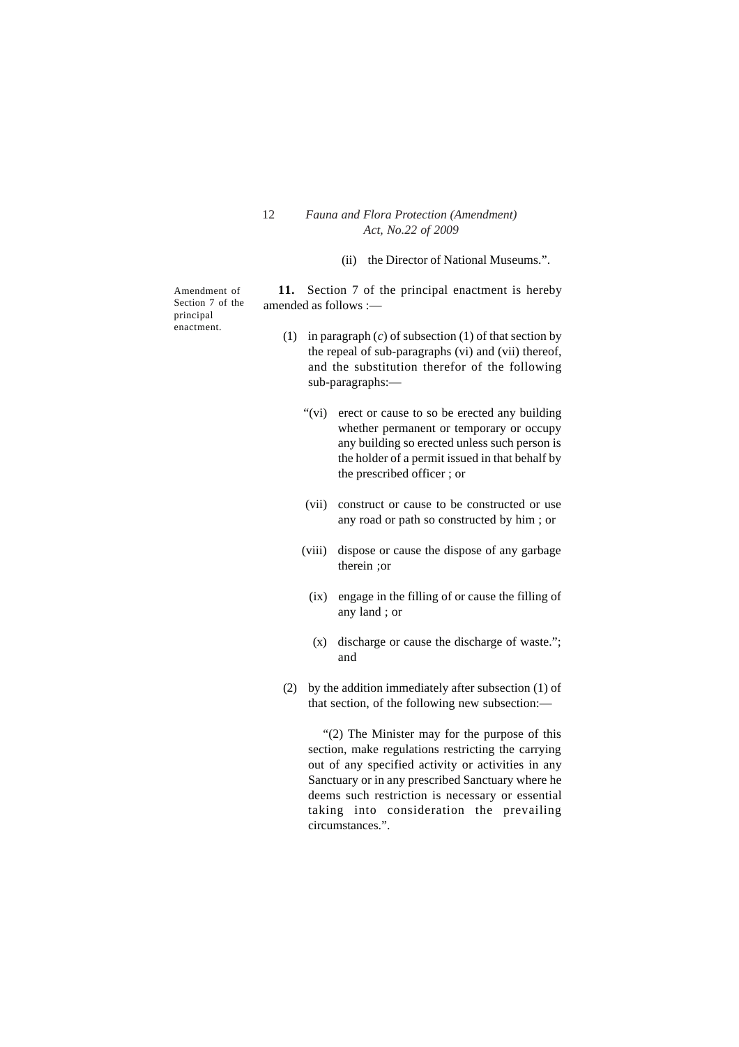(ii) the Director of National Museums.".

Amendment of Section 7 of the principal enactment.

**11.** Section 7 of the principal enactment is hereby amended as follows :—

(1) in paragraph (*c*) of subsection (1) of that section by the repeal of sub-paragraphs (vi) and (vii) thereof, and the substitution therefor of the following sub-paragraphs:—

"(vi) erect or cause to so be erected any building whether permanent or temporary or occupy any building so erected unless such person is the holder of a permit issued in that behalf by the prescribed officer ; or

(vii) construct or cause to be constructed or use any road or path so constructed by him ; or

(viii) dispose or cause the dispose of any garbage therein ;or

(ix) engage in the filling of or cause the filling of any land ; or

(x) discharge or cause the discharge of waste."; and

(2) by the addition immediately after subsection (1) of that section, of the following new subsection:—

"(2) The Minister may for the purpose of this section, make regulations restricting the carrying out of any specified activity or activities in any Sanctuary or in any prescribed Sanctuary where he deems such restriction is necessary or essential taking into consideration the prevailing circumstances.".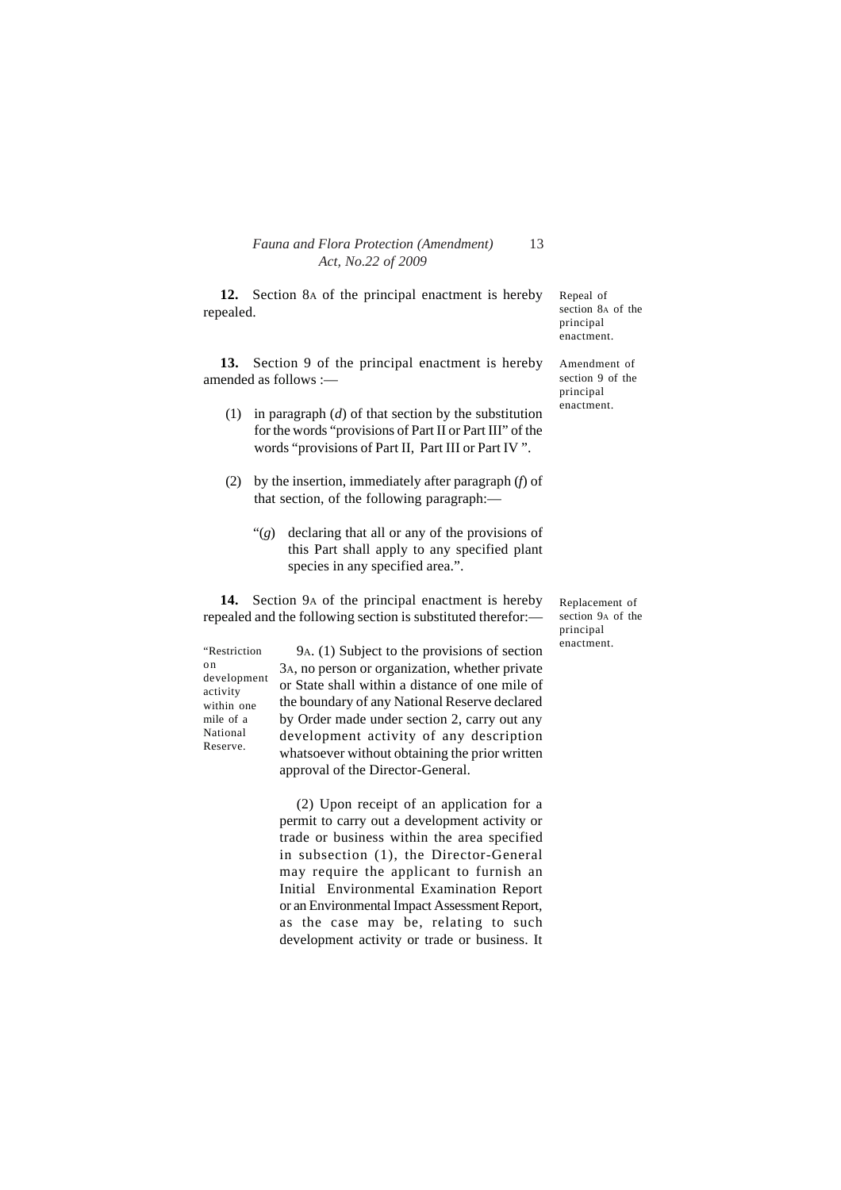**12.** Section 8A of the principal enactment is hereby repealed.

Repeal of section 8A of the principal enactment.

**13.** Section 9 of the principal enactment is hereby amended as follows :—

Amendment of section 9 of the principal enactment.

(1) in paragraph (*d*) of that section by the substitution for the words "provisions of Part II or Part III" of the words "provisions of Part II, Part III or Part IV ".

(2) by the insertion, immediately after paragraph (*f*) of that section, of the following paragraph:—

"(*g*) declaring that all or any of the provisions of this Part shall apply to any specified plant species in any specified area.".

**14.** Section 9A of the principal enactment is hereby repealed and the following section is substituted therefor:—

Replacement of section 9A of the principal enactment.

"Restriction on development activity within one mile of a National Reserve.

9A. (1) Subject to the provisions of section 3A, no person or organization, whether private or State shall within a distance of one mile of the boundary of any National Reserve declared by Order made under section 2, carry out any development activity of any description whatsoever without obtaining the prior written approval of the Director-General.

(2) Upon receipt of an application for a permit to carry out a development activity or trade or business within the area specified in subsection (1), the Director-General may require the applicant to furnish an Initial Environmental Examination Report or an Environmental Impact Assessment Report, as the case may be, relating to such development activity or trade or business. It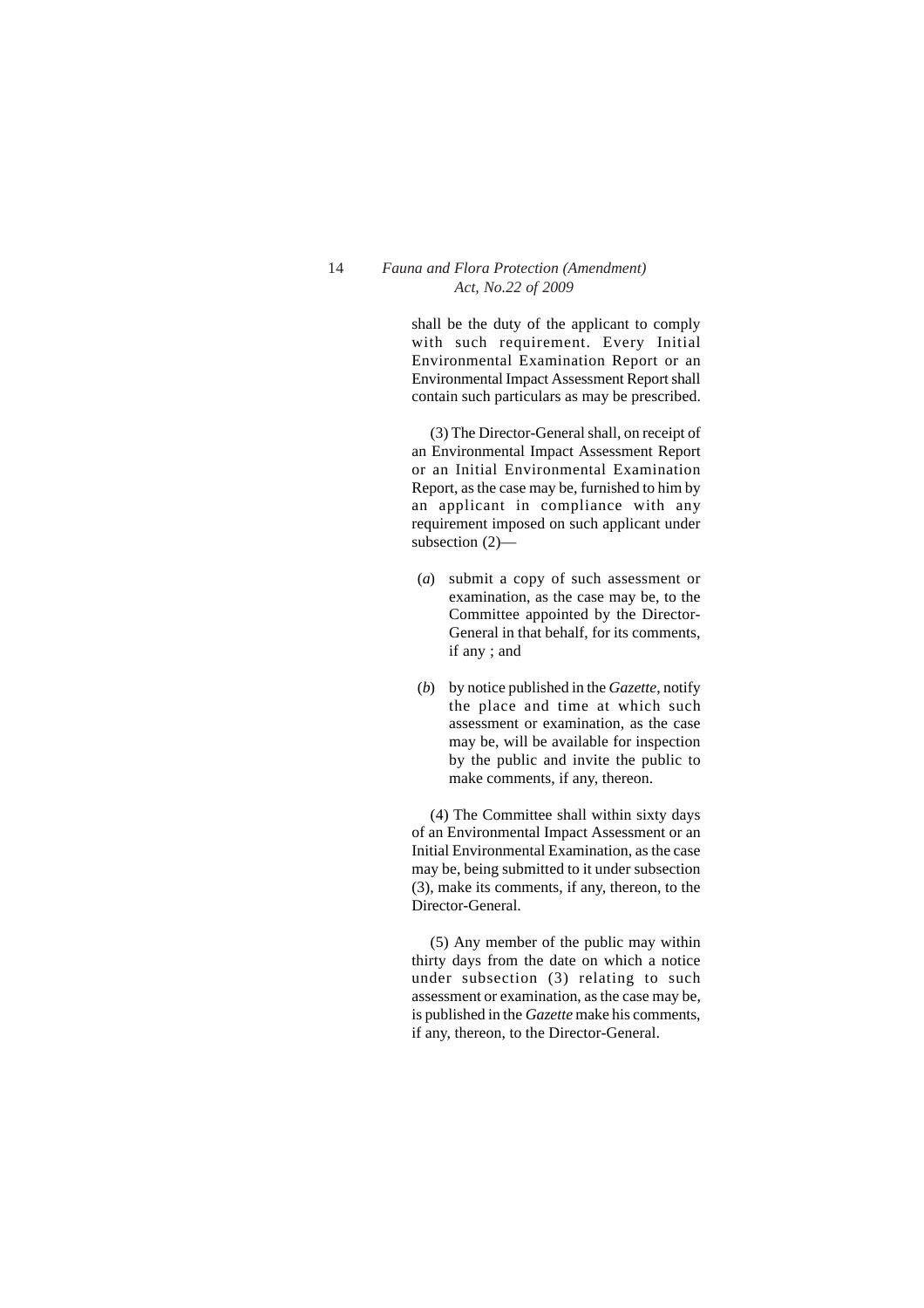shall be the duty of the applicant to comply with such requirement. Every Initial Environmental Examination Report or an Environmental Impact Assessment Report shall contain such particulars as may be prescribed.

(3) The Director-General shall, on receipt of an Environmental Impact Assessment Report or an Initial Environmental Examination Report, as the case may be, furnished to him by an applicant in compliance with any requirement imposed on such applicant under subsection (2)—

(*a*) submit a copy of such assessment or examination, as the case may be, to the Committee appointed by the Director-General in that behalf, for its comments, if any ; and

(*b*) by notice published in the *Gazette*, notify the place and time at which such assessment or examination, as the case may be, will be available for inspection by the public and invite the public to make comments, if any, thereon.

(4) The Committee shall within sixty days of an Environmental Impact Assessment or an Initial Environmental Examination, as the case may be, being submitted to it under subsection (3), make its comments, if any, thereon, to the Director-General.

(5) Any member of the public may within thirty days from the date on which a notice under subsection (3) relating to such assessment or examination, as the case may be, is published in the *Gazette* make his comments, if any, thereon, to the Director-General.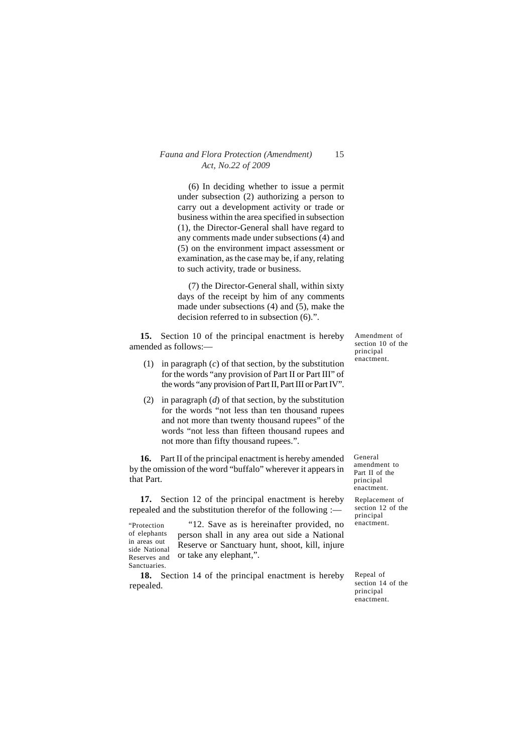(6) In deciding whether to issue a permit under subsection (2) authorizing a person to carry out a development activity or trade or business within the area specified in subsection (1), the Director-General shall have regard to any comments made under subsections (4) and (5) on the environment impact assessment or examination, as the case may be, if any, relating to such activity, trade or business.

(7) the Director-General shall, within sixty days of the receipt by him of any comments made under subsections (4) and (5), make the decision referred to in subsection (6).".

Amendment of section 10 of the principal enactment.

**15.** Section 10 of the principal enactment is hereby amended as follows:—

(1) in paragraph (*c*) of that section, by the substitution for the words "any provision of Part II or Part III" of the words "any provision of Part II, Part III or Part IV".

(2) in paragraph (*d*) of that section, by the substitution for the words "not less than ten thousand rupees and not more than twenty thousand rupees" of the words "not less than fifteen thousand rupees and not more than fifty thousand rupees.".

General amendment to Part II of the principal enactment.

**16.** Part II of the principal enactment is hereby amended by the omission of the word "buffalo" wherever it appears in that Part.

Replacement of section 12 of the principal enactment.

**17.** Section 12 of the principal enactment is hereby repealed and the substitution therefor of the following :—

"Protection of elephants in areas out side National Reserves and Sanctuaries.

"12. Save as is hereinafter provided, no person shall in any area out side a National Reserve or Sanctuary hunt, shoot, kill, injure or take any elephant,".

Repeal of section 14 of the principal enactment.

**18.** Section 14 of the principal enactment is hereby repealed.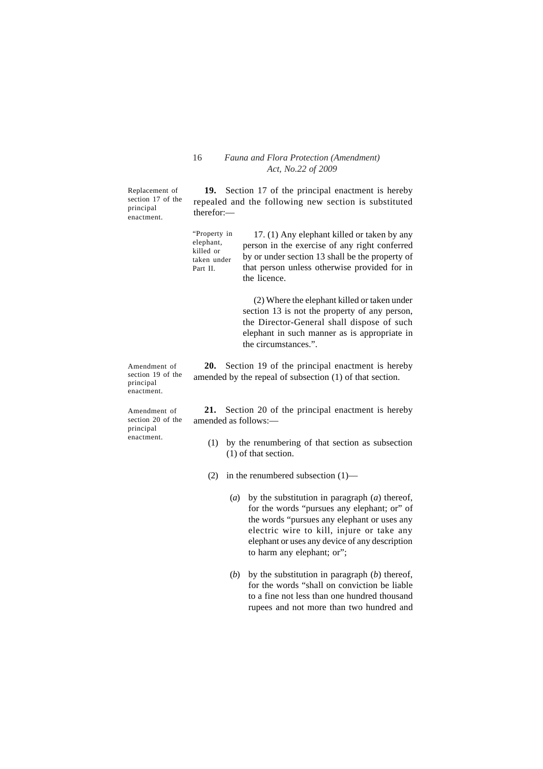Replacement of section 17 of the principal enactment.

**19.** Section 17 of the principal enactment is hereby repealed and the following new section is substituted therefor:—

"Property in elephant, killed or taken under Part II.

17. (1) Any elephant killed or taken by any person in the exercise of any right conferred by or under section 13 shall be the property of that person unless otherwise provided for in the licence.

(2) Where the elephant killed or taken under section 13 is not the property of any person, the Director-General shall dispose of such elephant in such manner as is appropriate in the circumstances.".

Amendment of section 19 of the principal enactment.

**20.** Section 19 of the principal enactment is hereby amended by the repeal of subsection (1) of that section.

Amendment of section 20 of the principal enactment.

**21.** Section 20 of the principal enactment is hereby amended as follows:—

(1) by the renumbering of that section as subsection (1) of that section.

(2) in the renumbered subsection (1)—

(*a*) by the substitution in paragraph (*a*) thereof, for the words "pursues any elephant; or" of the words "pursues any elephant or uses any electric wire to kill, injure or take any elephant or uses any device of any description to harm any elephant; or";

(*b*) by the substitution in paragraph (*b*) thereof, for the words "shall on conviction be liable to a fine not less than one hundred thousand rupees and not more than two hundred and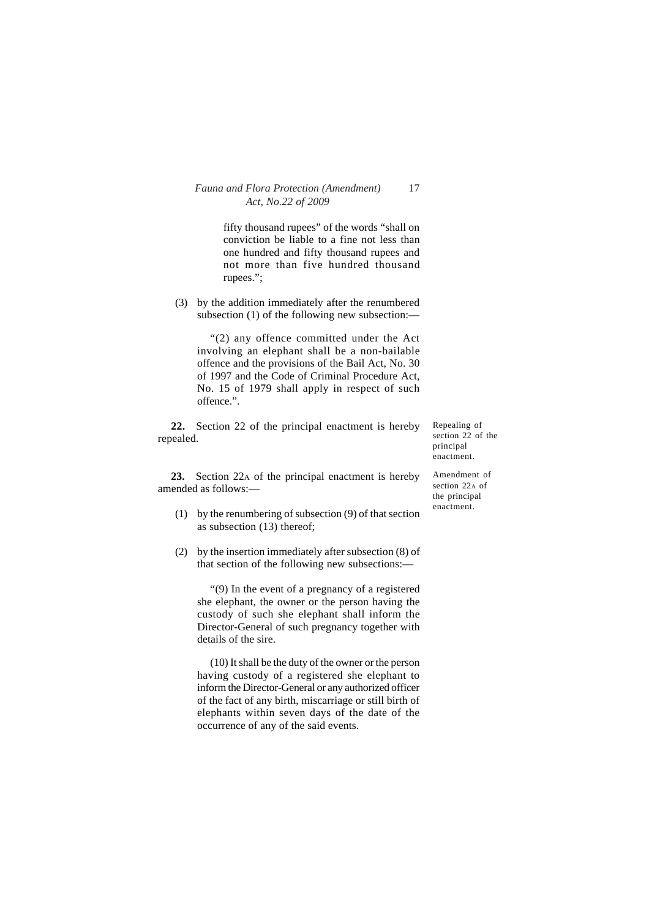fifty thousand rupees" of the words "shall on conviction be liable to a fine not less than one hundred and fifty thousand rupees and not more than five hundred thousand rupees.";

(3) by the addition immediately after the renumbered subsection (1) of the following new subsection:—

"(2) any offence committed under the Act involving an elephant shall be a non-bailable offence and the provisions of the Bail Act, No. 30 of 1997 and the Code of Criminal Procedure Act, No. 15 of 1979 shall apply in respect of such offence.".

*Repealing of section 22 of the principal enactment.*

**22.** Section 22 of the principal enactment is hereby repealed.

*Amendment of section 22A of the principal enactment.*

**23.** Section 22A of the principal enactment is hereby amended as follows:—

(1) by the renumbering of subsection (9) of that section as subsection (13) thereof;

(2) by the insertion immediately after subsection (8) of that section of the following new subsections:—

"(9) In the event of a pregnancy of a registered she elephant, the owner or the person having the custody of such she elephant shall inform the Director-General of such pregnancy together with details of the sire.

(10) It shall be the duty of the owner or the person having custody of a registered she elephant to inform the Director-General or any authorized officer of the fact of any birth, miscarriage or still birth of elephants within seven days of the date of the occurrence of any of the said events.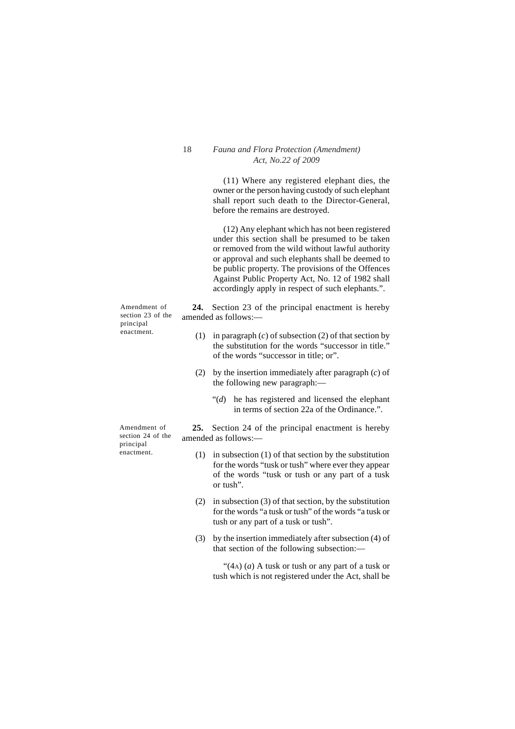(11) Where any registered elephant dies, the owner or the person having custody of such elephant shall report such death to the Director-General, before the remains are destroyed.

(12) Any elephant which has not been registered under this section shall be presumed to be taken or removed from the wild without lawful authority or approval and such elephants shall be deemed to be public property. The provisions of the Offences Against Public Property Act, No. 12 of 1982 shall accordingly apply in respect of such elephants.".

Amendment of section 23 of the principal enactment.

**24.** Section 23 of the principal enactment is hereby amended as follows:—

(1) in paragraph (*c*) of subsection (2) of that section by the substitution for the words "successor in title." of the words "successor in title; or".

(2) by the insertion immediately after paragraph (*c*) of the following new paragraph:—

"(*d*) he has registered and licensed the elephant in terms of section 22a of the Ordinance.".

Amendment of section 24 of the principal enactment.

**25.** Section 24 of the principal enactment is hereby amended as follows:—

(1) in subsection (1) of that section by the substitution for the words "tusk or tush" where ever they appear of the words "tusk or tush or any part of a tusk or tush".

(2) in subsection (3) of that section, by the substitution for the words "a tusk or tush" of the words "a tusk or tush or any part of a tusk or tush".

(3) by the insertion immediately after subsection (4) of that section of the following subsection:—

"(4A) (*a*) A tusk or tush or any part of a tusk or tush which is not registered under the Act, shall be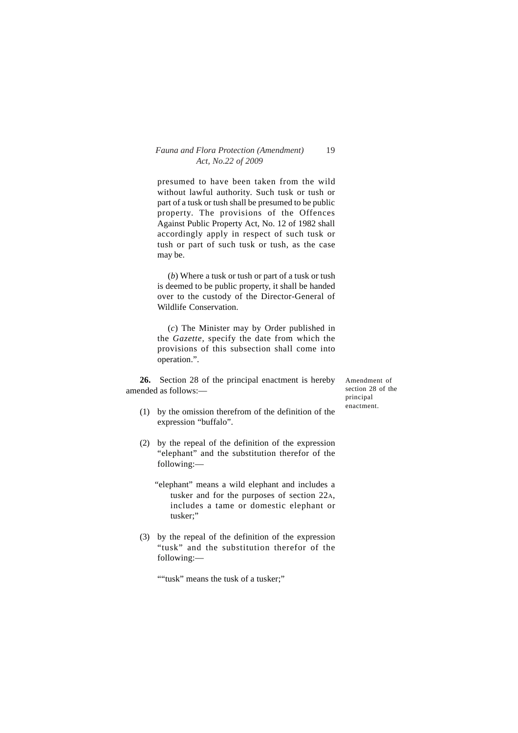presumed to have been taken from the wild without lawful authority. Such tusk or tush or part of a tusk or tush shall be presumed to be public property. The provisions of the Offences Against Public Property Act, No. 12 of 1982 shall accordingly apply in respect of such tusk or tush or part of such tusk or tush, as the case may be.

(*b*) Where a tusk or tush or part of a tusk or tush is deemed to be public property, it shall be handed over to the custody of the Director-General of Wildlife Conservation.

(*c*) The Minister may by Order published in the *Gazette*, specify the date from which the provisions of this subsection shall come into operation.".

Amendment of section 28 of the principal enactment.

**26.** Section 28 of the principal enactment is hereby amended as follows:—

(1) by the omission therefrom of the definition of the expression "buffalo".

(2) by the repeal of the definition of the expression "elephant" and the substitution therefor of the following:—

"elephant" means a wild elephant and includes a tusker and for the purposes of section 22A, includes a tame or domestic elephant or tusker;"

(3) by the repeal of the definition of the expression "tusk" and the substitution therefor of the following:—

""tusk" means the tusk of a tusker;"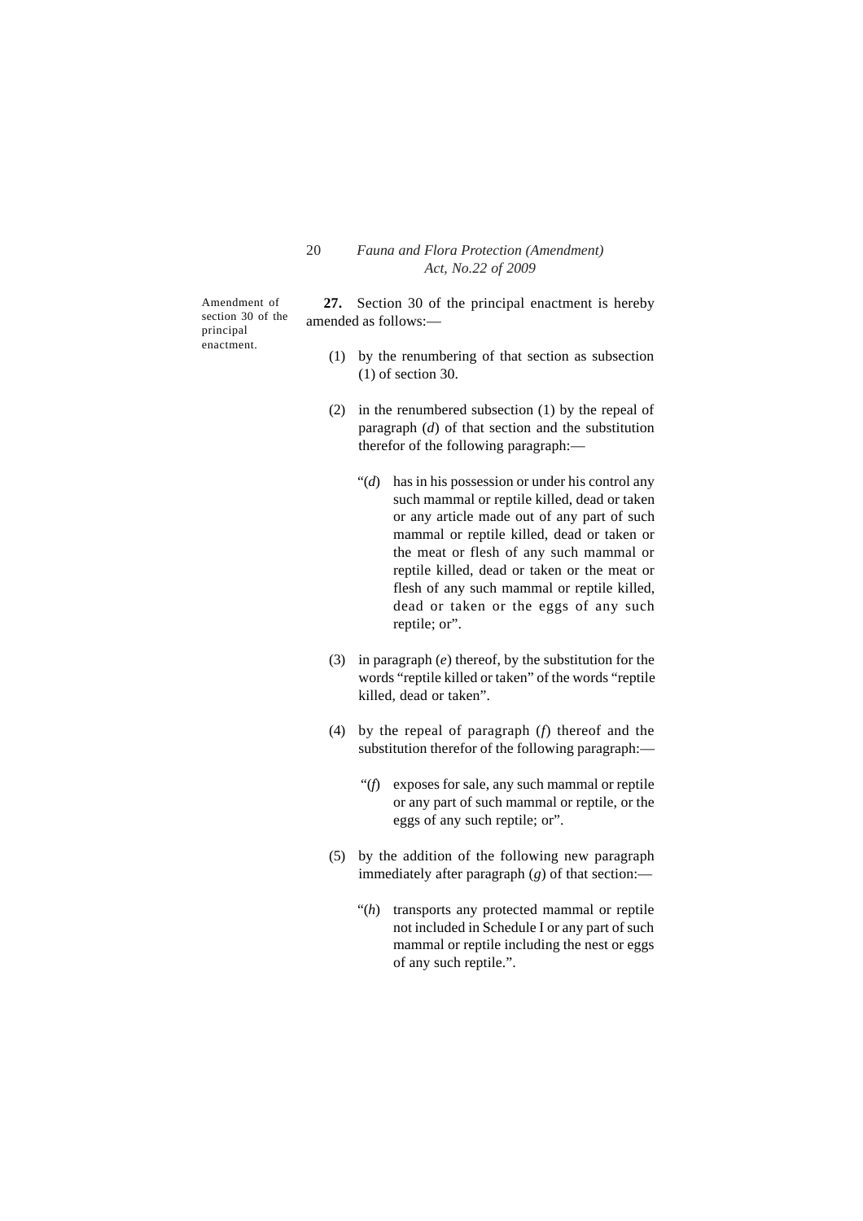Amendment of section 30 of the principal enactment.

**27.** Section 30 of the principal enactment is hereby amended as follows:—

(1) by the renumbering of that section as subsection (1) of section 30.

(2) in the renumbered subsection (1) by the repeal of paragraph (*d*) of that section and the substitution therefor of the following paragraph:—

> "(*d*) has in his possession or under his control any such mammal or reptile killed, dead or taken or any article made out of any part of such mammal or reptile killed, dead or taken or the meat or flesh of any such mammal or reptile killed, dead or taken or the meat or flesh of any such mammal or reptile killed, dead or taken or the eggs of any such reptile; or".

(3) in paragraph (*e*) thereof, by the substitution for the words "reptile killed or taken" of the words "reptile killed, dead or taken".

(4) by the repeal of paragraph (*f*) thereof and the substitution therefor of the following paragraph:—

> "(*f*) exposes for sale, any such mammal or reptile or any part of such mammal or reptile, or the eggs of any such reptile; or".

(5) by the addition of the following new paragraph immediately after paragraph (*g*) of that section:—

> "(*h*) transports any protected mammal or reptile not included in Schedule I or any part of such mammal or reptile including the nest or eggs of any such reptile.".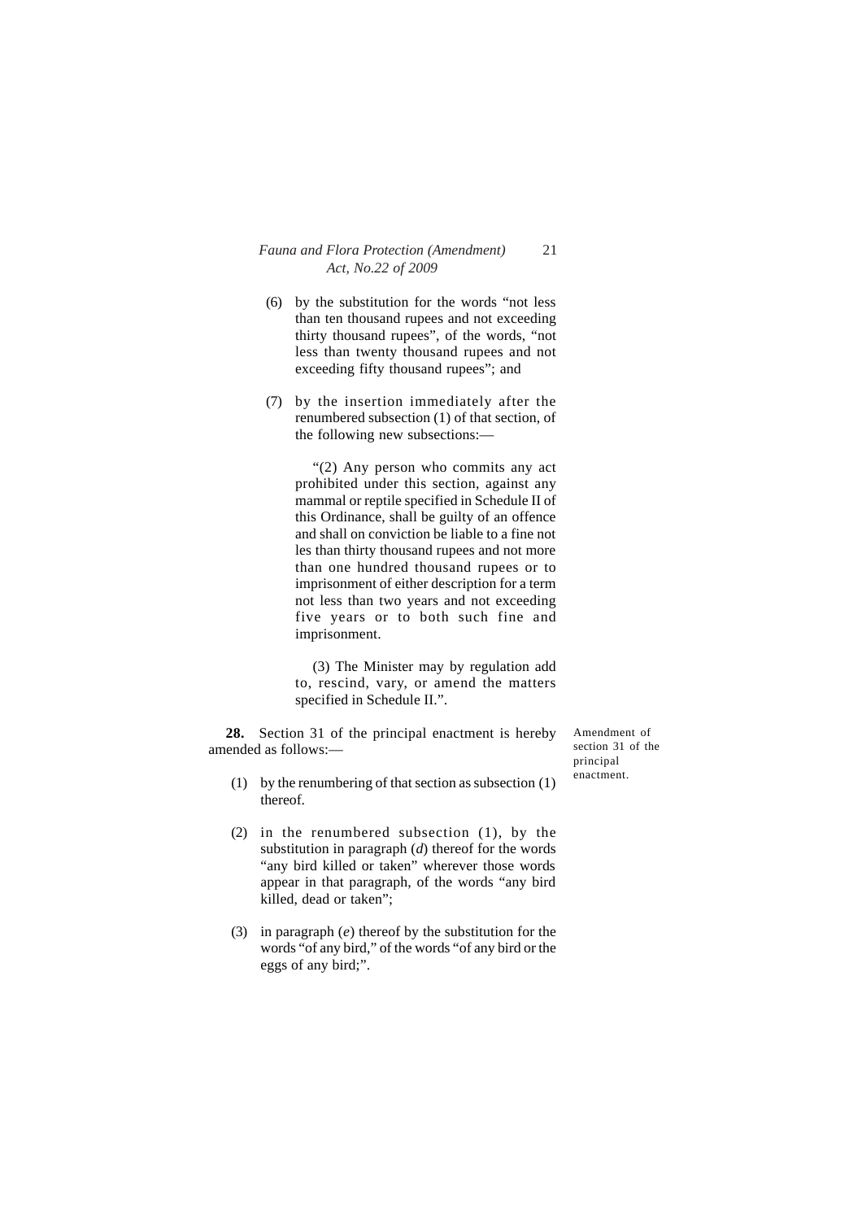(6) by the substitution for the words "not less than ten thousand rupees and not exceeding thirty thousand rupees", of the words, "not less than twenty thousand rupees and not exceeding fifty thousand rupees"; and

(7) by the insertion immediately after the renumbered subsection (1) of that section, of the following new subsections:—

"(2) Any person who commits any act prohibited under this section, against any mammal or reptile specified in Schedule II of this Ordinance, shall be guilty of an offence and shall on conviction be liable to a fine not les than thirty thousand rupees and not more than one hundred thousand rupees or to imprisonment of either description for a term not less than two years and not exceeding five years or to both such fine and imprisonment.

(3) The Minister may by regulation add to, rescind, vary, or amend the matters specified in Schedule II.".

Amendment of section 31 of the principal enactment.

**28.** Section 31 of the principal enactment is hereby amended as follows:—

(1) by the renumbering of that section as subsection (1) thereof.

(2) in the renumbered subsection (1), by the substitution in paragraph (*d*) thereof for the words "any bird killed or taken" wherever those words appear in that paragraph, of the words "any bird killed, dead or taken";

(3) in paragraph (*e*) thereof by the substitution for the words "of any bird," of the words "of any bird or the eggs of any bird;".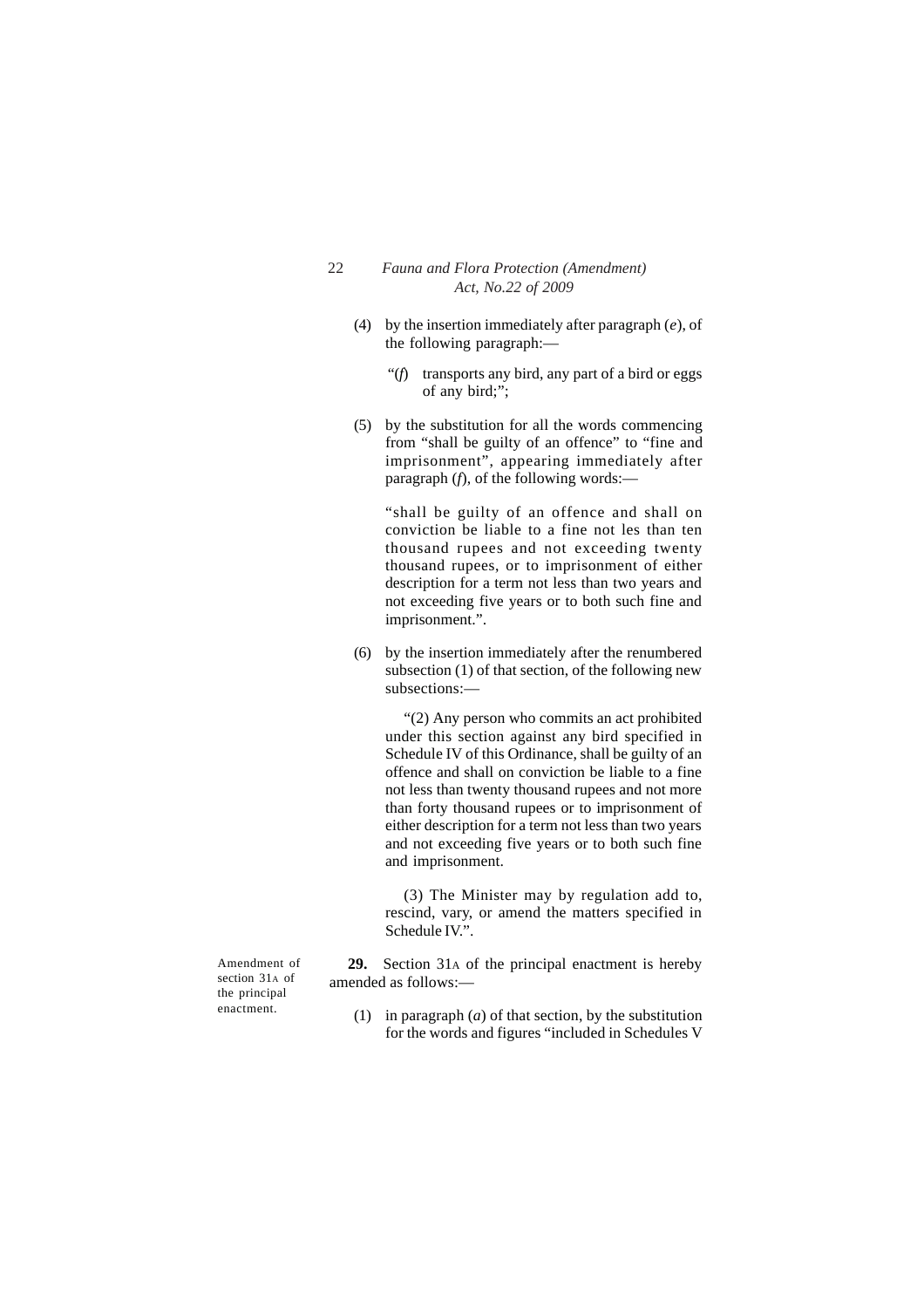(4) by the insertion immediately after paragraph (*e*), of the following paragraph:—

"(*f*) transports any bird, any part of a bird or eggs of any bird;";

(5) by the substitution for all the words commencing from "shall be guilty of an offence" to "fine and imprisonment", appearing immediately after paragraph (*f*), of the following words:—

"shall be guilty of an offence and shall on conviction be liable to a fine not les than ten thousand rupees and not exceeding twenty thousand rupees, or to imprisonment of either description for a term not less than two years and not exceeding five years or to both such fine and imprisonment.".

(6) by the insertion immediately after the renumbered subsection (1) of that section, of the following new subsections:—

"(2) Any person who commits an act prohibited under this section against any bird specified in Schedule IV of this Ordinance, shall be guilty of an offence and shall on conviction be liable to a fine not less than twenty thousand rupees and not more than forty thousand rupees or to imprisonment of either description for a term not less than two years and not exceeding five years or to both such fine and imprisonment.

(3) The Minister may by regulation add to, rescind, vary, or amend the matters specified in Schedule IV.".

Amendment of section 31A of the principal enactment.

**29.** Section 31A of the principal enactment is hereby amended as follows:—

(1) in paragraph (*a*) of that section, by the substitution for the words and figures "included in Schedules V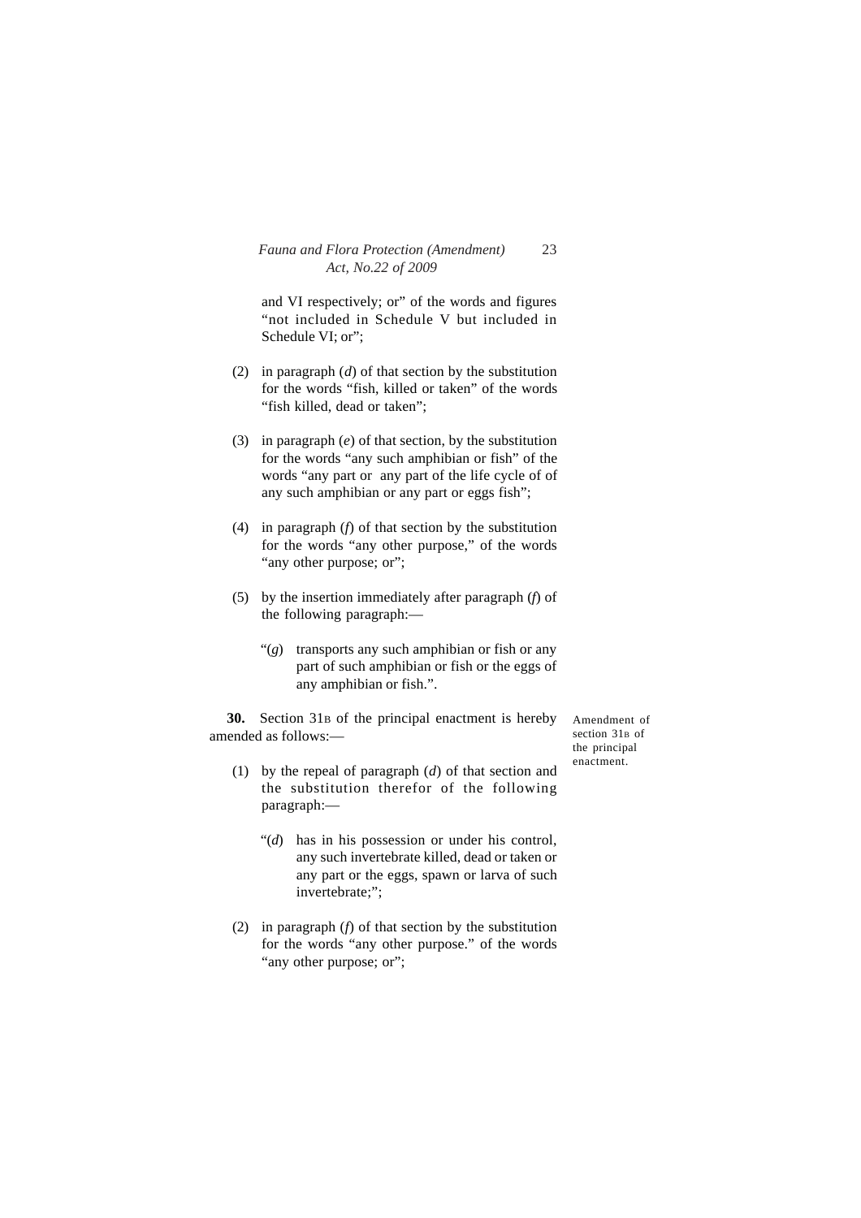and VI respectively; or" of the words and figures "not included in Schedule V but included in Schedule VI; or";

(2) in paragraph (*d*) of that section by the substitution for the words "fish, killed or taken" of the words "fish killed, dead or taken";

(3) in paragraph (*e*) of that section, by the substitution for the words "any such amphibian or fish" of the words "any part or any part of the life cycle of of any such amphibian or any part or eggs fish";

(4) in paragraph (*f*) of that section by the substitution for the words "any other purpose," of the words "any other purpose; or";

(5) by the insertion immediately after paragraph (*f*) of the following paragraph:—

"(*g*) transports any such amphibian or fish or any part of such amphibian or fish or the eggs of any amphibian or fish.".

Amendment of section 31B of the principal enactment.

**30.** Section 31B of the principal enactment is hereby amended as follows:—

(1) by the repeal of paragraph (*d*) of that section and the substitution therefor of the following paragraph:—

"(*d*) has in his possession or under his control, any such invertebrate killed, dead or taken or any part or the eggs, spawn or larva of such invertebrate;";

(2) in paragraph (*f*) of that section by the substitution for the words "any other purpose." of the words "any other purpose; or";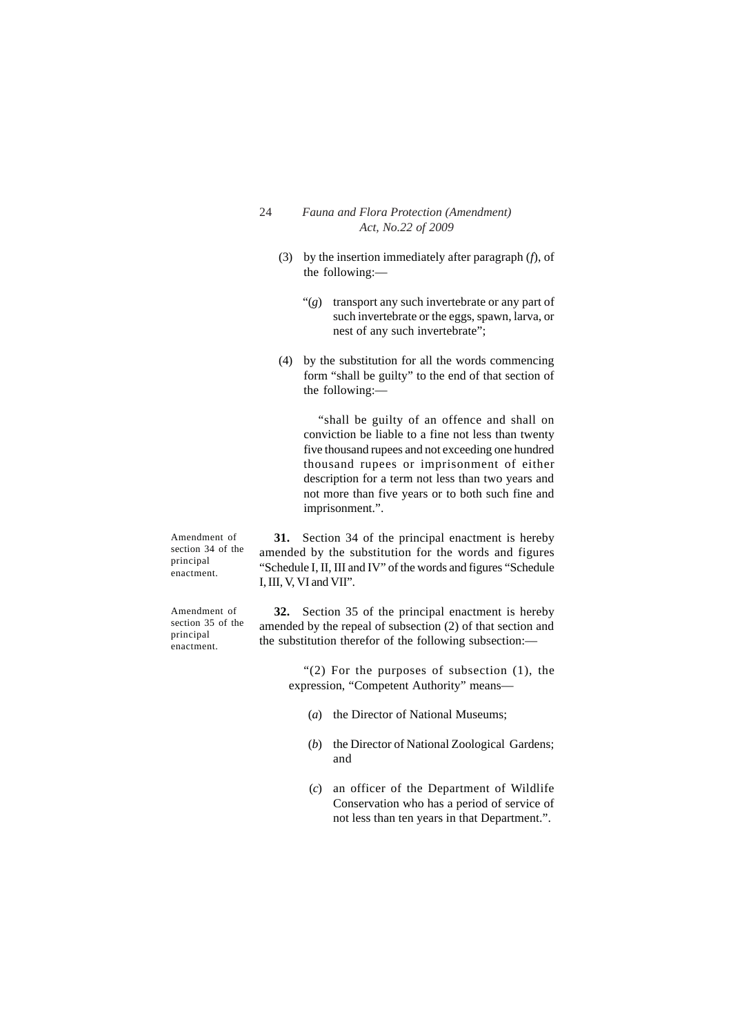(3) by the insertion immediately after paragraph (*f*), of the following:—

"(*g*) transport any such invertebrate or any part of such invertebrate or the eggs, spawn, larva, or nest of any such invertebrate";

(4) by the substitution for all the words commencing form "shall be guilty" to the end of that section of the following:—

"shall be guilty of an offence and shall on conviction be liable to a fine not less than twenty five thousand rupees and not exceeding one hundred thousand rupees or imprisonment of either description for a term not less than two years and not more than five years or to both such fine and imprisonment.".

Amendment of section 34 of the principal enactment.

**31.** Section 34 of the principal enactment is hereby amended by the substitution for the words and figures "Schedule I, II, III and IV" of the words and figures "Schedule I, III, V, VI and VII".

Amendment of section 35 of the principal enactment.

**32.** Section 35 of the principal enactment is hereby amended by the repeal of subsection (2) of that section and the substitution therefor of the following subsection:—

"(2) For the purposes of subsection (1), the expression, "Competent Authority" means—

(*a*) the Director of National Museums;

(*b*) the Director of National Zoological Gardens; and

(*c*) an officer of the Department of Wildlife Conservation who has a period of service of not less than ten years in that Department.".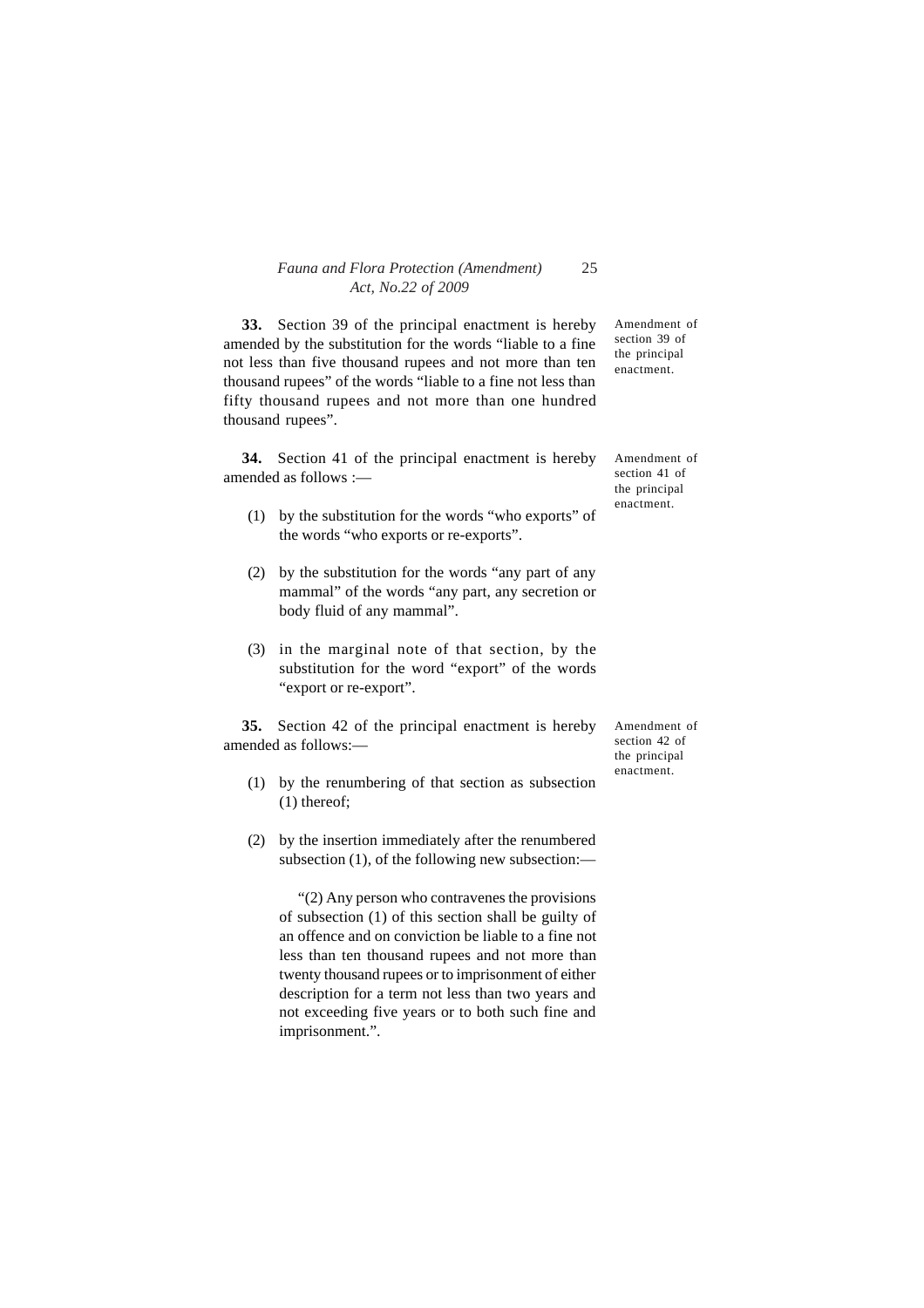**33.** Section 39 of the principal enactment is hereby amended by the substitution for the words "liable to a fine not less than five thousand rupees and not more than ten thousand rupees" of the words "liable to a fine not less than fifty thousand rupees and not more than one hundred thousand rupees".

Amendment of section 39 of the principal enactment.

**34.** Section 41 of the principal enactment is hereby amended as follows :—

Amendment of section 41 of the principal enactment.

(1) by the substitution for the words "who exports" of the words "who exports or re-exports".

(2) by the substitution for the words "any part of any mammal" of the words "any part, any secretion or body fluid of any mammal".

(3) in the marginal note of that section, by the substitution for the word "export" of the words "export or re-export".

**35.** Section 42 of the principal enactment is hereby amended as follows:—

Amendment of section 42 of the principal enactment.

(1) by the renumbering of that section as subsection (1) thereof;

(2) by the insertion immediately after the renumbered subsection (1), of the following new subsection:—

"(2) Any person who contravenes the provisions of subsection (1) of this section shall be guilty of an offence and on conviction be liable to a fine not less than ten thousand rupees and not more than twenty thousand rupees or to imprisonment of either description for a term not less than two years and not exceeding five years or to both such fine and imprisonment.".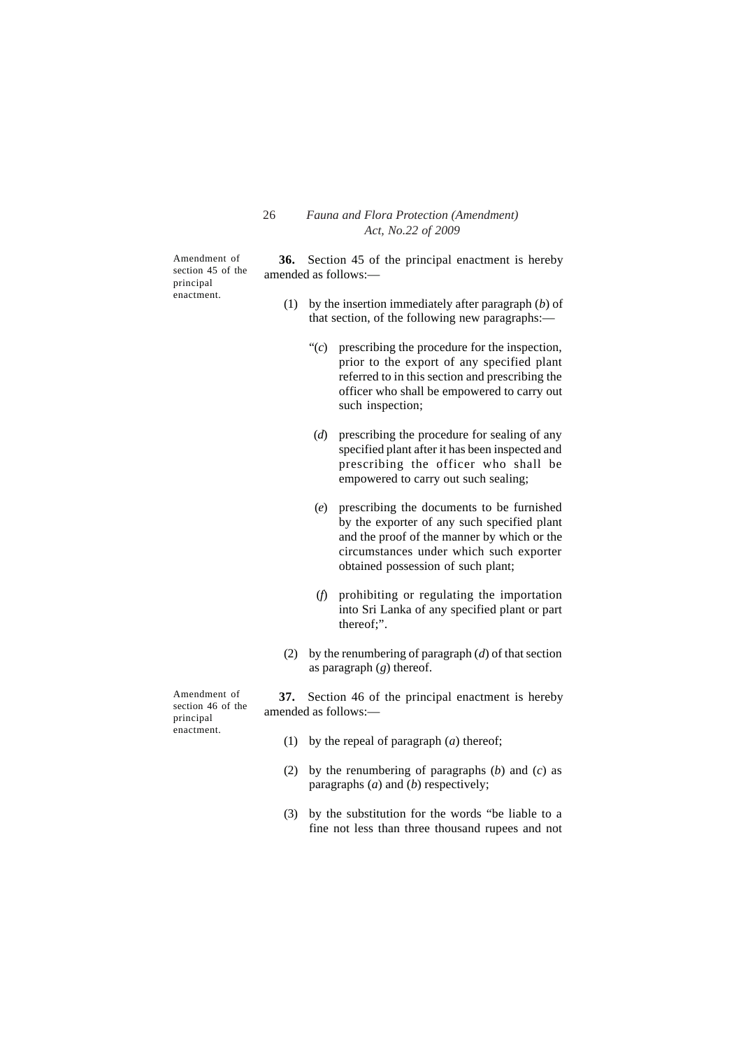Amendment of section 45 of the principal enactment.

**36.** Section 45 of the principal enactment is hereby amended as follows:—

(1) by the insertion immediately after paragraph (*b*) of that section, of the following new paragraphs:—

"(*c*) prescribing the procedure for the inspection, prior to the export of any specified plant referred to in this section and prescribing the officer who shall be empowered to carry out such inspection;

(*d*) prescribing the procedure for sealing of any specified plant after it has been inspected and prescribing the officer who shall be empowered to carry out such sealing;

(*e*) prescribing the documents to be furnished by the exporter of any such specified plant and the proof of the manner by which or the circumstances under which such exporter obtained possession of such plant;

(*f*) prohibiting or regulating the importation into Sri Lanka of any specified plant or part thereof;".

(2) by the renumbering of paragraph (*d*) of that section as paragraph (*g*) thereof.

Amendment of section 46 of the principal enactment.

**37.** Section 46 of the principal enactment is hereby amended as follows:—

(1) by the repeal of paragraph (*a*) thereof;

(2) by the renumbering of paragraphs (*b*) and (*c*) as paragraphs (*a*) and (*b*) respectively;

(3) by the substitution for the words "be liable to a fine not less than three thousand rupees and not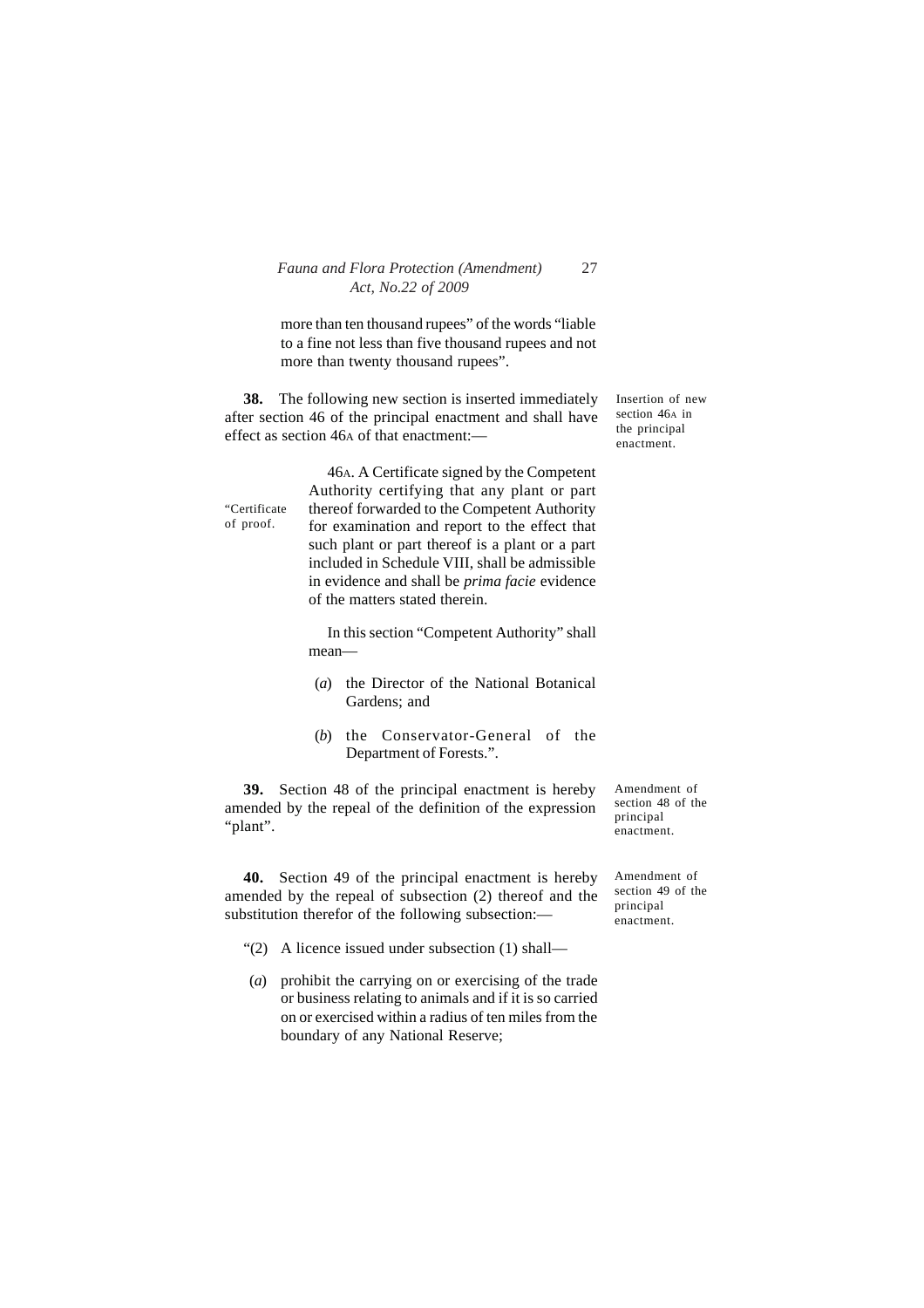more than ten thousand rupees" of the words "liable to a fine not less than five thousand rupees and not more than twenty thousand rupees".

Insertion of new section 46A in the principal enactment.

**38.** The following new section is inserted immediately after section 46 of the principal enactment and shall have effect as section 46A of that enactment:—

"Certificate of proof.

46A. A Certificate signed by the Competent Authority certifying that any plant or part thereof forwarded to the Competent Authority for examination and report to the effect that such plant or part thereof is a plant or a part included in Schedule VIII, shall be admissible in evidence and shall be *prima facie* evidence of the matters stated therein.

In this section "Competent Authority" shall mean—

(*a*) the Director of the National Botanical Gardens; and

(*b*) the Conservator-General of the Department of Forests.".

Amendment of section 48 of the principal enactment.

**39.** Section 48 of the principal enactment is hereby amended by the repeal of the definition of the expression "plant".

Amendment of section 49 of the principal enactment.

**40.** Section 49 of the principal enactment is hereby amended by the repeal of subsection (2) thereof and the substitution therefor of the following subsection:—

"(2) A licence issued under subsection (1) shall—

(*a*) prohibit the carrying on or exercising of the trade or business relating to animals and if it is so carried on or exercised within a radius of ten miles from the boundary of any National Reserve;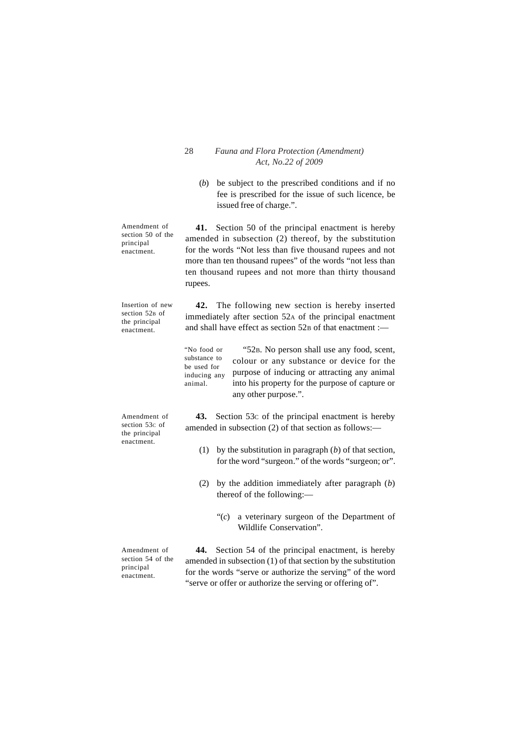(*b*) be subject to the prescribed conditions and if no fee is prescribed for the issue of such licence, be issued free of charge.".

Amendment of section 50 of the principal enactment.

**41.** Section 50 of the principal enactment is hereby amended in subsection (2) thereof, by the substitution for the words "Not less than five thousand rupees and not more than ten thousand rupees" of the words "not less than ten thousand rupees and not more than thirty thousand rupees.

Insertion of new section 52B of the principal enactment.

**42.** The following new section is hereby inserted immediately after section 52A of the principal enactment and shall have effect as section 52B of that enactment :—

"No food or substance to be used for inducing any animal.

"52B. No person shall use any food, scent, colour or any substance or device for the purpose of inducing or attracting any animal into his property for the purpose of capture or any other purpose.".

Amendment of section 53C of the principal enactment.

**43.** Section 53C of the principal enactment is hereby amended in subsection (2) of that section as follows:—

(1) by the substitution in paragraph (*b*) of that section, for the word "surgeon." of the words "surgeon; or".

(2) by the addition immediately after paragraph (*b*) thereof of the following:—

"(*c*) a veterinary surgeon of the Department of Wildlife Conservation".

Amendment of section 54 of the principal enactment.

**44.** Section 54 of the principal enactment, is hereby amended in subsection (1) of that section by the substitution for the words "serve or authorize the serving" of the word "serve or offer or authorize the serving or offering of".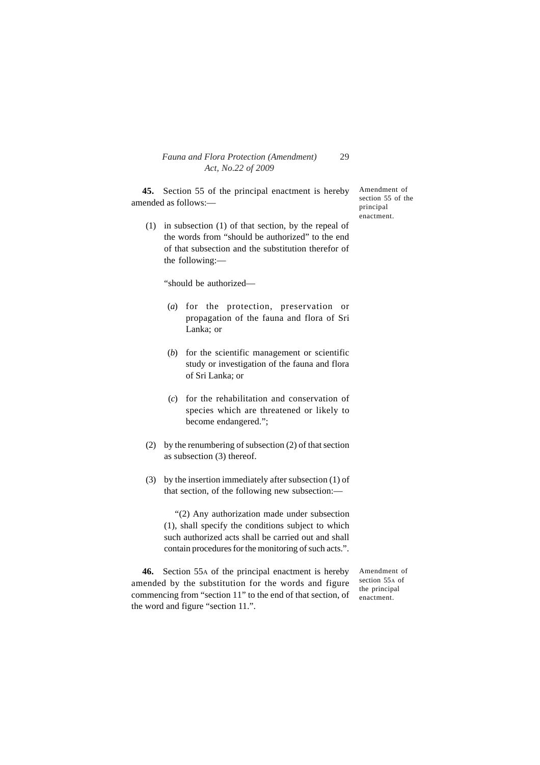**45.** Section 55 of the principal enactment is hereby amended as follows:—

Amendment of section 55 of the principal enactment.

(1) in subsection (1) of that section, by the repeal of the words from "should be authorized" to the end of that subsection and the substitution therefor of the following:—

"should be authorized—

(*a*) for the protection, preservation or propagation of the fauna and flora of Sri Lanka; or

(*b*) for the scientific management or scientific study or investigation of the fauna and flora of Sri Lanka; or

(*c*) for the rehabilitation and conservation of species which are threatened or likely to become endangered.";

(2) by the renumbering of subsection (2) of that section as subsection (3) thereof.

(3) by the insertion immediately after subsection (1) of that section, of the following new subsection:—

"(2) Any authorization made under subsection (1), shall specify the conditions subject to which such authorized acts shall be carried out and shall contain procedures for the monitoring of such acts.".

**46.** Section 55A of the principal enactment is hereby amended by the substitution for the words and figure commencing from "section 11" to the end of that section, of the word and figure "section 11.".

Amendment of section 55A of the principal enactment.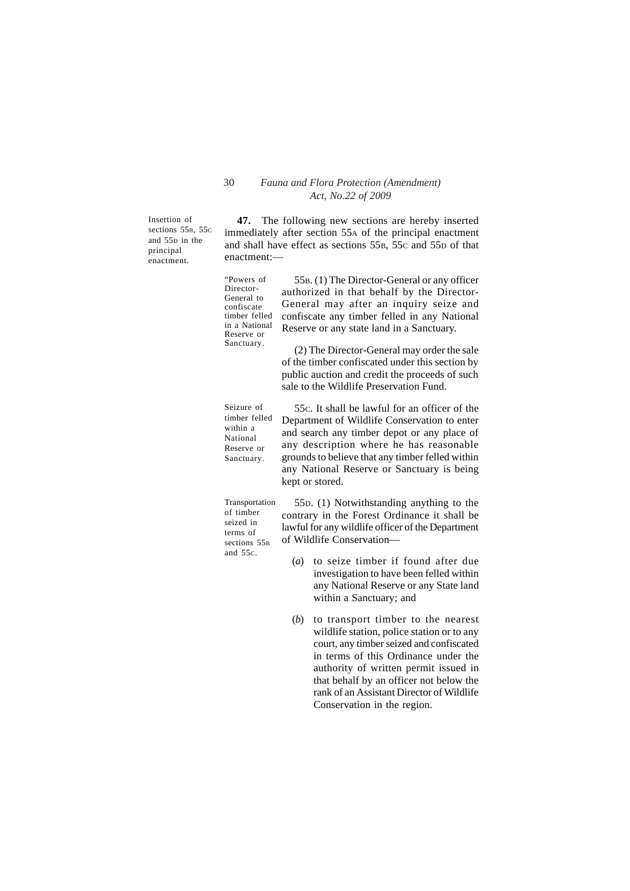Insertion of sections 55B, 55C and 55D in the principal enactment.

**47.** The following new sections are hereby inserted immediately after section 55A of the principal enactment and shall have effect as sections 55B, 55C and 55D of that enactment:—

"Powers of Director-General to confiscate timber felled in a National Reserve or Sanctuary.

55B. (1) The Director-General or any officer authorized in that behalf by the Director-General may after an inquiry seize and confiscate any timber felled in any National Reserve or any state land in a Sanctuary.

(2) The Director-General may order the sale of the timber confiscated under this section by public auction and credit the proceeds of such sale to the Wildlife Preservation Fund.

Seizure of timber felled within a National Reserve or Sanctuary.

55C. It shall be lawful for an officer of the Department of Wildlife Conservation to enter and search any timber depot or any place of any description where he has reasonable grounds to believe that any timber felled within any National Reserve or Sanctuary is being kept or stored.

Transportation of timber seized in terms of sections 55B and 55C.

55D. (1) Notwithstanding anything to the contrary in the Forest Ordinance it shall be lawful for any wildlife officer of the Department of Wildlife Conservation—

(*a*) to seize timber if found after due investigation to have been felled within any National Reserve or any State land within a Sanctuary; and

(*b*) to transport timber to the nearest wildlife station, police station or to any court, any timber seized and confiscated in terms of this Ordinance under the authority of written permit issued in that behalf by an officer not below the rank of an Assistant Director of Wildlife Conservation in the region.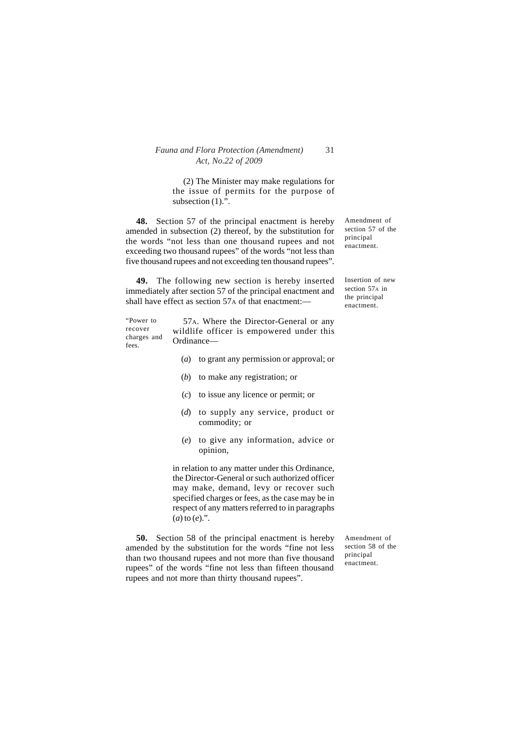(2) The Minister may make regulations for the issue of permits for the purpose of subsection (1).".

Amendment of section 57 of the principal enactment.

**48.** Section 57 of the principal enactment is hereby amended in subsection (2) thereof, by the substitution for the words "not less than one thousand rupees and not exceeding two thousand rupees" of the words "not less than five thousand rupees and not exceeding ten thousand rupees".

Insertion of new section 57A in the principal enactment.

**49.** The following new section is hereby inserted immediately after section 57 of the principal enactment and shall have effect as section 57A of that enactment:—

"Power to recover charges and fees.

57A. Where the Director-General or any wildlife officer is empowered under this Ordinance—

(*a*) to grant any permission or approval; or

(*b*) to make any registration; or

(*c*) to issue any licence or permit; or

(*d*) to supply any service, product or commodity; or

(*e*) to give any information, advice or opinion,

in relation to any matter under this Ordinance, the Director-General or such authorized officer may make, demand, levy or recover such specified charges or fees, as the case may be in respect of any matters referred to in paragraphs (*a*) to (*e*).".

Amendment of section 58 of the principal enactment.

**50.** Section 58 of the principal enactment is hereby amended by the substitution for the words "fine not less than two thousand rupees and not more than five thousand rupees" of the words "fine not less than fifteen thousand rupees and not more than thirty thousand rupees".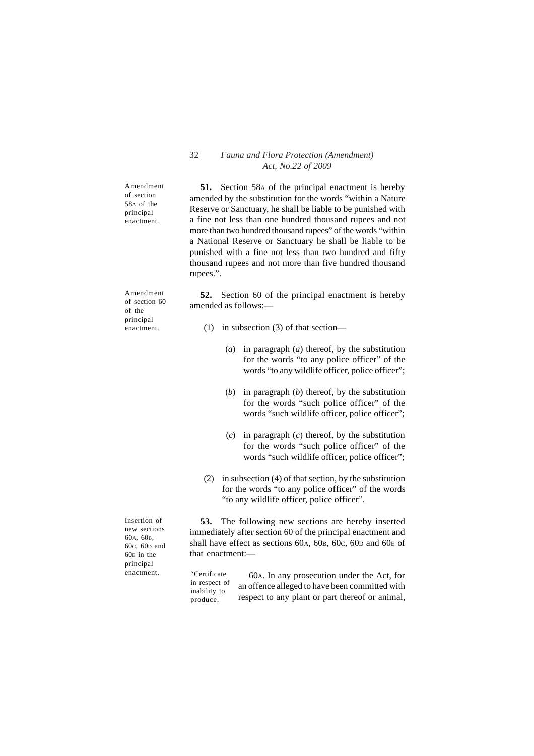Amendment of section 58A of the principal enactment.

**51.** Section 58A of the principal enactment is hereby amended by the substitution for the words "within a Nature Reserve or Sanctuary, he shall be liable to be punished with a fine not less than one hundred thousand rupees and not more than two hundred thousand rupees" of the words "within a National Reserve or Sanctuary he shall be liable to be punished with a fine not less than two hundred and fifty thousand rupees and not more than five hundred thousand rupees.".

Amendment of section 60 of the principal enactment.

**52.** Section 60 of the principal enactment is hereby amended as follows:—

(1) in subsection (3) of that section—

(*a*) in paragraph (*a*) thereof, by the substitution for the words "to any police officer" of the words "to any wildlife officer, police officer";

(*b*) in paragraph (*b*) thereof, by the substitution for the words "such police officer" of the words "such wildlife officer, police officer";

(*c*) in paragraph (*c*) thereof, by the substitution for the words "such police officer" of the words "such wildlife officer, police officer";

(2) in subsection (4) of that section, by the substitution for the words "to any police officer" of the words "to any wildlife officer, police officer".

Insertion of new sections 60A, 60B, 60C, 60D and 60E in the principal enactment.

**53.** The following new sections are hereby inserted immediately after section 60 of the principal enactment and shall have effect as sections 60A, 60B, 60C, 60D and 60E of that enactment:—

"Certificate in respect of inability to produce.

60A. In any prosecution under the Act, for an offence alleged to have been committed with respect to any plant or part thereof or animal,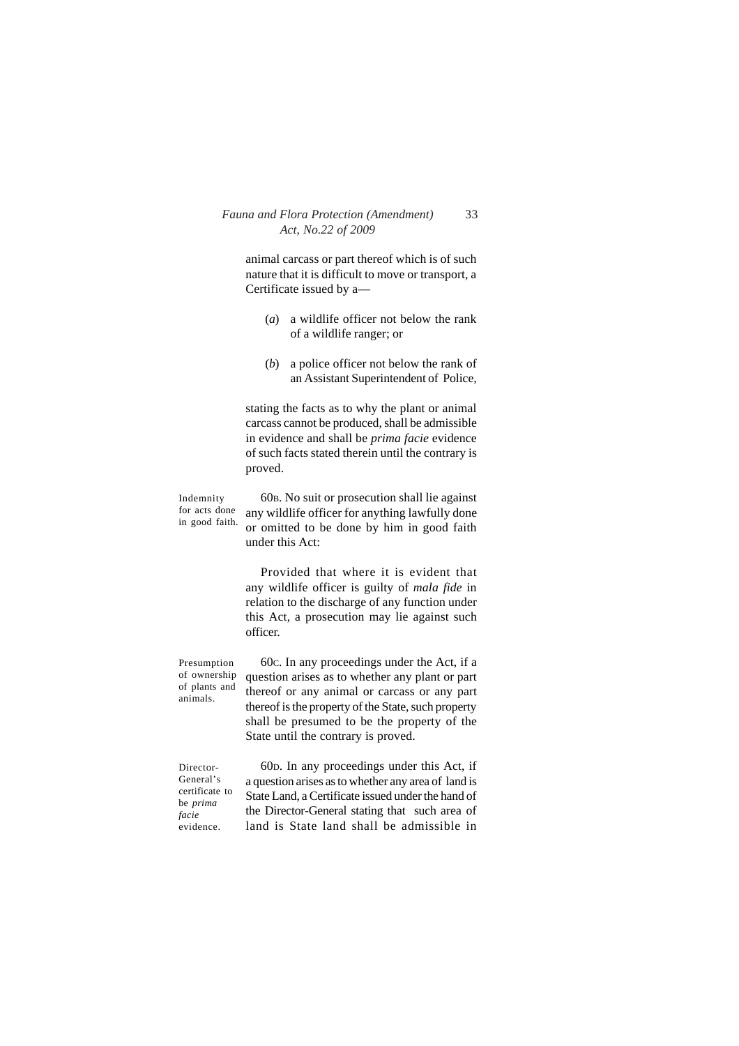animal carcass or part thereof which is of such nature that it is difficult to move or transport, a Certificate issued by a—

(*a*) a wildlife officer not below the rank of a wildlife ranger; or

(*b*) a police officer not below the rank of an Assistant Superintendent of Police,

stating the facts as to why the plant or animal carcass cannot be produced, shall be admissible in evidence and shall be *prima facie* evidence of such facts stated therein until the contrary is proved.

Indemnity for acts done in good faith.

60B. No suit or prosecution shall lie against any wildlife officer for anything lawfully done or omitted to be done by him in good faith under this Act:

Provided that where it is evident that any wildlife officer is guilty of *mala fide* in relation to the discharge of any function under this Act, a prosecution may lie against such officer.

Presumption of ownership of plants and animals.

60C. In any proceedings under the Act, if a question arises as to whether any plant or part thereof or any animal or carcass or any part thereof is the property of the State, such property shall be presumed to be the property of the State until the contrary is proved.

Director-General's certificate to be *prima facie* evidence.

60D. In any proceedings under this Act, if a question arises as to whether any area of land is State Land, a Certificate issued under the hand of the Director-General stating that such area of land is State land shall be admissible in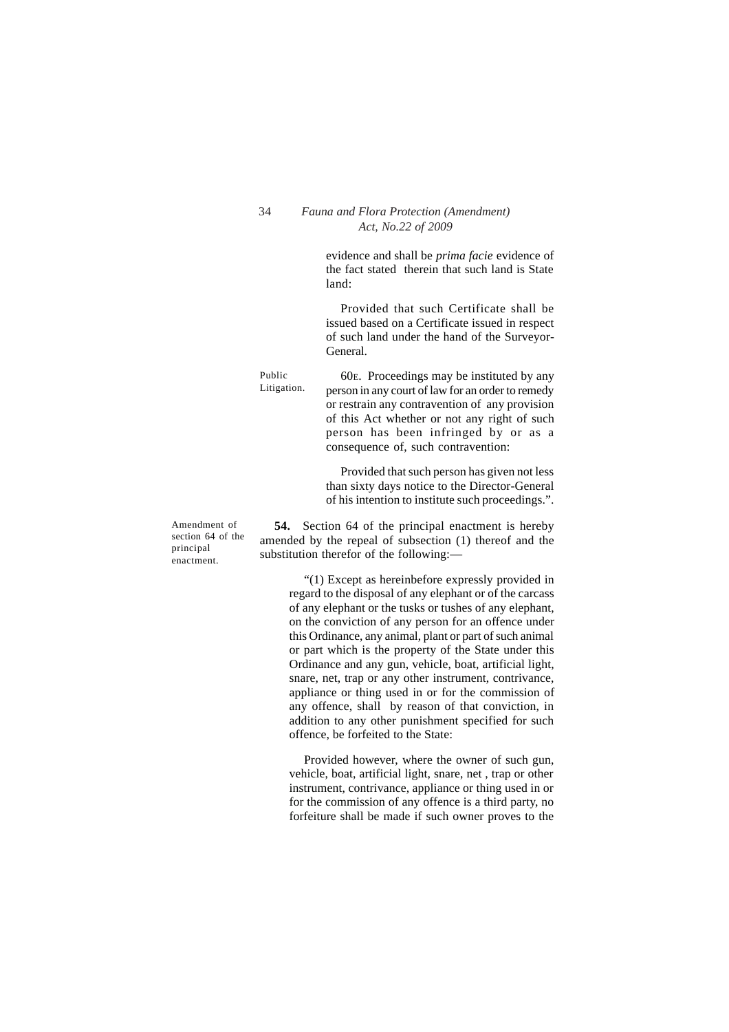evidence and shall be *prima facie* evidence of the fact stated therein that such land is State land:

Provided that such Certificate shall be issued based on a Certificate issued in respect of such land under the hand of the Surveyor-General.

Public Litigation.

60E. Proceedings may be instituted by any person in any court of law for an order to remedy or restrain any contravention of any provision of this Act whether or not any right of such person has been infringed by or as a consequence of, such contravention:

Provided that such person has given not less than sixty days notice to the Director-General of his intention to institute such proceedings.".

Amendment of section 64 of the principal enactment.

**54.** Section 64 of the principal enactment is hereby amended by the repeal of subsection (1) thereof and the substitution therefor of the following:—

"(1) Except as hereinbefore expressly provided in regard to the disposal of any elephant or of the carcass of any elephant or the tusks or tushes of any elephant, on the conviction of any person for an offence under this Ordinance, any animal, plant or part of such animal or part which is the property of the State under this Ordinance and any gun, vehicle, boat, artificial light, snare, net, trap or any other instrument, contrivance, appliance or thing used in or for the commission of any offence, shall by reason of that conviction, in addition to any other punishment specified for such offence, be forfeited to the State:

Provided however, where the owner of such gun, vehicle, boat, artificial light, snare, net , trap or other instrument, contrivance, appliance or thing used in or for the commission of any offence is a third party, no forfeiture shall be made if such owner proves to the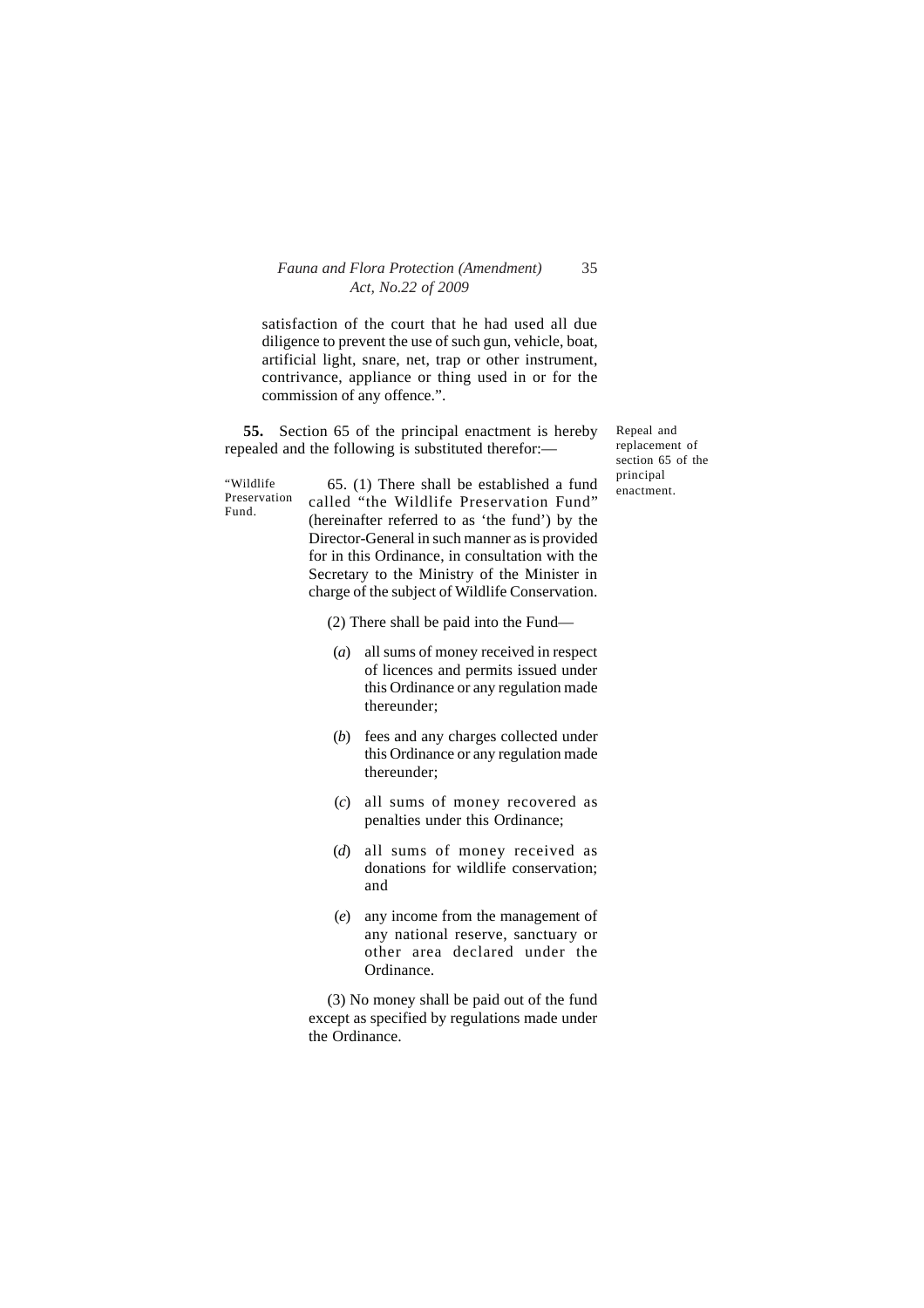satisfaction of the court that he had used all due diligence to prevent the use of such gun, vehicle, boat, artificial light, snare, net, trap or other instrument, contrivance, appliance or thing used in or for the commission of any offence.".

Repeal and replacement of section 65 of the principal enactment.

**55.** Section 65 of the principal enactment is hereby repealed and the following is substituted therefor:—

"Wildlife Preservation Fund.

65. (1) There shall be established a fund called "the Wildlife Preservation Fund" (hereinafter referred to as 'the fund') by the Director-General in such manner as is provided for in this Ordinance, in consultation with the Secretary to the Ministry of the Minister in charge of the subject of Wildlife Conservation.

(2) There shall be paid into the Fund—

- (*a*) all sums of money received in respect of licences and permits issued under this Ordinance or any regulation made thereunder;
- (*b*) fees and any charges collected under this Ordinance or any regulation made thereunder;
- (*c*) all sums of money recovered as penalties under this Ordinance;
- (*d*) all sums of money received as donations for wildlife conservation; and
- (*e*) any income from the management of any national reserve, sanctuary or other area declared under the Ordinance.

(3) No money shall be paid out of the fund except as specified by regulations made under the Ordinance.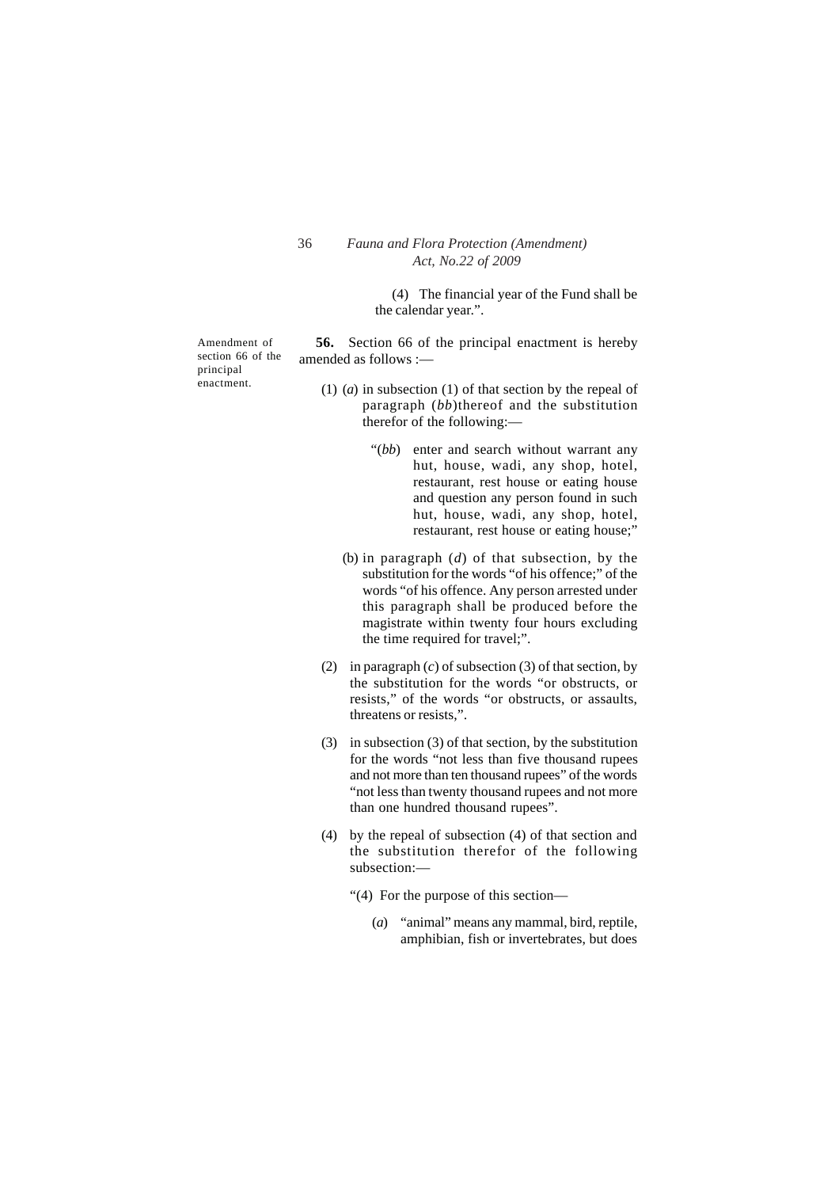(4) The financial year of the Fund shall be the calendar year.".

Amendment of section 66 of the principal enactment.

**56.** Section 66 of the principal enactment is hereby amended as follows :—

(1) (*a*) in subsection (1) of that section by the repeal of paragraph (*bb*)thereof and the substitution therefor of the following:—

"(*bb*) enter and search without warrant any hut, house, wadi, any shop, hotel, restaurant, rest house or eating house and question any person found in such hut, house, wadi, any shop, hotel, restaurant, rest house or eating house;"

(b) in paragraph (*d*) of that subsection, by the substitution for the words "of his offence;" of the words "of his offence. Any person arrested under this paragraph shall be produced before the magistrate within twenty four hours excluding the time required for travel;".

(2) in paragraph (*c*) of subsection (3) of that section, by the substitution for the words "or obstructs, or resists," of the words "or obstructs, or assaults, threatens or resists,".

(3) in subsection (3) of that section, by the substitution for the words "not less than five thousand rupees and not more than ten thousand rupees" of the words "not less than twenty thousand rupees and not more than one hundred thousand rupees".

(4) by the repeal of subsection (4) of that section and the substitution therefor of the following subsection:—

"(4) For the purpose of this section—

(*a*) "animal" means any mammal, bird, reptile, amphibian, fish or invertebrates, but does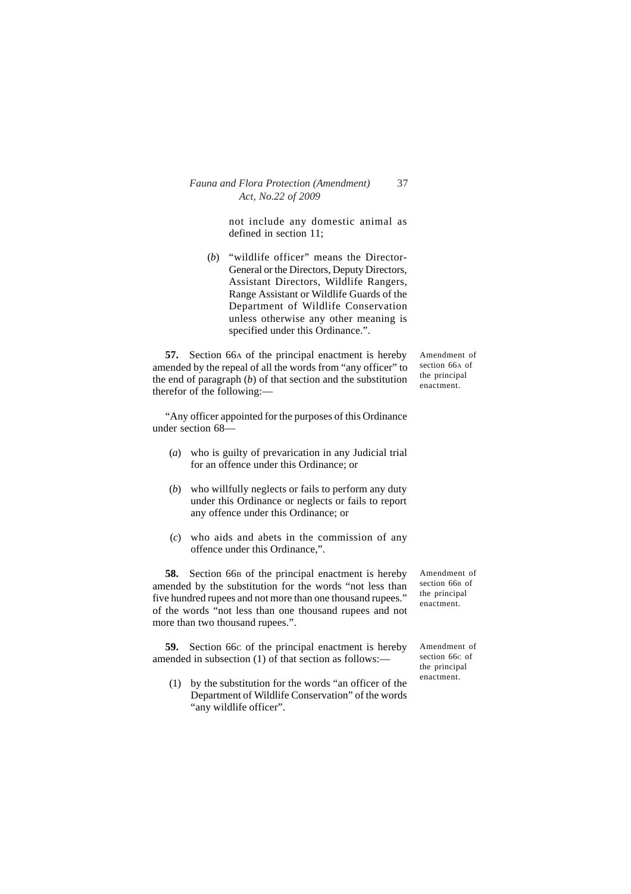not include any domestic animal as defined in section 11;

(*b*) "wildlife officer" means the Director-General or the Directors, Deputy Directors, Assistant Directors, Wildlife Rangers, Range Assistant or Wildlife Guards of the Department of Wildlife Conservation unless otherwise any other meaning is specified under this Ordinance.".

Amendment of section 66A of the principal enactment.

**57.** Section 66A of the principal enactment is hereby amended by the repeal of all the words from "any officer" to the end of paragraph (*b*) of that section and the substitution therefor of the following:—

"Any officer appointed for the purposes of this Ordinance under section 68—

(*a*) who is guilty of prevarication in any Judicial trial for an offence under this Ordinance; or

(*b*) who willfully neglects or fails to perform any duty under this Ordinance or neglects or fails to report any offence under this Ordinance; or

(*c*) who aids and abets in the commission of any offence under this Ordinance,".

Amendment of section 66B of the principal enactment.

**58.** Section 66B of the principal enactment is hereby amended by the substitution for the words "not less than five hundred rupees and not more than one thousand rupees." of the words "not less than one thousand rupees and not more than two thousand rupees.".

Amendment of section 66C of the principal enactment.

**59.** Section 66C of the principal enactment is hereby amended in subsection (1) of that section as follows:—

(1) by the substitution for the words "an officer of the Department of Wildlife Conservation" of the words "any wildlife officer".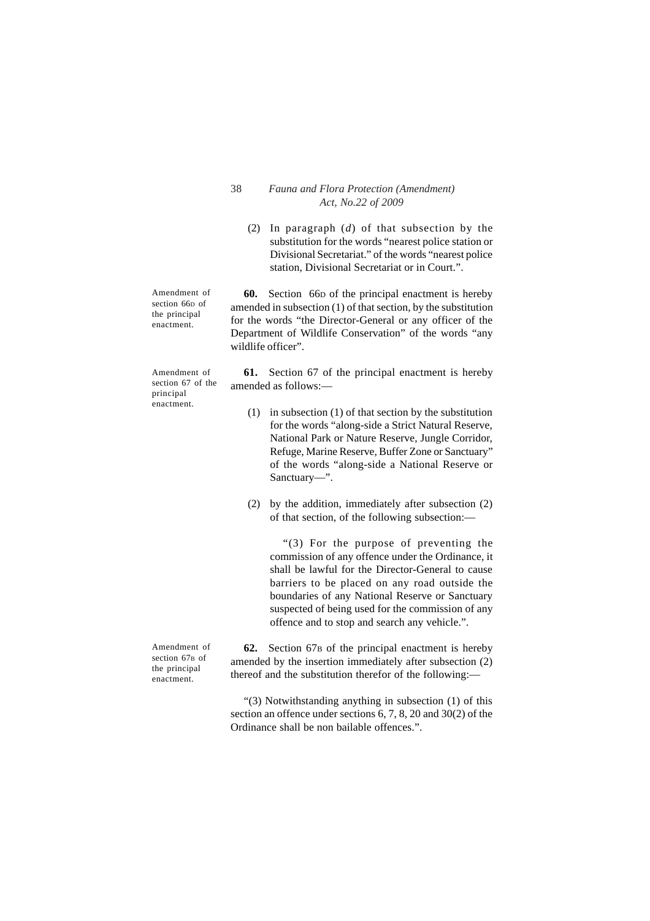(2) In paragraph (*d*) of that subsection by the substitution for the words "nearest police station or Divisional Secretariat." of the words "nearest police station, Divisional Secretariat or in Court.".

Amendment of section 66D of the principal enactment.

**60.** Section 66D of the principal enactment is hereby amended in subsection (1) of that section, by the substitution for the words "the Director-General or any officer of the Department of Wildlife Conservation" of the words "any wildlife officer".

Amendment of section 67 of the principal enactment.

**61.** Section 67 of the principal enactment is hereby amended as follows:—

(1) in subsection (1) of that section by the substitution for the words "along-side a Strict Natural Reserve, National Park or Nature Reserve, Jungle Corridor, Refuge, Marine Reserve, Buffer Zone or Sanctuary" of the words "along-side a National Reserve or Sanctuary—".

(2) by the addition, immediately after subsection (2) of that section, of the following subsection:—

"(3) For the purpose of preventing the commission of any offence under the Ordinance, it shall be lawful for the Director-General to cause barriers to be placed on any road outside the boundaries of any National Reserve or Sanctuary suspected of being used for the commission of any offence and to stop and search any vehicle.".

Amendment of section 67B of the principal enactment.

**62.** Section 67B of the principal enactment is hereby amended by the insertion immediately after subsection (2) thereof and the substitution therefor of the following:—

"(3) Notwithstanding anything in subsection (1) of this section an offence under sections 6, 7, 8, 20 and 30(2) of the Ordinance shall be non bailable offences.".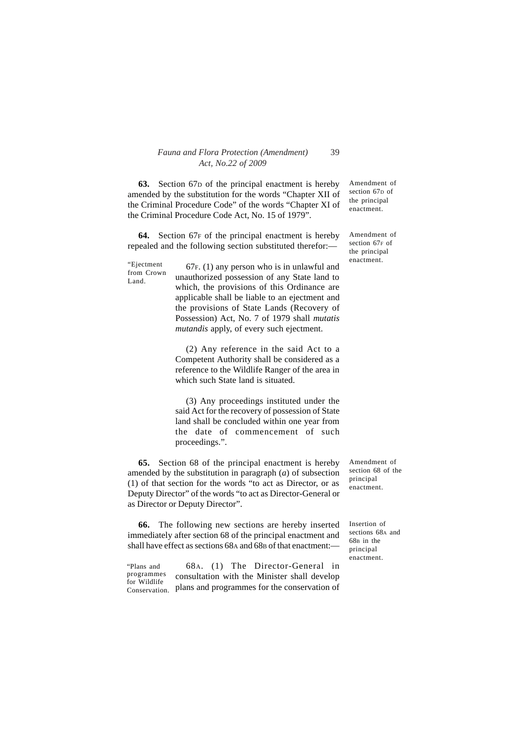**63.** Section 67D of the principal enactment is hereby amended by the substitution for the words "Chapter XII of the Criminal Procedure Code" of the words "Chapter XI of the Criminal Procedure Code Act, No. 15 of 1979".

Amendment of section 67D of the principal enactment.

**64.** Section 67F of the principal enactment is hereby repealed and the following section substituted therefor:—

Amendment of section 67F of the principal enactment.

"Ejectment from Crown Land.

67F. (1) any person who is in unlawful and unauthorized possession of any State land to which, the provisions of this Ordinance are applicable shall be liable to an ejectment and the provisions of State Lands (Recovery of Possession) Act, No. 7 of 1979 shall *mutatis mutandis* apply, of every such ejectment.

(2) Any reference in the said Act to a Competent Authority shall be considered as a reference to the Wildlife Ranger of the area in which such State land is situated.

(3) Any proceedings instituted under the said Act for the recovery of possession of State land shall be concluded within one year from the date of commencement of such proceedings.".

**65.** Section 68 of the principal enactment is hereby amended by the substitution in paragraph (*a*) of subsection (1) of that section for the words "to act as Director, or as Deputy Director" of the words "to act as Director-General or as Director or Deputy Director".

Amendment of section 68 of the principal enactment.

**66.** The following new sections are hereby inserted immediately after section 68 of the principal enactment and shall have effect as sections 68A and 68B of that enactment:—

Insertion of sections 68A and 68B in the principal enactment.

"Plans and programmes for Wildlife Conservation.

68A. (1) The Director-General in consultation with the Minister shall develop plans and programmes for the conservation of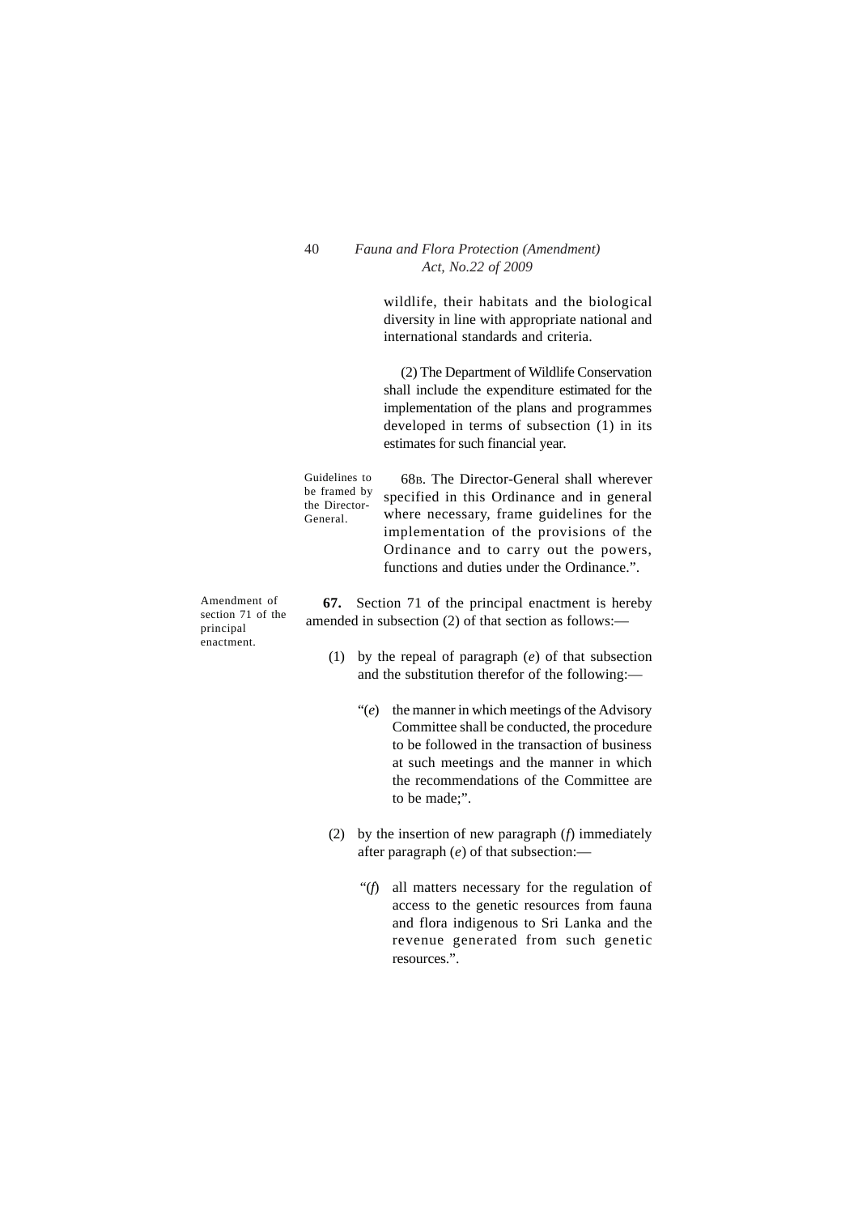wildlife, their habitats and the biological diversity in line with appropriate national and international standards and criteria.

(2) The Department of Wildlife Conservation shall include the expenditure estimated for the implementation of the plans and programmes developed in terms of subsection (1) in its estimates for such financial year.

Guidelines to be framed by the Director-General.

68B. The Director-General shall wherever specified in this Ordinance and in general where necessary, frame guidelines for the implementation of the provisions of the Ordinance and to carry out the powers, functions and duties under the Ordinance.".

Amendment of section 71 of the principal enactment.

**67.** Section 71 of the principal enactment is hereby amended in subsection (2) of that section as follows:—

(1) by the repeal of paragraph (*e*) of that subsection and the substitution therefor of the following:—

"(*e*) the manner in which meetings of the Advisory Committee shall be conducted, the procedure to be followed in the transaction of business at such meetings and the manner in which the recommendations of the Committee are to be made;".

(2) by the insertion of new paragraph (*f*) immediately after paragraph (*e*) of that subsection:—

"(*f*) all matters necessary for the regulation of access to the genetic resources from fauna and flora indigenous to Sri Lanka and the revenue generated from such genetic resources.".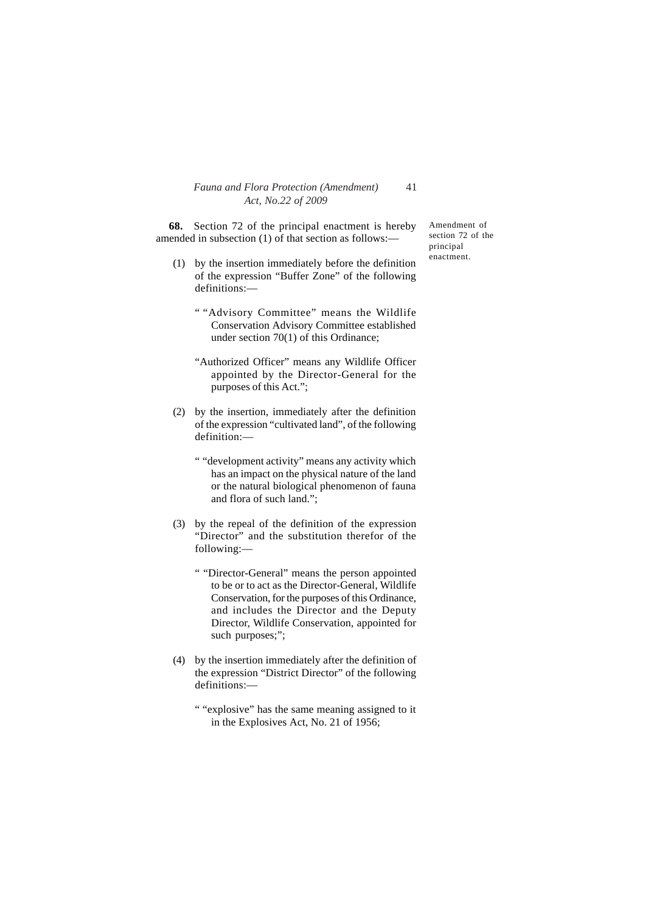**68.** Section 72 of the principal enactment is hereby amended in subsection (1) of that section as follows:—

Amendment of section 72 of the principal enactment.

(1) by the insertion immediately before the definition of the expression "Buffer Zone" of the following definitions:—

" "Advisory Committee" means the Wildlife Conservation Advisory Committee established under section 70(1) of this Ordinance;

"Authorized Officer" means any Wildlife Officer appointed by the Director-General for the purposes of this Act.";

(2) by the insertion, immediately after the definition of the expression "cultivated land", of the following definition:—

" "development activity" means any activity which has an impact on the physical nature of the land or the natural biological phenomenon of fauna and flora of such land.";

(3) by the repeal of the definition of the expression "Director" and the substitution therefor of the following:—

" "Director-General" means the person appointed to be or to act as the Director-General, Wildlife Conservation, for the purposes of this Ordinance, and includes the Director and the Deputy Director, Wildlife Conservation, appointed for such purposes;";

(4) by the insertion immediately after the definition of the expression "District Director" of the following definitions:—

" "explosive" has the same meaning assigned to it in the Explosives Act, No. 21 of 1956;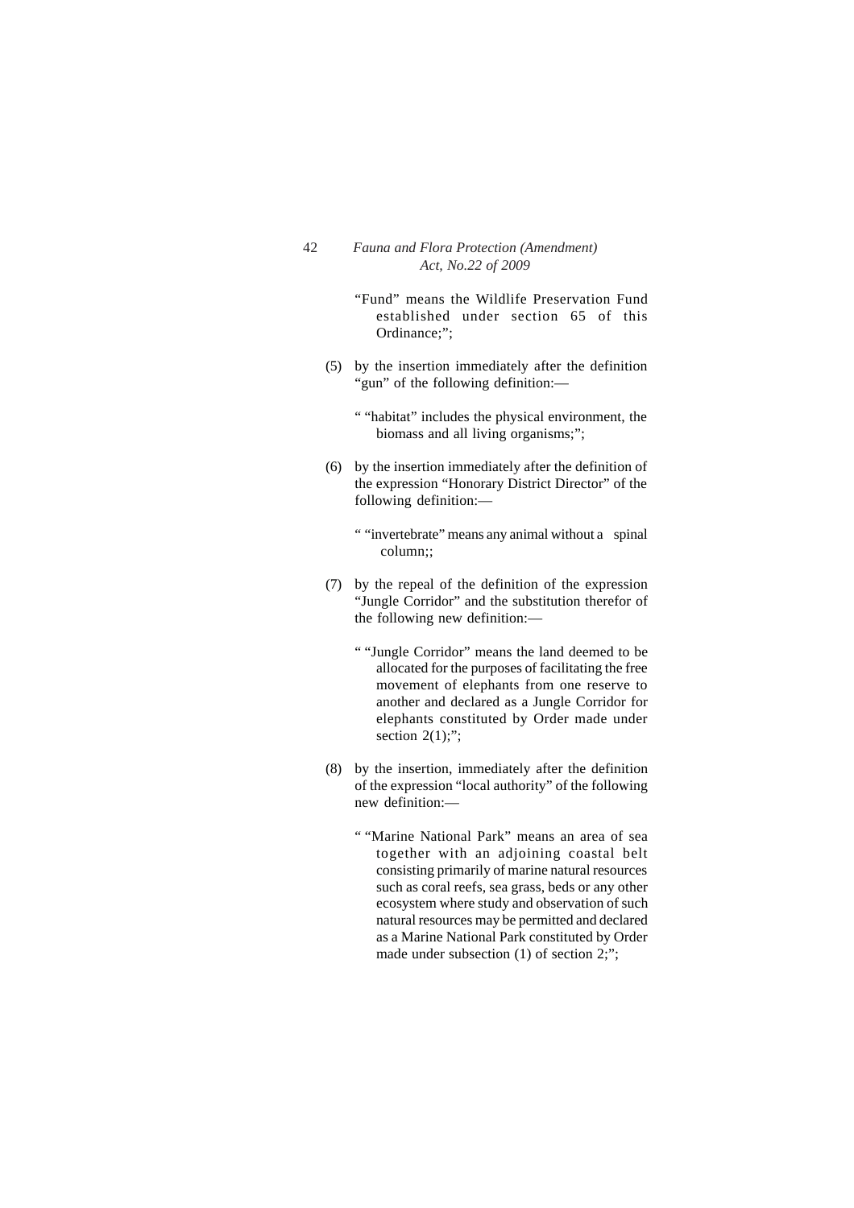"Fund" means the Wildlife Preservation Fund established under section 65 of this Ordinance;";

(5) by the insertion immediately after the definition "gun" of the following definition:—

" "habitat" includes the physical environment, the biomass and all living organisms;";

(6) by the insertion immediately after the definition of the expression "Honorary District Director" of the following definition:—

" "invertebrate" means any animal without a spinal column;;

(7) by the repeal of the definition of the expression "Jungle Corridor" and the substitution therefor of the following new definition:—

" "Jungle Corridor" means the land deemed to be allocated for the purposes of facilitating the free movement of elephants from one reserve to another and declared as a Jungle Corridor for elephants constituted by Order made under section 2(1);";

(8) by the insertion, immediately after the definition of the expression "local authority" of the following new definition:—

" "Marine National Park" means an area of sea together with an adjoining coastal belt consisting primarily of marine natural resources such as coral reefs, sea grass, beds or any other ecosystem where study and observation of such natural resources may be permitted and declared as a Marine National Park constituted by Order made under subsection (1) of section 2;";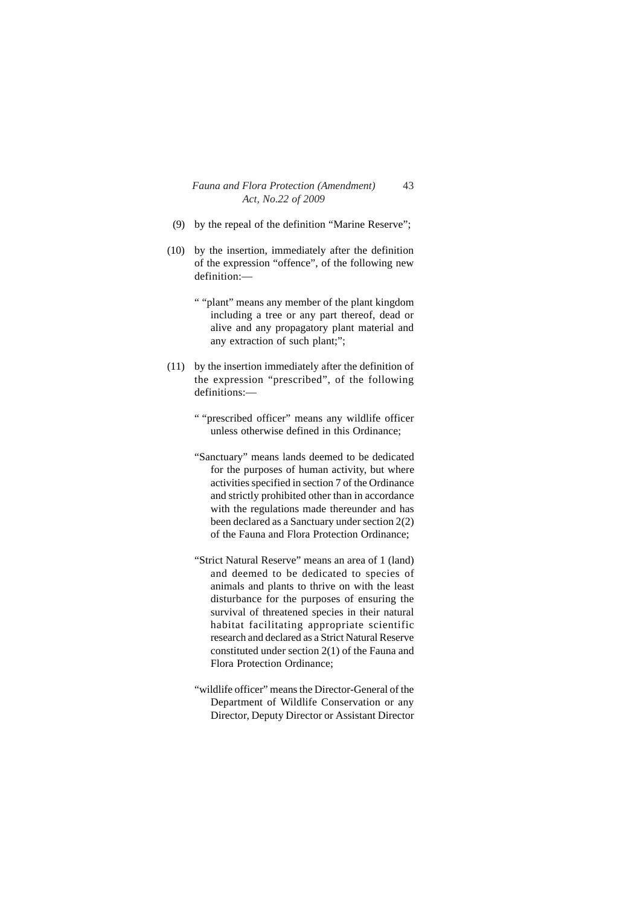(9) by the repeal of the definition "Marine Reserve";

(10) by the insertion, immediately after the definition of the expression "offence", of the following new definition:—

" "plant" means any member of the plant kingdom including a tree or any part thereof, dead or alive and any propagatory plant material and any extraction of such plant;";

(11) by the insertion immediately after the definition of the expression "prescribed", of the following definitions:—

" "prescribed officer" means any wildlife officer unless otherwise defined in this Ordinance;

"Sanctuary" means lands deemed to be dedicated for the purposes of human activity, but where activities specified in section 7 of the Ordinance and strictly prohibited other than in accordance with the regulations made thereunder and has been declared as a Sanctuary under section 2(2) of the Fauna and Flora Protection Ordinance;

"Strict Natural Reserve" means an area of 1 (land) and deemed to be dedicated to species of animals and plants to thrive on with the least disturbance for the purposes of ensuring the survival of threatened species in their natural habitat facilitating appropriate scientific research and declared as a Strict Natural Reserve constituted under section 2(1) of the Fauna and Flora Protection Ordinance;

"wildlife officer" means the Director-General of the Department of Wildlife Conservation or any Director, Deputy Director or Assistant Director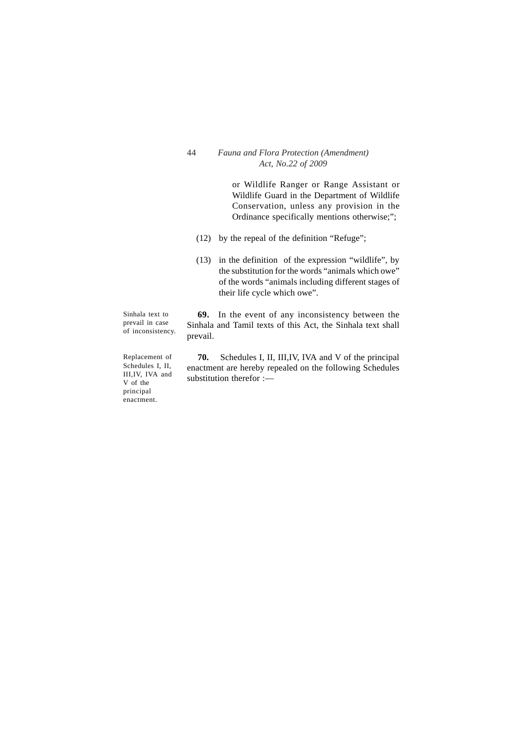or Wildlife Ranger or Range Assistant or Wildlife Guard in the Department of Wildlife Conservation, unless any provision in the Ordinance specifically mentions otherwise;";

(12) by the repeal of the definition "Refuge";

(13) in the definition of the expression "wildlife", by the substitution for the words "animals which owe" of the words "animals including different stages of their life cycle which owe".

Sinhala text to prevail in case of inconsistency.

**69.** In the event of any inconsistency between the Sinhala and Tamil texts of this Act, the Sinhala text shall prevail.

Replacement of Schedules I, II, III,IV, IVA and V of the principal enactment.

**70.** Schedules I, II, III,IV, IVA and V of the principal enactment are hereby repealed on the following Schedules substitution therefor :—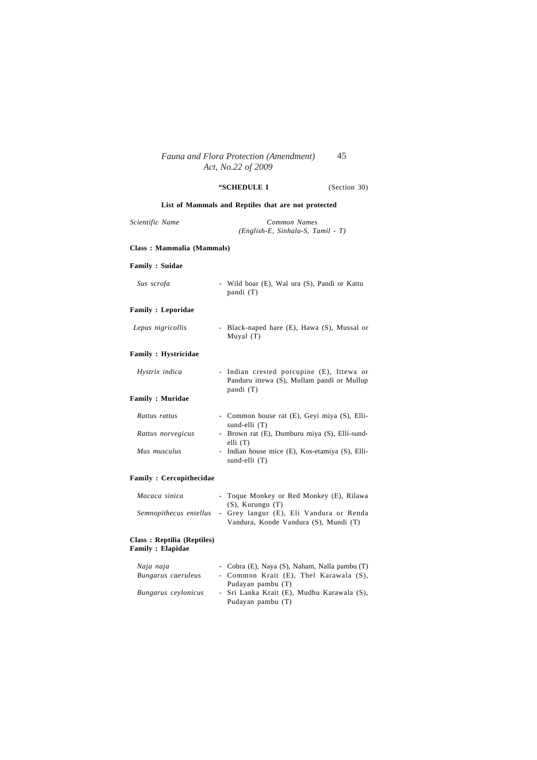**"SCHEDULE I** (Section 30)

**List of Mammals and Reptiles that are not protected**

| *Scientific Name* | *Common Names (English-E, Sinhala-S, Tamil - T)* |
| --- | --- |
| **Class : Mammalia (Mammals)** | |
| **Family : Suidae** | |
| *Sus scrofa* | - Wild boar (E), Wal ura (S), Pandi or Kattu pandi (T) |
| **Family : Leporidae** | |
| *Lepus nigricollis* | - Black-naped hare (E), Hawa (S), Mussal or Muyal (T) |
| **Family : Hystricidae** | |
| *Hystrix indica* | - Indian crested porcupine (E), Ittewa or Panduru ittewa (S), Mullam pandi or Mullup pandi (T) |
| **Family : Muridae** | |
| *Rattus rattus* | - Common house rat (E), Geyi miya (S), Elli-sund-elli (T) |
| *Rattus norvegicus* | - Brown rat (E), Dumburu miya (S), Elli-sund-elli (T) |
| *Mus musculus* | - Indian house mice (E), Kos-etamiya (S), Elli-sund-elli (T) |
| **Family : Cercopithecidae** | |
| *Macaca sinica* | - Toque Monkey or Red Monkey (E), Rilawa (S), Kurungu (T) |
| *Semnopithecus entellus* | - Grey langur (E), Eli Vandura or Renda Vandura, Konde Vandura (S), Mundi (T) |
| **Class : Reptilia (Reptiles)** | |
| **Family : Elapidae** | |
| *Naja naja* | - Cobra (E), Naya (S), Naham, Nalla pambu (T) |
| *Bungarus caeruleus* | - Common Krait (E), Thel Karawala (S), Pudayan pambu (T) |
| *Bungarus ceylonicus* | - Sri Lanka Krait (E), Mudhu Karawala (S), Pudayan pambu (T) |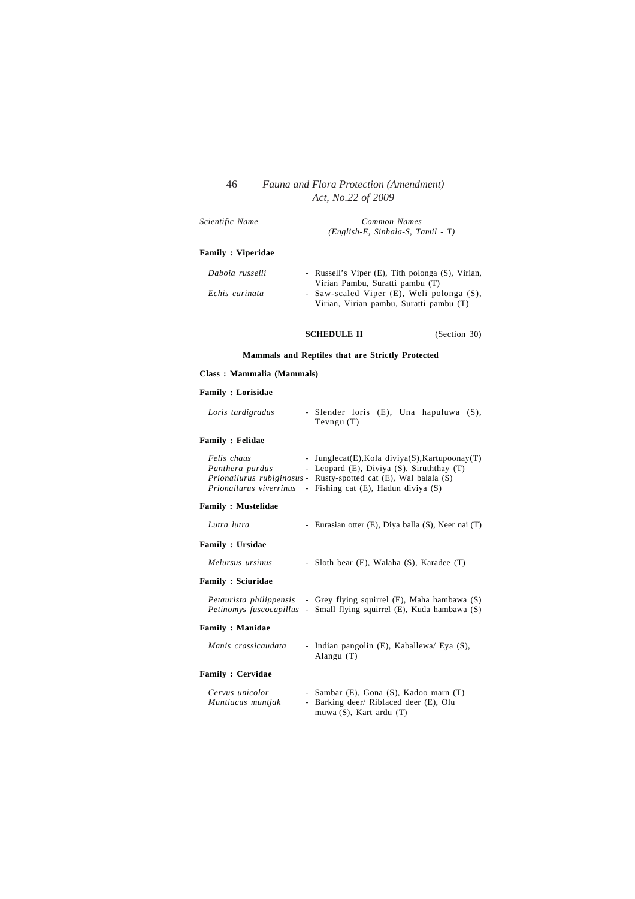| Scientific Name | Common Names (English-E, Sinhala-S, Tamil - T) |
|---|---|

**Family : Viperidae**

| | |
|---|---|
| *Daboia russelli* | - Russell's Viper (E), Tith polonga (S), Virian, Virian Pambu, Suratti pambu (T) |
| *Echis carinata* | - Saw-scaled Viper (E), Weli polonga (S), Virian, Virian pambu, Suratti pambu (T) |

## SCHEDULE II (Section 30)

### Mammals and Reptiles that are Strictly Protected

**Class : Mammalia (Mammals)**

**Family : Lorisidae**

| | |
|---|---|
| *Loris tardigradus* | - Slender loris (E), Una hapuluwa (S), Tevngu (T) |

**Family : Felidae**

| | |
|---|---|
| *Felis chaus* | - Junglecat(E),Kola diviya(S),Kartupoonay(T) |
| *Panthera pardus* | - Leopard (E), Diviya (S), Siruththay (T) |
| *Prionailurus rubiginosus* | - Rusty-spotted cat (E), Wal balala (S) |
| *Prionailurus viverrinus* | - Fishing cat (E), Hadun diviya (S) |

**Family : Mustelidae**

| | |
|---|---|
| *Lutra lutra* | - Eurasian otter (E), Diya balla (S), Neer nai (T) |

**Family : Ursidae**

| | |
|---|---|
| *Melursus ursinus* | - Sloth bear (E), Walaha (S), Karadee (T) |

**Family : Sciuridae**

| | |
|---|---|
| *Petaurista philippensis* | - Grey flying squirrel (E), Maha hambawa (S) |
| *Petinomys fuscocapillus* | - Small flying squirrel (E), Kuda hambawa (S) |

**Family : Manidae**

| | |
|---|---|
| *Manis crassicaudata* | - Indian pangolin (E), Kaballewa/ Eya (S), Alangu (T) |

**Family : Cervidae**

| | |
|---|---|
| *Cervus unicolor* | - Sambar (E), Gona (S), Kadoo marn (T) |
| *Muntiacus muntjak* | - Barking deer/ Ribfaced deer (E), Olu muwa (S), Kart ardu (T) |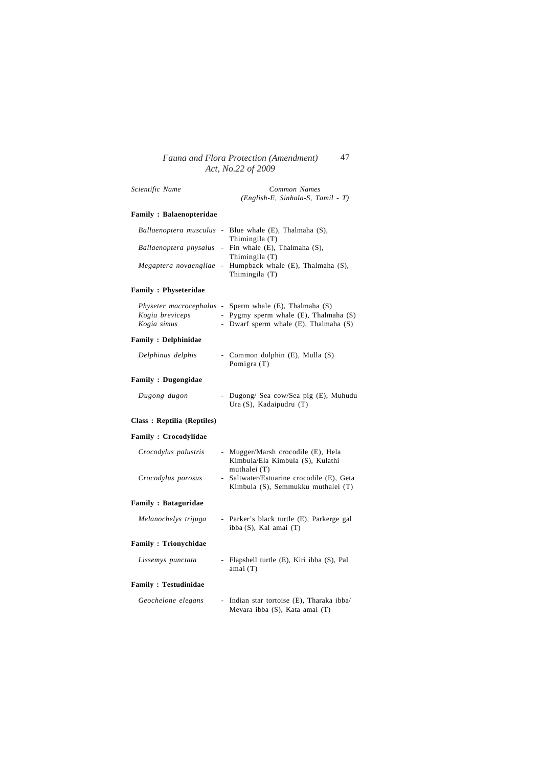| *Scientific Name* | *Common Names (English-E, Sinhala-S, Tamil - T)* |
|---|---|
| **Family : Balaenopteridae** | |
| *Ballaenoptera musculus* | - Blue whale (E), Thalmaha (S), Thimingila (T) |
| *Ballaenoptera physalus* | - Fin whale (E), Thalmaha (S), Thimingila (T) |
| *Megaptera novaengliae* | - Humpback whale (E), Thalmaha (S), Thimingila (T) |
| **Family : Physeteridae** | |
| *Physeter macrocephalus* | - Sperm whale (E), Thalmaha (S) |
| *Kogia breviceps* | - Pygmy sperm whale (E), Thalmaha (S) |
| *Kogia simus* | - Dwarf sperm whale (E), Thalmaha (S) |
| **Family : Delphinidae** | |
| *Delphinus delphis* | - Common dolphin (E), Mulla (S) Pomigra (T) |
| **Family : Dugongidae** | |
| *Dugong dugon* | - Dugong/ Sea cow/Sea pig (E), Muhudu Ura (S), Kadaipudru (T) |
| **Class : Reptilia (Reptiles)** | |
| **Family : Crocodylidae** | |
| *Crocodylus palustris* | - Mugger/Marsh crocodile (E), Hela Kimbula/Ela Kimbula (S), Kulathi muthalei (T) |
| *Crocodylus porosus* | - Saltwater/Estuarine crocodile (E), Geta Kimbula (S), Semmukku muthalei (T) |
| **Family : Bataguridae** | |
| *Melanochelys trijuga* | - Parker's black turtle (E), Parkerge gal ibba (S), Kal amai (T) |
| **Family : Trionychidae** | |
| *Lissemys punctata* | - Flapshell turtle (E), Kiri ibba (S), Pal amai (T) |
| **Family : Testudinidae** | |
| *Geochelone elegans* | - Indian star tortoise (E), Tharaka ibba/ Mevara ibba (S), Kata amai (T) |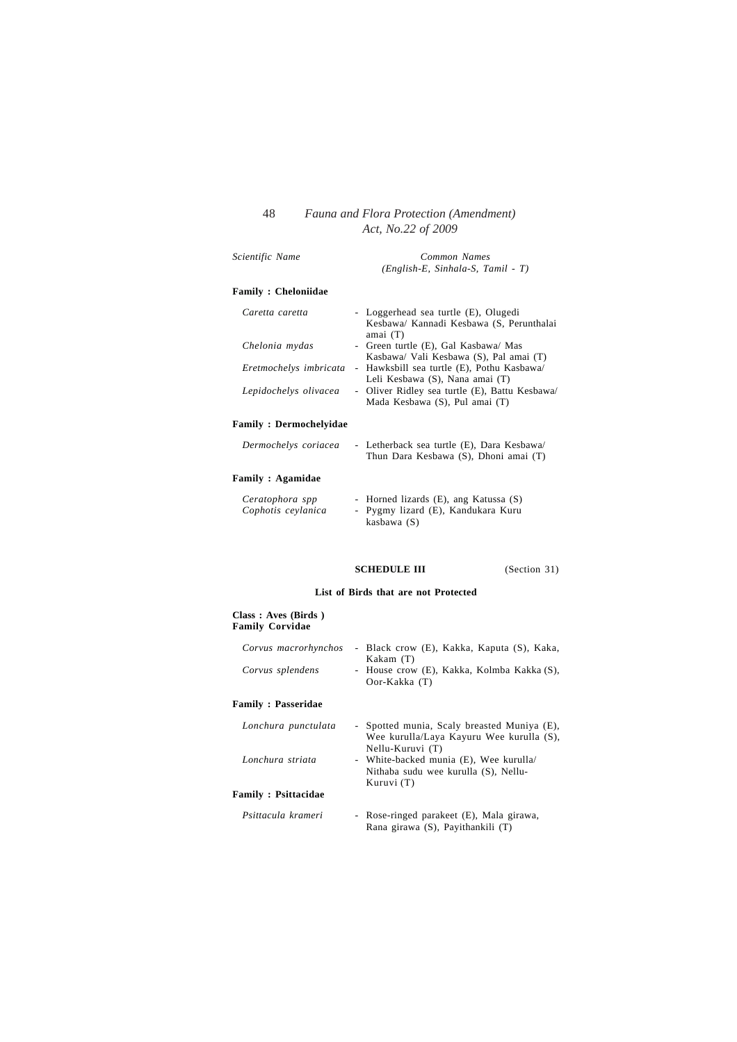| Scientific Name | Common Names (English-E, Sinhala-S, Tamil - T) |
|---|---|

**Family : Cheloniidae**

| | |
|---|---|
| *Caretta caretta* | - Loggerhead sea turtle (E), Olugedi Kesbawa/ Kannadi Kesbawa (S, Perunthalai amai (T) |
| *Chelonia mydas* | - Green turtle (E), Gal Kasbawa/ Mas Kasbawa/ Vali Kesbawa (S), Pal amai (T) |
| *Eretmochelys imbricata* | - Hawksbill sea turtle (E), Pothu Kasbawa/ Leli Kesbawa (S), Nana amai (T) |
| *Lepidochelys olivacea* | - Oliver Ridley sea turtle (E), Battu Kesbawa/ Mada Kesbawa (S), Pul amai (T) |

**Family : Dermochelyidae**

| | |
|---|---|
| *Dermochelys coriacea* | - Letherback sea turtle (E), Dara Kesbawa/ Thun Dara Kesbawa (S), Dhoni amai (T) |

**Family : Agamidae**

| | |
|---|---|
| *Ceratophora spp* | - Horned lizards (E), ang Katussa (S) |
| *Cophotis ceylanica* | - Pygmy lizard (E), Kandukara Kuru kasbawa (S) |

## SCHEDULE III (Section 31)

### List of Birds that are not Protected

**Class : Aves (Birds )**
**Family Corvidae**

| | |
|---|---|
| *Corvus macrorhynchos* | - Black crow (E), Kakka, Kaputa (S), Kaka, Kakam (T) |
| *Corvus splendens* | - House crow (E), Kakka, Kolmba Kakka (S), Oor-Kakka (T) |

**Family : Passeridae**

| | |
|---|---|
| *Lonchura punctulata* | - Spotted munia, Scaly breasted Muniya (E), Wee kurulla/Laya Kayuru Wee kurulla (S), Nellu-Kuruvi (T) |
| *Lonchura striata* | - White-backed munia (E), Wee kurulla/ Nithaba sudu wee kurulla (S), Nellu-Kuruvi (T) |

**Family : Psittacidae**

| | |
|---|---|
| *Psittacula krameri* | - Rose-ringed parakeet (E), Mala girawa, Rana girawa (S), Payithankili (T) |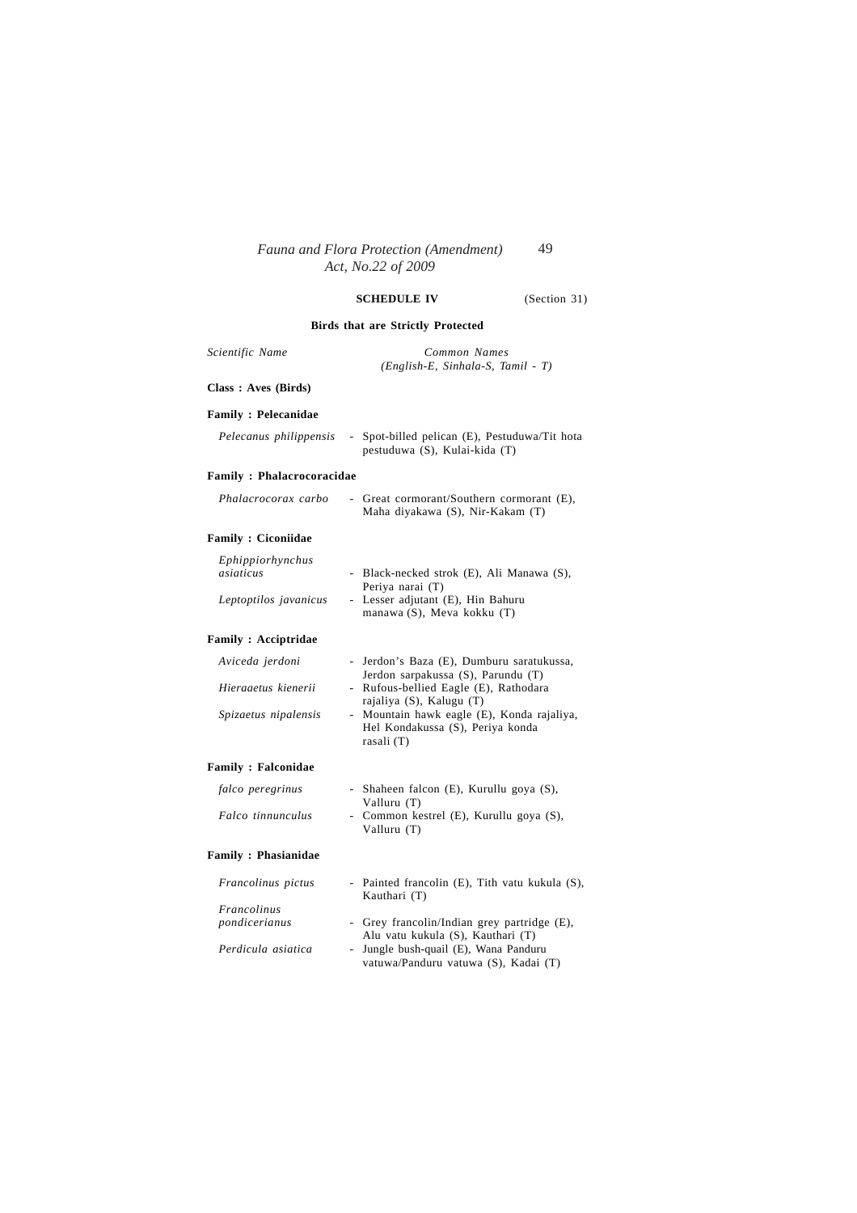## SCHEDULE IV

(Section 31)

### Birds that are Strictly Protected

| *Scientific Name* | *Common Names (English-E, Sinhala-S, Tamil - T)* |
|---|---|
| **Class : Aves (Birds)** | |
| **Family : Pelecanidae** | |
| *Pelecanus philippensis* | - Spot-billed pelican (E), Pestuduwa/Tit hota pestuduwa (S), Kulai-kida (T) |
| **Family : Phalacrocoracidae** | |
| *Phalacrocorax carbo* | - Great cormorant/Southern cormorant (E), Maha diyakawa (S), Nir-Kakam (T) |
| **Family : Ciconiidae** | |
| *Ephippiorhynchus asiaticus* | - Black-necked strok (E), Ali Manawa (S), Periya narai (T) |
| *Leptoptilos javanicus* | - Lesser adjutant (E), Hin Bahuru manawa (S), Meva kokku (T) |
| **Family : Acciptridae** | |
| *Aviceda jerdoni* | - Jerdon's Baza (E), Dumburu saratukussa, Jerdon sarpakussa (S), Parundu (T) |
| *Hieraaetus kienerii* | - Rufous-bellied Eagle (E), Rathodara rajaliya (S), Kalugu (T) |
| *Spizaetus nipalensis* | - Mountain hawk eagle (E), Konda rajaliya, Hel Kondakussa (S), Periya konda rasali (T) |
| **Family : Falconidae** | |
| *falco peregrinus* | - Shaheen falcon (E), Kurullu goya (S), Valluru (T) |
| *Falco tinnunculus* | - Common kestrel (E), Kurullu goya (S), Valluru (T) |
| **Family : Phasianidae** | |
| *Francolinus pictus* | - Painted francolin (E), Tith vatu kukula (S), Kauthari (T) |
| *Francolinus pondicerianus* | - Grey francolin/Indian grey partridge (E), Alu vatu kukula (S), Kauthari (T) |
| *Perdicula asiatica* | - Jungle bush-quail (E), Wana Panduru vatuwa/Panduru vatuwa (S), Kadai (T) |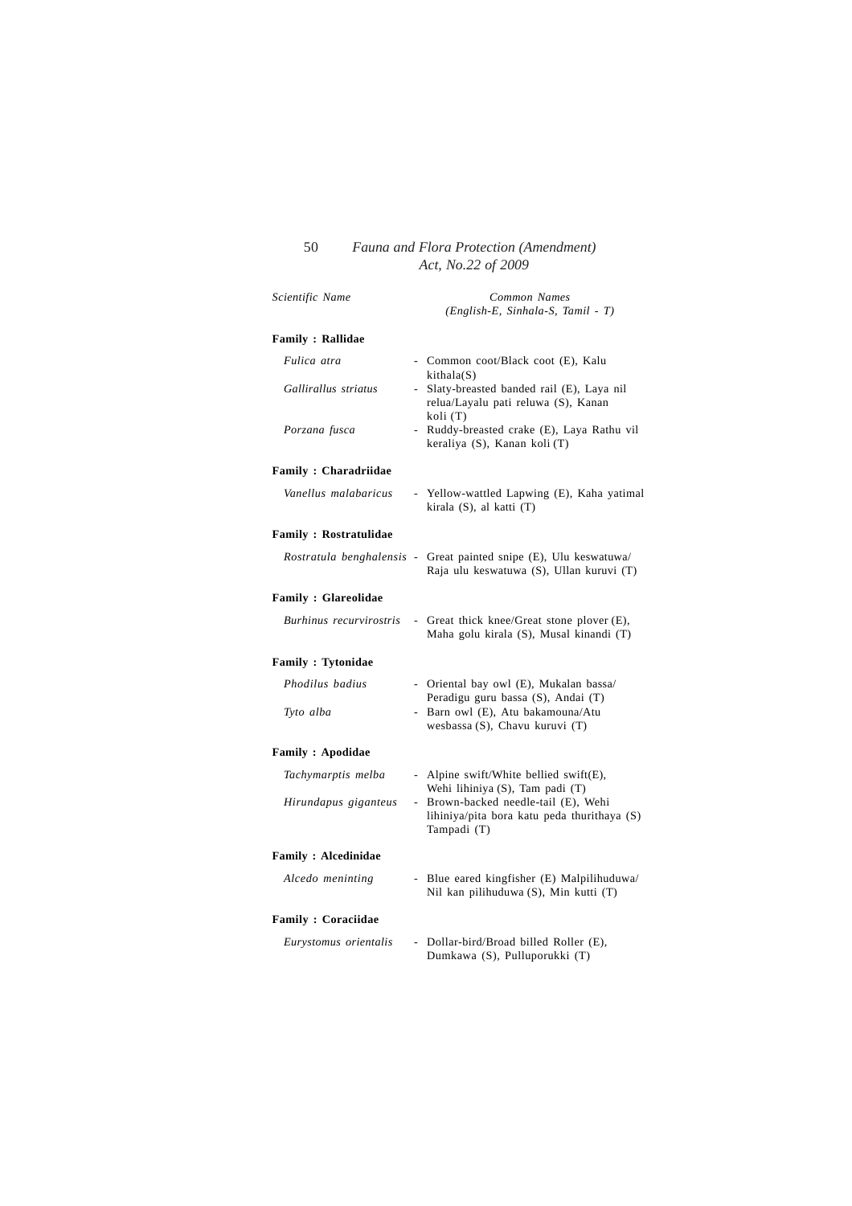| Scientific Name | Common Names (English-E, Sinhala-S, Tamil - T) |
| --- | --- |
| **Family : Rallidae** | |
| *Fulica atra* | - Common coot/Black coot (E), Kalu kithala(S) |
| *Gallirallus striatus* | - Slaty-breasted banded rail (E), Laya nil relua/Layalu pati reluwa (S), Kanan koli (T) |
| *Porzana fusca* | - Ruddy-breasted crake (E), Laya Rathu vil keraliya (S), Kanan koli (T) |
| **Family : Charadriidae** | |
| *Vanellus malabaricus* | - Yellow-wattled Lapwing (E), Kaha yatimal kirala (S), al katti (T) |
| **Family : Rostratulidae** | |
| *Rostratula benghalensis* | - Great painted snipe (E), Ulu keswatuwa/ Raja ulu keswatuwa (S), Ullan kuruvi (T) |
| **Family : Glareolidae** | |
| *Burhinus recurvirostris* | - Great thick knee/Great stone plover (E), Maha golu kirala (S), Musal kinandi (T) |
| **Family : Tytonidae** | |
| *Phodilus badius* | - Oriental bay owl (E), Mukalan bassa/ Peradigu guru bassa (S), Andai (T) |
| *Tyto alba* | - Barn owl (E), Atu bakamouna/Atu wesbassa (S), Chavu kuruvi (T) |
| **Family : Apodidae** | |
| *Tachymarptis melba* | - Alpine swift/White bellied swift(E), Wehi lihiniya (S), Tam padi (T) |
| *Hirundapus giganteus* | - Brown-backed needle-tail (E), Wehi lihiniya/pita bora katu peda thurithaya (S) Tampadi (T) |
| **Family : Alcedinidae** | |
| *Alcedo meninting* | - Blue eared kingfisher (E) Malpilihuduwa/ Nil kan pilihuduwa (S), Min kutti (T) |
| **Family : Coraciidae** | |
| *Eurystomus orientalis* | - Dollar-bird/Broad billed Roller (E), Dumkawa (S), Pulluporukki (T) |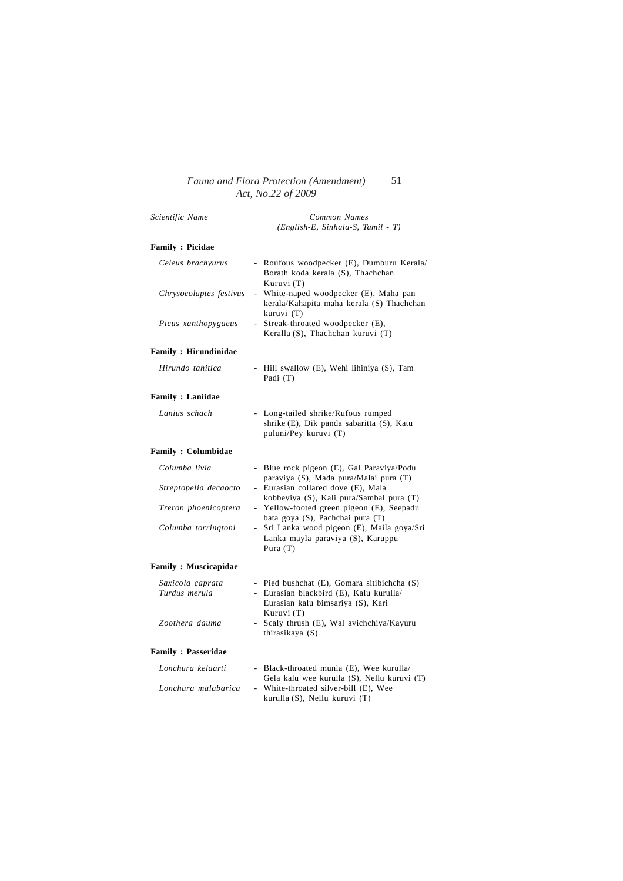| Scientific Name | Common Names (English-E, Sinhala-S, Tamil - T) |
|---|---|
| **Family : Picidae** | |
| *Celeus brachyurus* | - Roufous woodpecker (E), Dumburu Kerala/ Borath koda kerala (S), Thachchan Kuruvi (T) |
| *Chrysocolaptes festivus* | - White-naped woodpecker (E), Maha pan kerala/Kahapita maha kerala (S) Thachchan kuruvi (T) |
| *Picus xanthopygaeus* | - Streak-throated woodpecker (E), Keralla (S), Thachchan kuruvi (T) |
| **Family : Hirundinidae** | |
| *Hirundo tahitica* | - Hill swallow (E), Wehi lihiniya (S), Tam Padi (T) |
| **Family : Laniidae** | |
| *Lanius schach* | - Long-tailed shrike/Rufous rumped shrike (E), Dik panda sabaritta (S), Katu puluni/Pey kuruvi (T) |
| **Family : Columbidae** | |
| *Columba livia* | - Blue rock pigeon (E), Gal Paraviya/Podu paraviya (S), Mada pura/Malai pura (T) |
| *Streptopelia decaocto* | - Eurasian collared dove (E), Mala kobbeyiya (S), Kali pura/Sambal pura (T) |
| *Treron phoenicoptera* | - Yellow-footed green pigeon (E), Seepadu bata goya (S), Pachchai pura (T) |
| *Columba torringtoni* | - Sri Lanka wood pigeon (E), Maila goya/Sri Lanka mayla paraviya (S), Karuppu Pura (T) |
| **Family : Muscicapidae** | |
| *Saxicola caprata* | - Pied bushchat (E), Gomara sitibichcha (S) |
| *Turdus merula* | - Eurasian blackbird (E), Kalu kurulla/ Eurasian kalu bimsariya (S), Kari Kuruvi (T) |
| *Zoothera dauma* | - Scaly thrush (E), Wal avichchiya/Kayuru thirasikaya (S) |
| **Family : Passeridae** | |
| *Lonchura kelaarti* | - Black-throated munia (E), Wee kurulla/ Gela kalu wee kurulla (S), Nellu kuruvi (T) |
| *Lonchura malabarica* | - White-throated silver-bill (E), Wee kurulla (S), Nellu kuruvi (T) |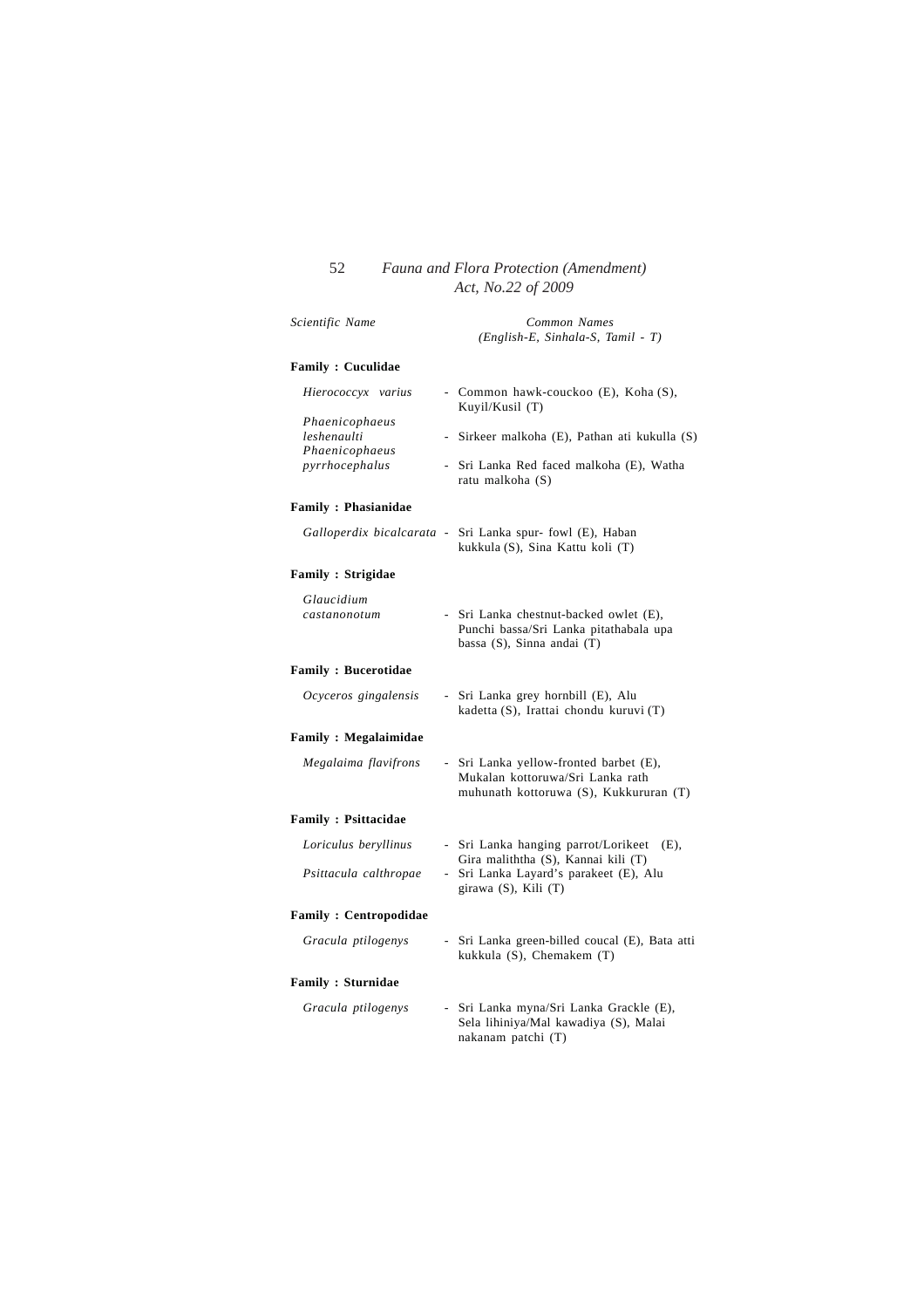| Scientific Name | Common Names (English-E, Sinhala-S, Tamil - T) |
|---|---|
| **Family : Cuculidae** | |
| *Hierococcyx varius* | - Common hawk-couckoo (E), Koha (S), Kuyil/Kusil (T) |
| *Phaenicophaeus leshenaulti* | - Sirkeer malkoha (E), Pathan ati kukulla (S) |
| *Phaenicophaeus pyrrhocephalus* | - Sri Lanka Red faced malkoha (E), Watha ratu malkoha (S) |
| **Family : Phasianidae** | |
| *Galloperdix bicalcarata* | - Sri Lanka spur- fowl (E), Haban kukkula (S), Sina Kattu koli (T) |
| **Family : Strigidae** | |
| *Glaucidium castanonotum* | - Sri Lanka chestnut-backed owlet (E), Punchi bassa/Sri Lanka pitathabala upa bassa (S), Sinna andai (T) |
| **Family : Bucerotidae** | |
| *Ocyceros gingalensis* | - Sri Lanka grey hornbill (E), Alu kadetta (S), Irattai chondu kuruvi (T) |
| **Family : Megalaimidae** | |
| *Megalaima flavifrons* | - Sri Lanka yellow-fronted barbet (E), Mukalan kottoruwa/Sri Lanka rath muhunath kottoruwa (S), Kukkururan (T) |
| **Family : Psittacidae** | |
| *Loriculus beryllinus* | - Sri Lanka hanging parrot/Lorikeet (E), Gira maliththa (S), Kannai kili (T) |
| *Psittacula calthropae* | - Sri Lanka Layard's parakeet (E), Alu girawa (S), Kili (T) |
| **Family : Centropodidae** | |
| *Gracula ptilogenys* | - Sri Lanka green-billed coucal (E), Bata atti kukkula (S), Chemakem (T) |
| **Family : Sturnidae** | |
| *Gracula ptilogenys* | - Sri Lanka myna/Sri Lanka Grackle (E), Sela lihiniya/Mal kawadiya (S), Malai nakanam patchi (T) |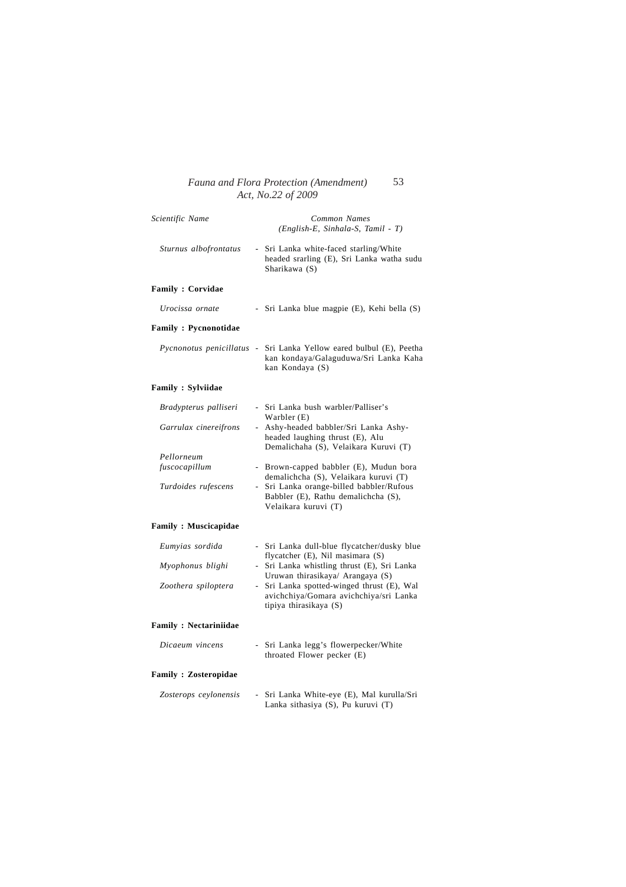| Scientific Name | Common Names (English-E, Sinhala-S, Tamil - T) |
|---|---|
| *Sturnus albofrontatus* | - Sri Lanka white-faced starling/White headed srarling (E), Sri Lanka watha sudu Sharikawa (S) |

**Family : Corvidae**

| | |
|---|---|
| *Urocissa ornate* | - Sri Lanka blue magpie (E), Kehi bella (S) |

**Family : Pycnonotidae**

| | |
|---|---|
| *Pycnonotus penicillatus* | - Sri Lanka Yellow eared bulbul (E), Peetha kan kondaya/Galaguduwa/Sri Lanka Kaha kan Kondaya (S) |

**Family : Sylviidae**

| | |
|---|---|
| *Bradypterus palliseri* | - Sri Lanka bush warbler/Palliser's Warbler (E) |
| *Garrulax cinereifrons* | - Ashy-headed babbler/Sri Lanka Ashy-headed laughing thrust (E), Alu Demalichaha (S), Velaikara Kuruvi (T) |
| *Pellorneum fuscocapillum* | - Brown-capped babbler (E), Mudun bora demalichcha (S), Velaikara kuruvi (T) |
| *Turdoides rufescens* | - Sri Lanka orange-billed babbler/Rufous Babbler (E), Rathu demalichcha (S), Velaikara kuruvi (T) |

**Family : Muscicapidae**

| | |
|---|---|
| *Eumyias sordida* | - Sri Lanka dull-blue flycatcher/dusky blue flycatcher (E), Nil masimara (S) |
| *Myophonus blighi* | - Sri Lanka whistling thrust (E), Sri Lanka Uruwan thirasikaya/ Arangaya (S) |
| *Zoothera spiloptera* | - Sri Lanka spotted-winged thrust (E), Wal avichchiya/Gomara avichchiya/sri Lanka tipiya thirasikaya (S) |

**Family : Nectariniidae**

| | |
|---|---|
| *Dicaeum vincens* | - Sri Lanka legg's flowerpecker/White throated Flower pecker (E) |

**Family : Zosteropidae**

| | |
|---|---|
| *Zosterops ceylonensis* | - Sri Lanka White-eye (E), Mal kurulla/Sri Lanka sithasiya (S), Pu kuruvi (T) |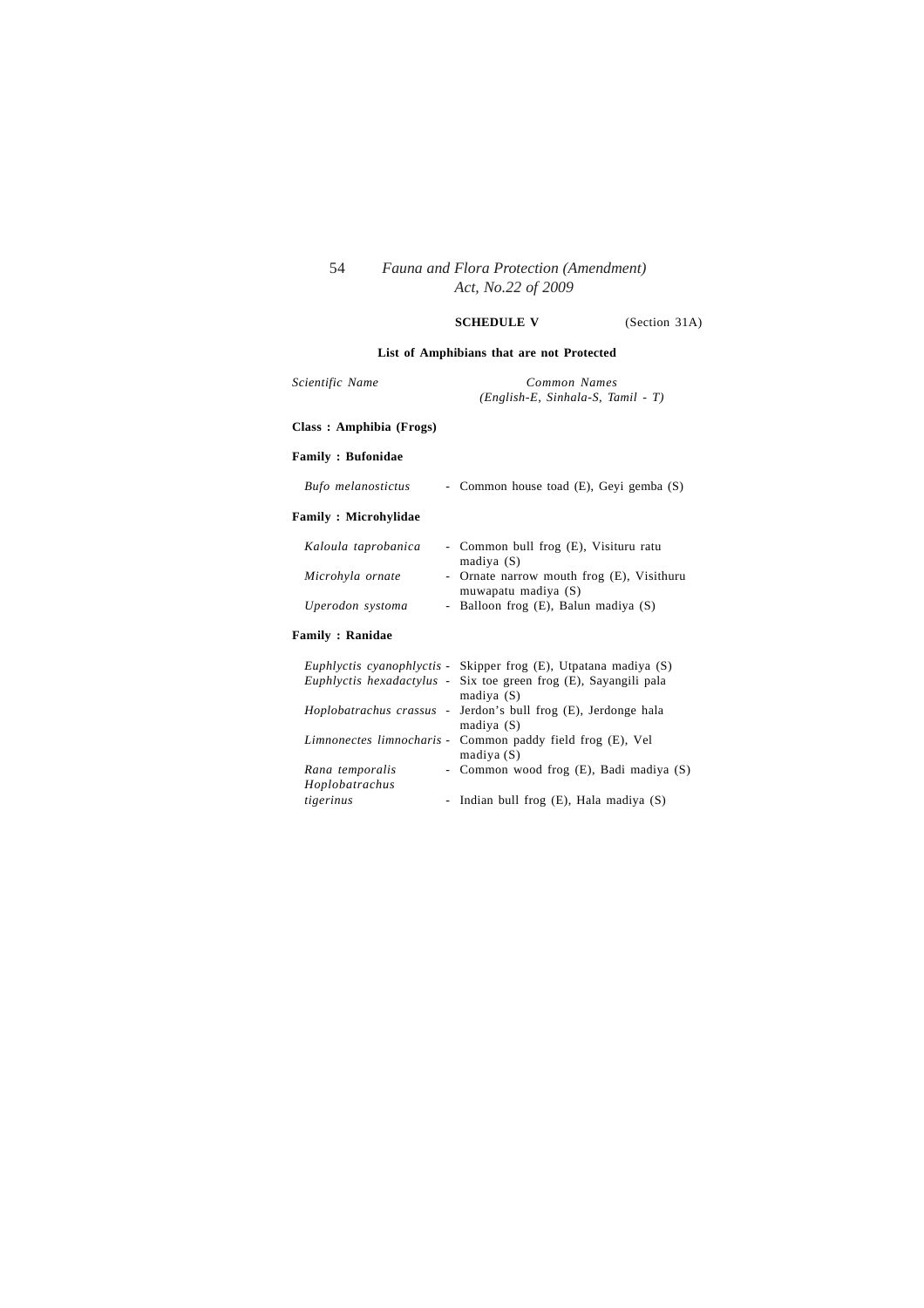**SCHEDULE V** (Section 31A)

**List of Amphibians that are not Protected**

| *Scientific Name* | *Common Names (English-E, Sinhala-S, Tamil - T)* |
|---|---|
| **Class : Amphibia (Frogs)** | |
| **Family : Bufonidae** | |
| *Bufo melanostictus* | - Common house toad (E), Geyi gemba (S) |
| **Family : Microhylidae** | |
| *Kaloula taprobanica* | - Common bull frog (E), Visituru ratu madiya (S) |
| *Microhyla ornate* | - Ornate narrow mouth frog (E), Visithuru muwapatu madiya (S) |
| *Uperodon systoma* | - Balloon frog (E), Balun madiya (S) |
| **Family : Ranidae** | |
| *Euphlyctis cyanophlyctis* | - Skipper frog (E), Utpatana madiya (S) |
| *Euphlyctis hexadactylus* | - Six toe green frog (E), Sayangili pala madiya (S) |
| *Hoplobatrachus crassus* | - Jerdon's bull frog (E), Jerdonge hala madiya (S) |
| *Limnonectes limnocharis* | - Common paddy field frog (E), Vel madiya (S) |
| *Rana temporalis* | - Common wood frog (E), Badi madiya (S) |
| *Hoplobatrachus tigerinus* | - Indian bull frog (E), Hala madiya (S) |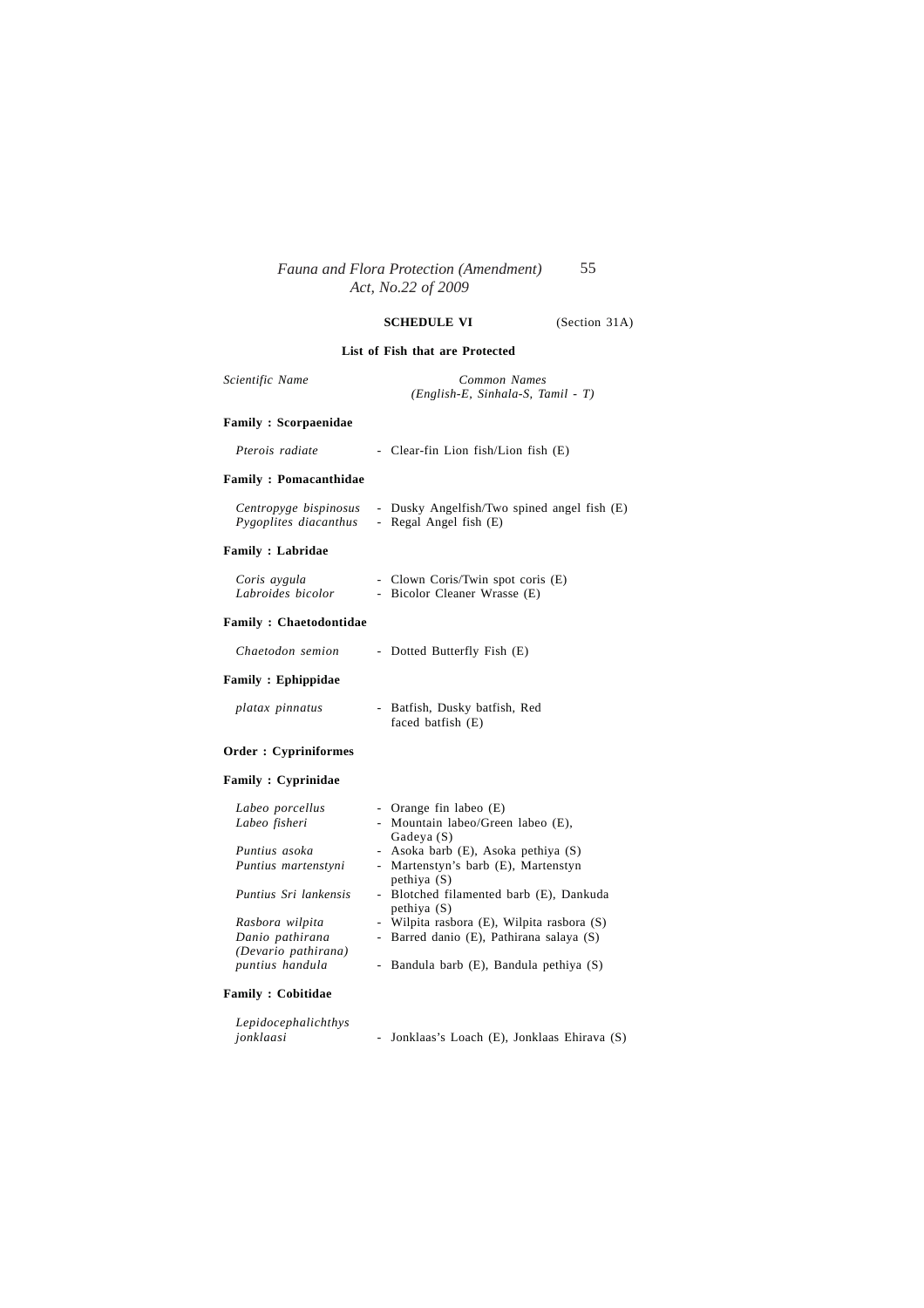## SCHEDULE VI

(Section 31A)

### List of Fish that are Protected

| *Scientific Name* | *Common Names (English-E, Sinhala-S, Tamil - T)* |
|---|---|
| **Family : Scorpaenidae** | |
| *Pterois radiate* | - Clear-fin Lion fish/Lion fish (E) |
| **Family : Pomacanthidae** | |
| *Centropyge bispinosus* | - Dusky Angelfish/Two spined angel fish (E) |
| *Pygoplites diacanthus* | - Regal Angel fish (E) |
| **Family : Labridae** | |
| *Coris aygula* | - Clown Coris/Twin spot coris (E) |
| *Labroides bicolor* | - Bicolor Cleaner Wrasse (E) |
| **Family : Chaetodontidae** | |
| *Chaetodon semion* | - Dotted Butterfly Fish (E) |
| **Family : Ephippidae** | |
| *platax pinnatus* | - Batfish, Dusky batfish, Red faced batfish (E) |
| **Order : Cypriniformes** | |
| **Family : Cyprinidae** | |
| *Labeo porcellus* | - Orange fin labeo (E) |
| *Labeo fisheri* | - Mountain labeo/Green labeo (E), Gadeya (S) |
| *Puntius asoka* | - Asoka barb (E), Asoka pethiya (S) |
| *Puntius martenstyni* | - Martenstyn's barb (E), Martenstyn pethiya (S) |
| *Puntius Sri lankensis* | - Blotched filamented barb (E), Dankuda pethiya (S) |
| *Rasbora wilpita* | - Wilpita rasbora (E), Wilpita rasbora (S) |
| *Danio pathirana (Devario pathirana)* | - Barred danio (E), Pathirana salaya (S) |
| *puntius handula* | - Bandula barb (E), Bandula pethiya (S) |
| **Family : Cobitidae** | |
| *Lepidocephalichthys jonklaasi* | - Jonklaas's Loach (E), Jonklaas Ehirava (S) |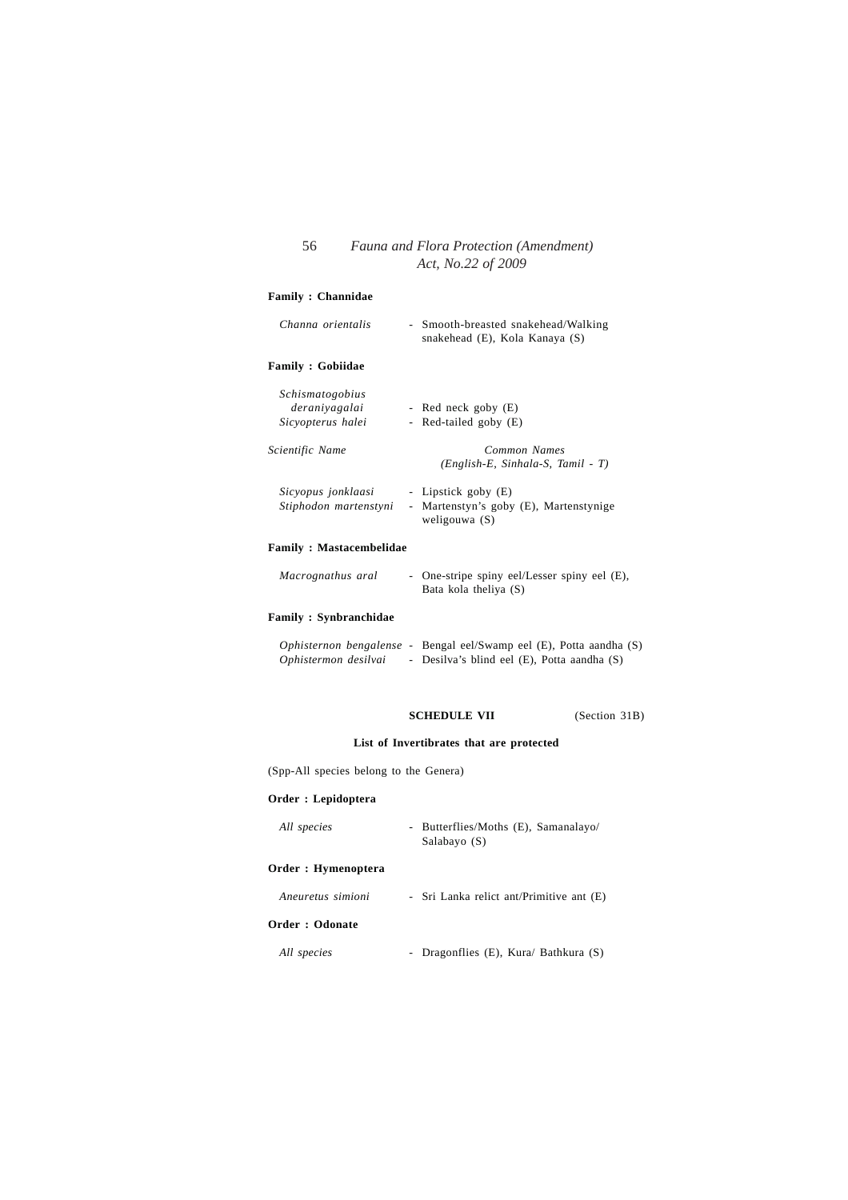**Family : Channidae**

| | |
|---|---|
| *Channa orientalis* | - Smooth-breasted snakehead/Walking snakehead (E), Kola Kanaya (S) |

**Family : Gobiidae**

| | |
|---|---|
| *Schismatogobius deraniyagalai* | - Red neck goby (E) |
| *Sicyopterus halei* | - Red-tailed goby (E) |

| *Scientific Name* | *Common Names (English-E, Sinhala-S, Tamil - T)* |
|---|---|
| *Sicyopus jonklaasi* | - Lipstick goby (E) |
| *Stiphodon martenstyni* | - Martenstyn's goby (E), Martenstynige weligouwa (S) |

**Family : Mastacembelidae**

| | |
|---|---|
| *Macrognathus aral* | - One-stripe spiny eel/Lesser spiny eel (E), Bata kola theliya (S) |

**Family : Synbranchidae**

| | |
|---|---|
| *Ophisternon bengalense* | - Bengal eel/Swamp eel (E), Potta aandha (S) |
| *Ophistermon desilvai* | - Desilva's blind eel (E), Potta aandha (S) |

**SCHEDULE VII** (Section 31B)

**List of Invertibrates that are protected**

(Spp-All species belong to the Genera)

**Order : Lepidoptera**

| | |
|---|---|
| *All species* | - Butterflies/Moths (E), Samanalayo/ Salabayo (S) |

**Order : Hymenoptera**

| | |
|---|---|
| *Aneuretus simioni* | - Sri Lanka relict ant/Primitive ant (E) |

**Order : Odonate**

| | |
|---|---|
| *All species* | - Dragonflies (E), Kura/ Bathkura (S) |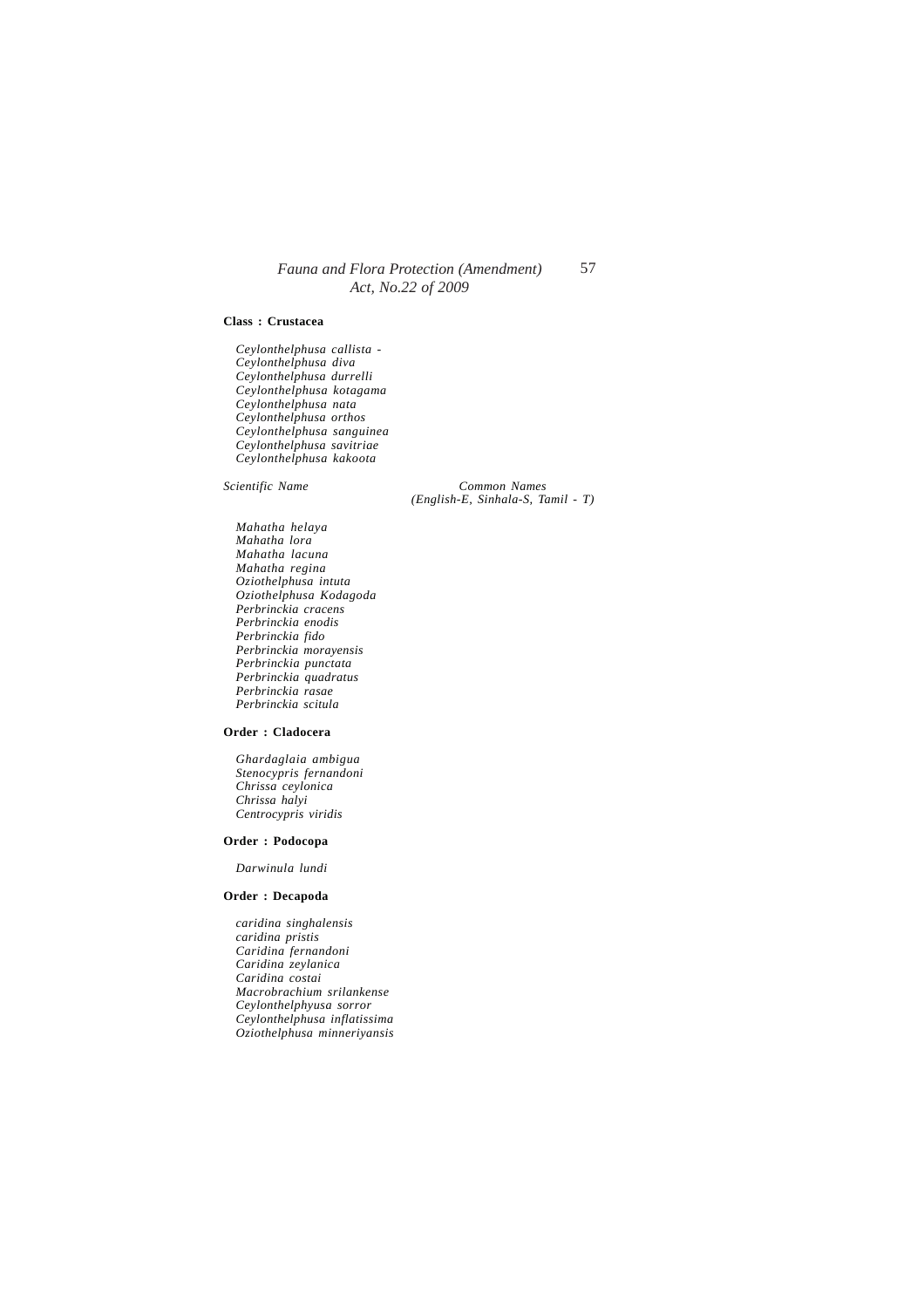**Class : Crustacea**

*Ceylonthelphusa callista -*
*Ceylonthelphusa diva*
*Ceylonthelphusa durrelli*
*Ceylonthelphusa kotagama*
*Ceylonthelphusa nata*
*Ceylonthelphusa orthos*
*Ceylonthelphusa sanguinea*
*Ceylonthelphusa savitriae*
*Ceylonthelphusa kakoota*

| *Scientific Name* | *Common Names (English-E, Sinhala-S, Tamil - T)* |
| --- | --- |

*Mahatha helaya*
*Mahatha lora*
*Mahatha lacuna*
*Mahatha regina*
*Oziothelphusa intuta*
*Oziothelphusa Kodagoda*
*Perbrinckia cracens*
*Perbrinckia enodis*
*Perbrinckia fido*
*Perbrinckia morayensis*
*Perbrinckia punctata*
*Perbrinckia quadratus*
*Perbrinckia rasae*
*Perbrinckia scitula*

**Order : Cladocera**

*Ghardaglaia ambigua*
*Stenocypris fernandoni*
*Chrissa ceylonica*
*Chrissa halyi*
*Centrocypris viridis*

**Order : Podocopa**

*Darwinula lundi*

**Order : Decapoda**

*caridina singhalensis*
*caridina pristis*
*Caridina fernandoni*
*Caridina zeylanica*
*Caridina costai*
*Macrobrachium srilankense*
*Ceylonthelphyusa sorror*
*Ceylonthelphusa inflatissima*
*Oziothelphusa minneriyansis*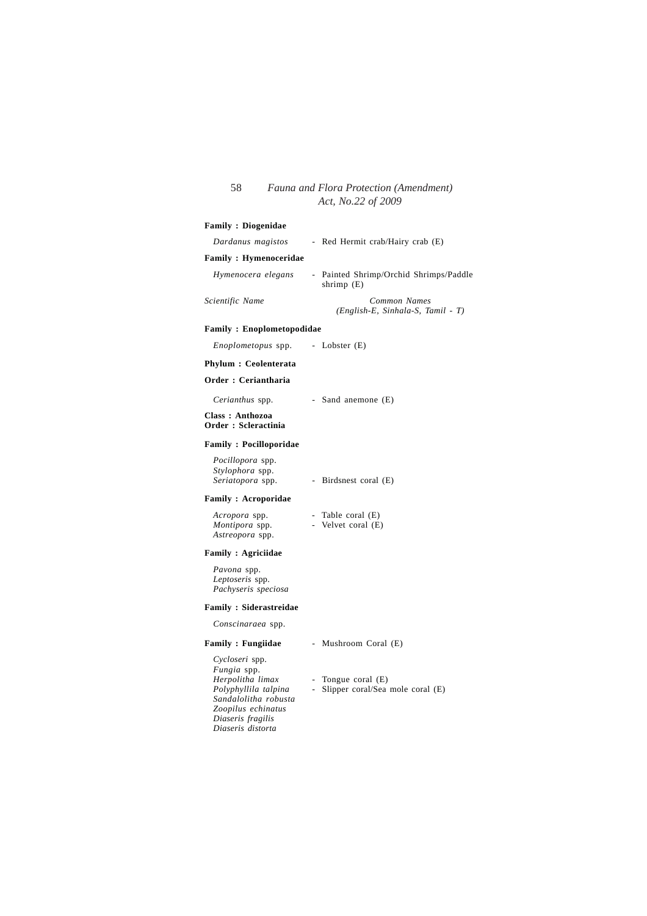**Family : Diogenidae**

| | |
|---|---|
| *Dardanus magistos* | - Red Hermit crab/Hairy crab (E) |

**Family : Hymenoceridae**

| | |
|---|---|
| *Hymenocera elegans* | - Painted Shrimp/Orchid Shrimps/Paddle shrimp (E) |

| *Scientific Name* | *Common Names (English-E, Sinhala-S, Tamil - T)* |
|---|---|

**Family : Enoplometopodidae**

| | |
|---|---|
| *Enoplometopus* spp. | - Lobster (E) |

**Phylum : Ceolenterata**

**Order : Ceriantharia**

| | |
|---|---|
| *Cerianthus* spp. | - Sand anemone (E) |

**Class : Anthozoa**
**Order : Scleractinia**

**Family : Pocilloporidae**

| | |
|---|---|
| *Pocillopora* spp. | |
| *Stylophora* spp. | |
| *Seriatopora* spp. | - Birdsnest coral (E) |

**Family : Acroporidae**

| | |
|---|---|
| *Acropora* spp. | - Table coral (E) |
| *Montipora* spp. | - Velvet coral (E) |
| *Astreopora* spp. | |

**Family : Agriciidae**

*Pavona* spp.
*Leptoseris* spp.
*Pachyseris speciosa*

**Family : Siderastreidae**

*Conscinaraea* spp.

**Family : Fungiidae** - Mushroom Coral (E)

| | |
|---|---|
| *Cycloseri* spp. | |
| *Fungia* spp. | |
| *Herpolitha limax* | - Tongue coral (E) |
| *Polyphyllila talpina* | - Slipper coral/Sea mole coral (E) |
| *Sandalolitha robusta* | |
| *Zoopilus echinatus* | |
| *Diaseris fragilis* | |
| *Diaseris distorta* | |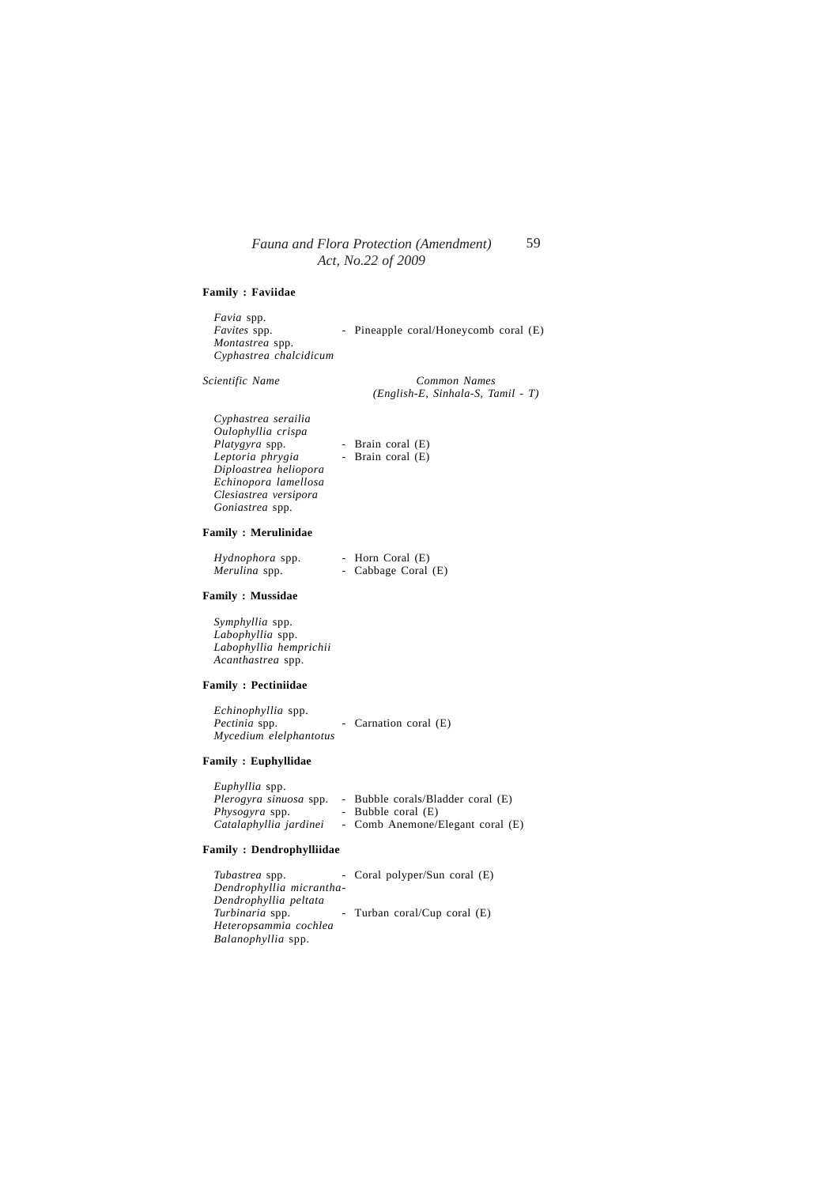**Family : Faviidae**

| | |
|---|---|
| *Favia* spp. | |
| *Favites* spp. | - Pineapple coral/Honeycomb coral (E) |
| *Montastrea* spp. | |
| *Cyphastrea chalcidicum* | |

| *Scientific Name* | *Common Names (English-E, Sinhala-S, Tamil - T)* |
|---|---|
| *Cyphastrea serailia* | |
| *Oulophyllia crispa* | |
| *Platygyra* spp. | - Brain coral (E) |
| *Leptoria phrygia* | - Brain coral (E) |
| *Diploastrea heliopora* | |
| *Echinopora lamellosa* | |
| *Clesiastrea versipora* | |
| *Goniastrea* spp. | |

**Family : Merulinidae**

| | |
|---|---|
| *Hydnophora* spp. | - Horn Coral (E) |
| *Merulina* spp. | - Cabbage Coral (E) |

**Family : Mussidae**

*Symphyllia* spp.
*Labophyllia* spp.
*Labophyllia hemprichii*
*Acanthastrea* spp.

**Family : Pectiniidae**

| | |
|---|---|
| *Echinophyllia* spp. | |
| *Pectinia* spp. | - Carnation coral (E) |
| *Mycedium elelphantotus* | |

**Family : Euphyllidae**

| | |
|---|---|
| *Euphyllia* spp. | |
| *Plerogyra sinuosa* spp. | - Bubble corals/Bladder coral (E) |
| *Physogyra* spp. | - Bubble coral (E) |
| *Catalaphyllia jardinei* | - Comb Anemone/Elegant coral (E) |

**Family : Dendrophylliidae**

| | |
|---|---|
| *Tubastrea* spp. | - Coral polyper/Sun coral (E) |
| *Dendrophyllia micrantha-* | |
| *Dendrophyllia peltata* | |
| *Turbinaria* spp. | - Turban coral/Cup coral (E) |
| *Heteropsammia cochlea* | |
| *Balanophyllia* spp. | |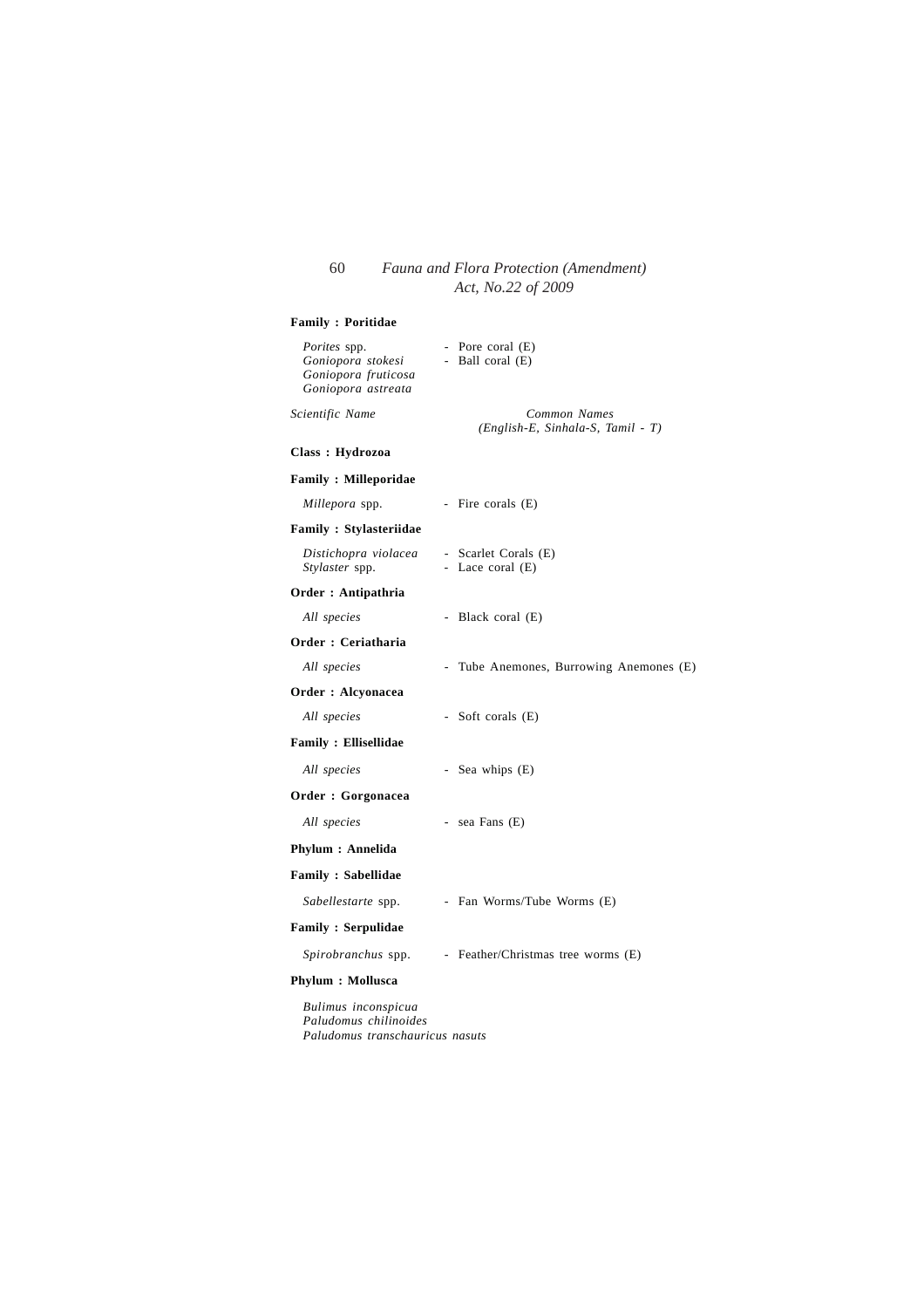**Family : Poritidae**

| | |
|---|---|
| *Porites* spp. | - Pore coral (E) |
| *Goniopora stokesi* | - Ball coral (E) |
| *Goniopora fruticosa* | |
| *Goniopora astreata* | |

| *Scientific Name* | *Common Names (English-E, Sinhala-S, Tamil - T)* |
|---|---|

**Class : Hydrozoa**

**Family : Milleporidae**

*Millepora* spp. - Fire corals (E)

**Family : Stylasteriidae**

| | |
|---|---|
| *Distichopra violacea* | - Scarlet Corals (E) |
| *Stylaster* spp. | - Lace coral (E) |

**Order : Antipathria**

*All species* - Black coral (E)

**Order : Ceriatharia**

*All species* - Tube Anemones, Burrowing Anemones (E)

**Order : Alcyonacea**

*All species* - Soft corals (E)

**Family : Ellisellidae**

*All species* - Sea whips (E)

**Order : Gorgonacea**

*All species* - sea Fans (E)

**Phylum : Annelida**

**Family : Sabellidae**

*Sabellestarte* spp. - Fan Worms/Tube Worms (E)

**Family : Serpulidae**

*Spirobranchus* spp. - Feather/Christmas tree worms (E)

**Phylum : Mollusca**

*Bulimus inconspicua*
*Paludomus chilinoides*
*Paludomus transchauricus nasuts*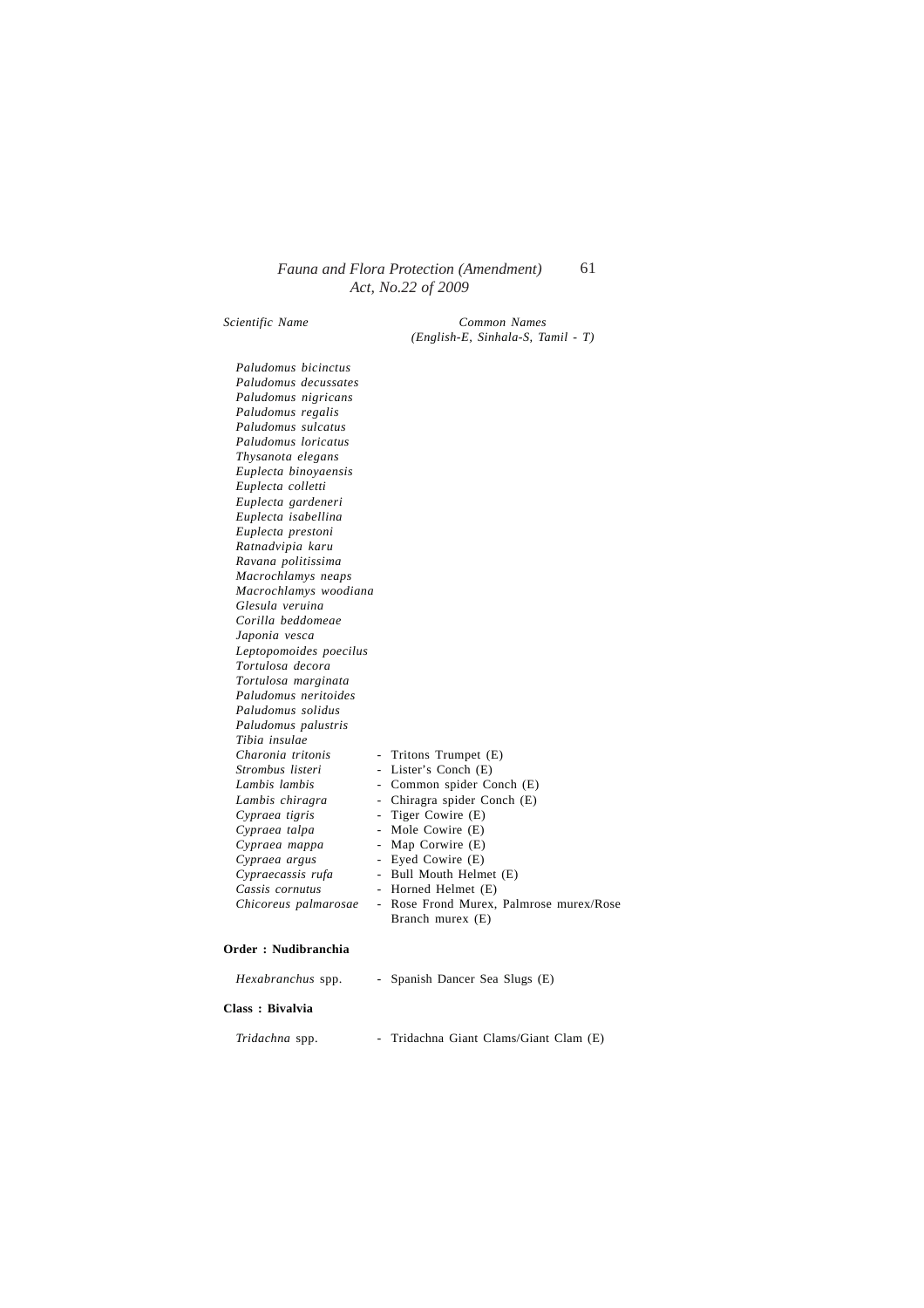| Scientific Name | Common Names (English-E, Sinhala-S, Tamil - T) |
|---|---|
| *Paludomus bicinctus* | |
| *Paludomus decussates* | |
| *Paludomus nigricans* | |
| *Paludomus regalis* | |
| *Paludomus sulcatus* | |
| *Paludomus loricatus* | |
| *Thysanota elegans* | |
| *Euplecta binoyaensis* | |
| *Euplecta colletti* | |
| *Euplecta gardeneri* | |
| *Euplecta isabellina* | |
| *Euplecta prestoni* | |
| *Ratnadvipia karu* | |
| *Ravana politissima* | |
| *Macrochlamys neaps* | |
| *Macrochlamys woodiana* | |
| *Glesula veruina* | |
| *Corilla beddomeae* | |
| *Japonia vesca* | |
| *Leptopomoides poecilus* | |
| *Tortulosa decora* | |
| *Tortulosa marginata* | |
| *Paludomus neritoides* | |
| *Paludomus solidus* | |
| *Paludomus palustris* | |
| *Tibia insulae* | |
| *Charonia tritonis* | - Tritons Trumpet (E) |
| *Strombus listeri* | - Lister's Conch (E) |
| *Lambis lambis* | - Common spider Conch (E) |
| *Lambis chiragra* | - Chiragra spider Conch (E) |
| *Cypraea tigris* | - Tiger Cowire (E) |
| *Cypraea talpa* | - Mole Cowire (E) |
| *Cypraea mappa* | - Map Corwire (E) |
| *Cypraea argus* | - Eyed Cowire (E) |
| *Cypraecassis rufa* | - Bull Mouth Helmet (E) |
| *Cassis cornutus* | - Horned Helmet (E) |
| *Chicoreus palmarosae* | - Rose Frond Murex, Palmrose murex/Rose Branch murex (E) |

**Order : Nudibranchia**

| | |
|---|---|
| *Hexabranchus* spp. | - Spanish Dancer Sea Slugs (E) |

**Class : Bivalvia**

| | |
|---|---|
| *Tridachna* spp. | - Tridachna Giant Clams/Giant Clam (E) |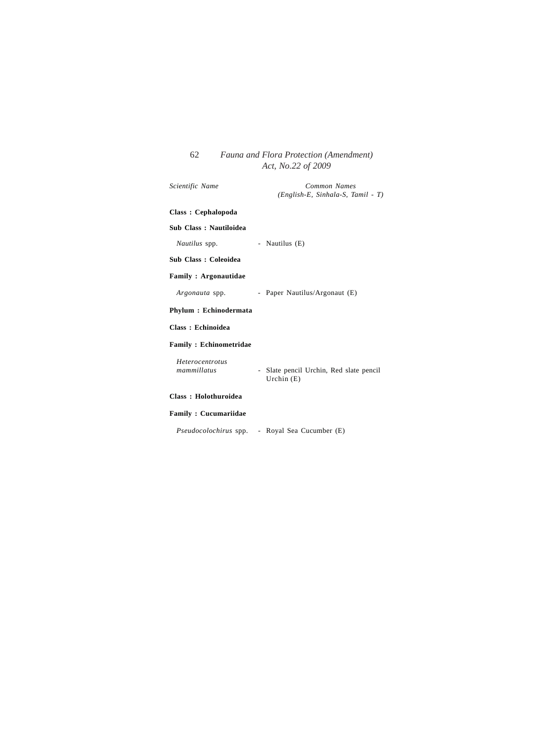| *Scientific Name* | *Common Names (English-E, Sinhala-S, Tamil - T)* |
|---|---|
| **Class : Cephalopoda** | |
| **Sub Class : Nautiloidea** | |
| *Nautilus* spp. | - Nautilus (E) |
| **Sub Class : Coleoidea** | |
| **Family : Argonautidae** | |
| *Argonauta* spp. | - Paper Nautilus/Argonaut (E) |
| **Phylum : Echinodermata** | |
| **Class : Echinoidea** | |
| **Family : Echinometridae** | |
| *Heterocentrotus mammillatus* | - Slate pencil Urchin, Red slate pencil Urchin (E) |
| **Class : Holothuroidea** | |
| **Family : Cucumariidae** | |
| *Pseudocolochirus* spp. | - Royal Sea Cucumber (E) |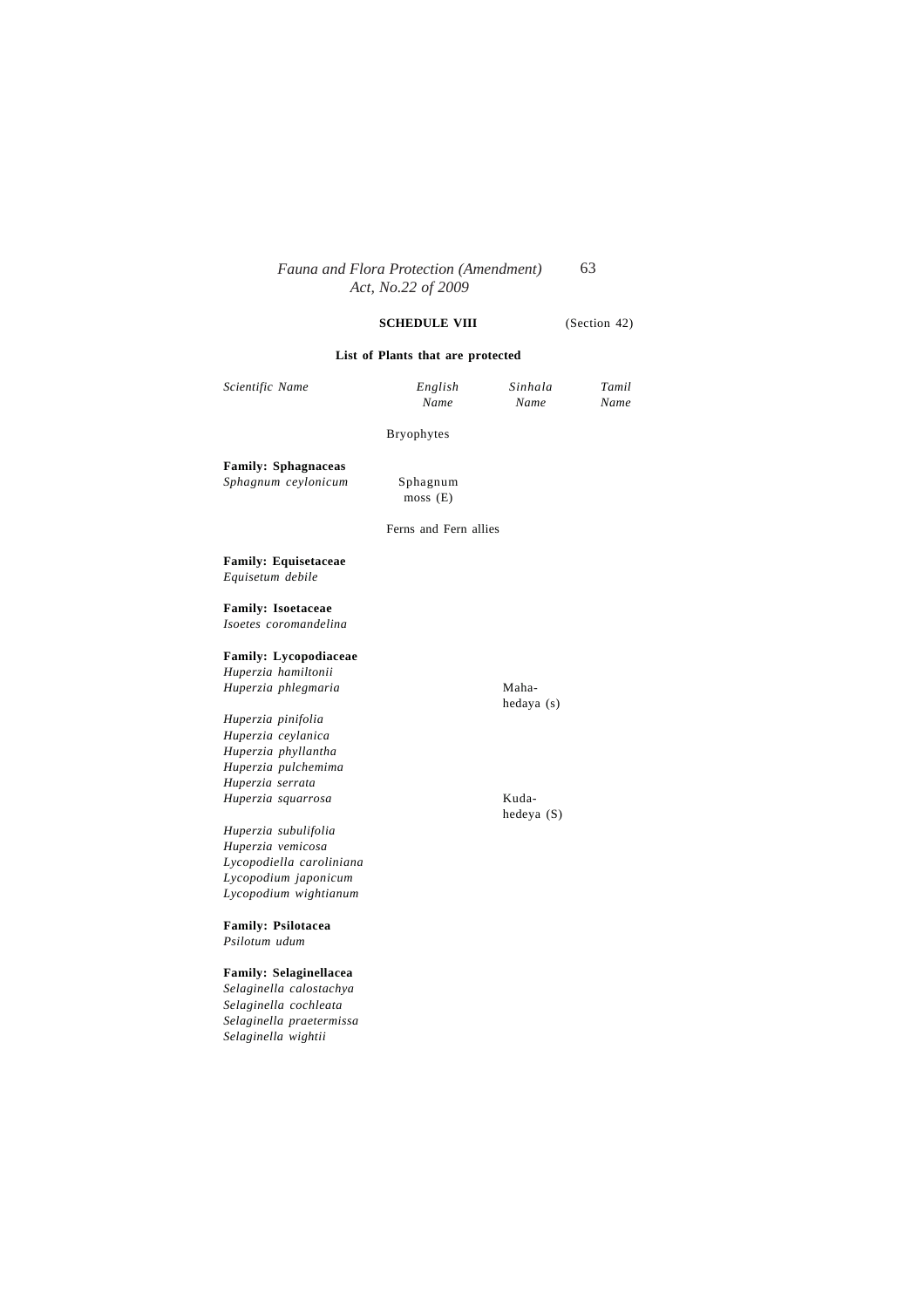## SCHEDULE VIII

(Section 42)

### List of Plants that are protected

| *Scientific Name* | *English Name* | *Sinhala Name* | *Tamil Name* |
|---|---|---|---|
| | Bryophytes | | |
| **Family: Sphagnaceas** | | | |
| *Sphagnum ceylonicum* | Sphagnum moss (E) | | |
| | Ferns and Fern allies | | |
| **Family: Equisetaceae** | | | |
| *Equisetum debile* | | | |
| **Family: Isoetaceae** | | | |
| *Isoetes coromandelina* | | | |
| **Family: Lycopodiaceae** | | | |
| *Huperzia hamiltonii* | | | |
| *Huperzia phlegmaria* | | Maha-hedaya (s) | |
| *Huperzia pinifolia* | | | |
| *Huperzia ceylanica* | | | |
| *Huperzia phyllantha* | | | |
| *Huperzia pulchemima* | | | |
| *Huperzia serrata* | | | |
| *Huperzia squarrosa* | | Kuda-hedeya (S) | |
| *Huperzia subulifolia* | | | |
| *Huperzia vemicosa* | | | |
| *Lycopodiella caroliniana* | | | |
| *Lycopodium japonicum* | | | |
| *Lycopodium wightianum* | | | |
| **Family: Psilotacea** | | | |
| *Psilotum udum* | | | |
| **Family: Selaginellacea** | | | |
| *Selaginella calostachya* | | | |
| *Selaginella cochleata* | | | |
| *Selaginella praetermissa* | | | |
| *Selaginella wightii* | | | |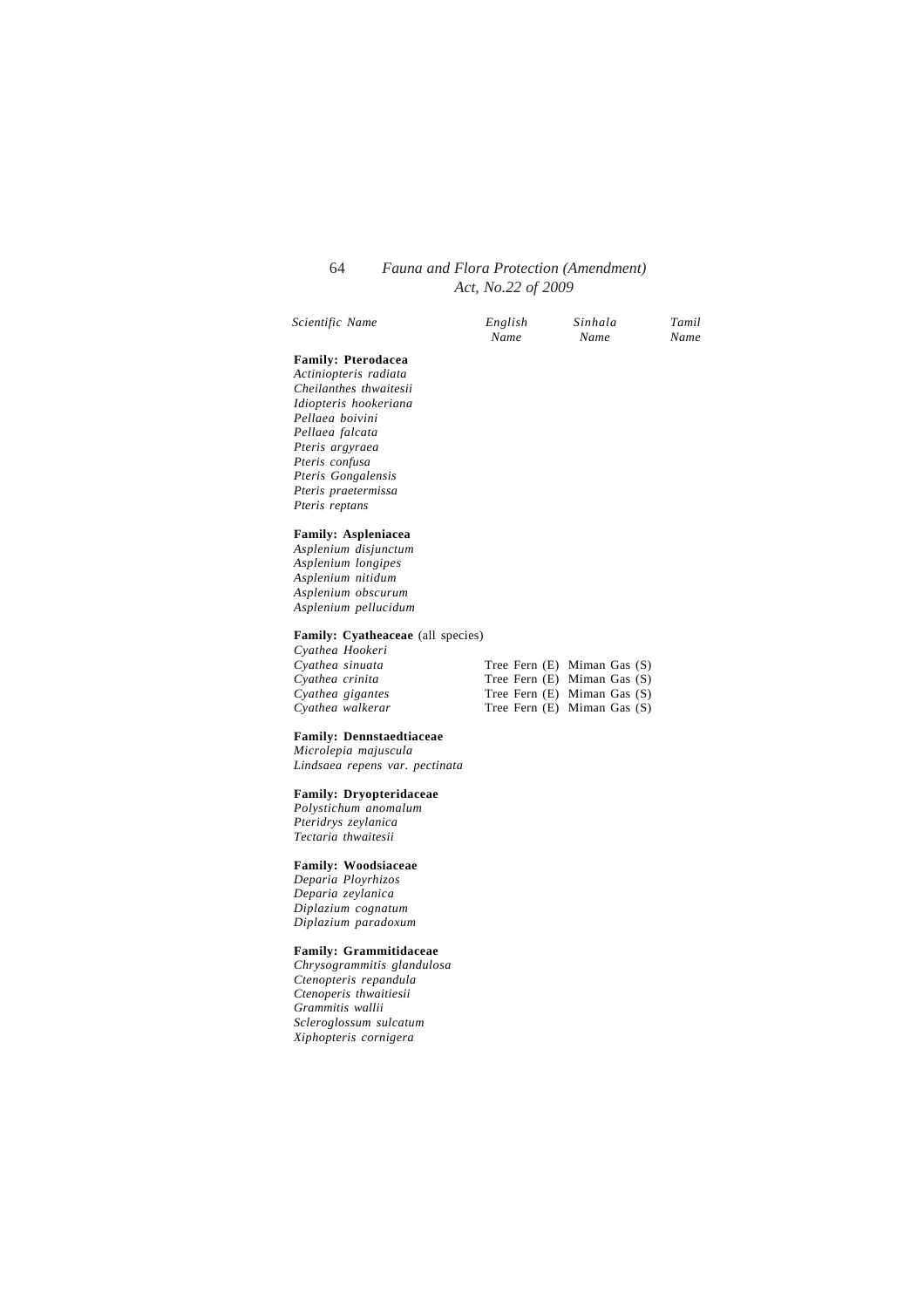| Scientific Name | English Name | Sinhala Name | Tamil Name |
| --- | --- | --- | --- |
| **Family: Pterodacea** | | | |
| *Actiniopteris radiata* | | | |
| *Cheilanthes thwaitesii* | | | |
| *Idiopteris hookeriana* | | | |
| *Pellaea boivini* | | | |
| *Pellaea falcata* | | | |
| *Pteris argyraea* | | | |
| *Pteris confusa* | | | |
| *Pteris Gongalensis* | | | |
| *Pteris praetermissa* | | | |
| *Pteris reptans* | | | |
| **Family: Aspleniacea** | | | |
| *Asplenium disjunctum* | | | |
| *Asplenium longipes* | | | |
| *Asplenium nitidum* | | | |
| *Asplenium obscurum* | | | |
| *Asplenium pellucidum* | | | |
| **Family: Cyatheaceae** (all species) | | | |
| *Cyathea Hookeri* | | | |
| *Cyathea sinuata* | Tree Fern (E) | Miman Gas (S) | |
| *Cyathea crinita* | Tree Fern (E) | Miman Gas (S) | |
| *Cyathea gigantes* | Tree Fern (E) | Miman Gas (S) | |
| *Cyathea walkerar* | Tree Fern (E) | Miman Gas (S) | |
| **Family: Dennstaedtiaceae** | | | |
| *Microlepia majuscula* | | | |
| *Lindsaea repens var. pectinata* | | | |
| **Family: Dryopteridaceae** | | | |
| *Polystichum anomalum* | | | |
| *Pteridrys zeylanica* | | | |
| *Tectaria thwaitesii* | | | |
| **Family: Woodsiaceae** | | | |
| *Deparia Ployrhizos* | | | |
| *Deparia zeylanica* | | | |
| *Diplazium cognatum* | | | |
| *Diplazium paradoxum* | | | |
| **Family: Grammitidaceae** | | | |
| *Chrysogrammitis glandulosa* | | | |
| *Ctenopteris repandula* | | | |
| *Ctenoperis thwaitiesii* | | | |
| *Grammitis wallii* | | | |
| *Scleroglossum sulcatum* | | | |
| *Xiphopteris cornigera* | | | |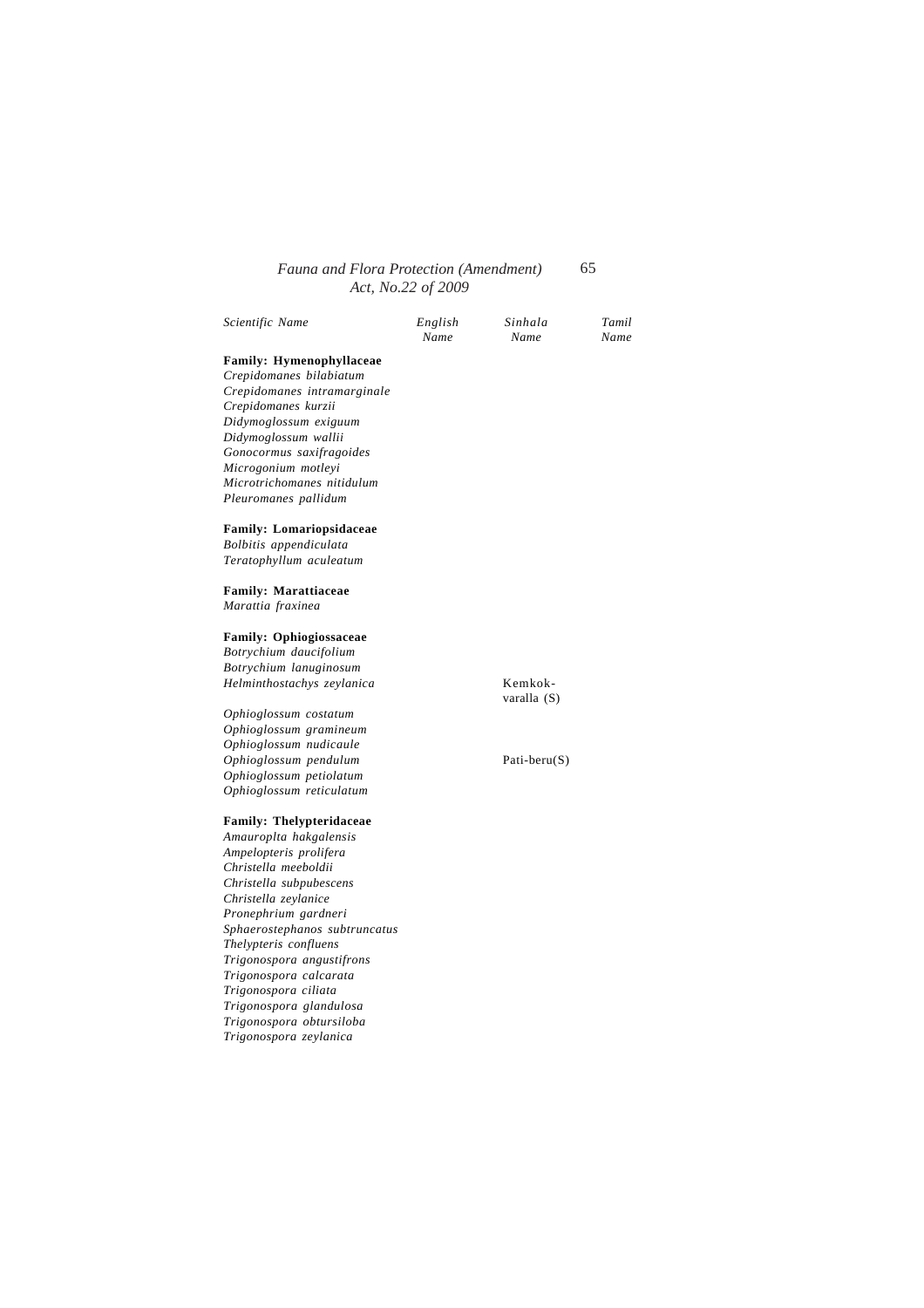| Scientific Name | English Name | Sinhala Name | Tamil Name |
|---|---|---|---|
| **Family: Hymenophyllaceae** | | | |
| *Crepidomanes bilabiatum* | | | |
| *Crepidomanes intramarginale* | | | |
| *Crepidomanes kurzii* | | | |
| *Didymoglossum exiguum* | | | |
| *Didymoglossum wallii* | | | |
| *Gonocormus saxifragoides* | | | |
| *Microgonium motleyi* | | | |
| *Microtrichomanes nitidulum* | | | |
| *Pleuromanes pallidum* | | | |
| **Family: Lomariopsidaceae** | | | |
| *Bolbitis appendiculata* | | | |
| *Teratophyllum aculeatum* | | | |
| **Family: Marattiaceae** | | | |
| *Marattia fraxinea* | | | |
| **Family: Ophiogiossaceae** | | | |
| *Botrychium daucifolium* | | | |
| *Botrychium lanuginosum* | | | |
| *Helminthostachys zeylanica* | | Kemkok-varalla (S) | |
| *Ophioglossum costatum* | | | |
| *Ophioglossum gramineum* | | | |
| *Ophioglossum nudicaule* | | | |
| *Ophioglossum pendulum* | | Pati-beru(S) | |
| *Ophioglossum petiolatum* | | | |
| *Ophioglossum reticulatum* | | | |
| **Family: Thelypteridaceae** | | | |
| *Amauroplta hakgalensis* | | | |
| *Ampelopteris prolifera* | | | |
| *Christella meeboldii* | | | |
| *Christella subpubescens* | | | |
| *Christella zeylanice* | | | |
| *Pronephrium gardneri* | | | |
| *Sphaerostephanos subtruncatus* | | | |
| *Thelypteris confluens* | | | |
| *Trigonospora angustifrons* | | | |
| *Trigonospora calcarata* | | | |
| *Trigonospora ciliata* | | | |
| *Trigonospora glandulosa* | | | |
| *Trigonospora obtursiloba* | | | |
| *Trigonospora zeylanica* | | | |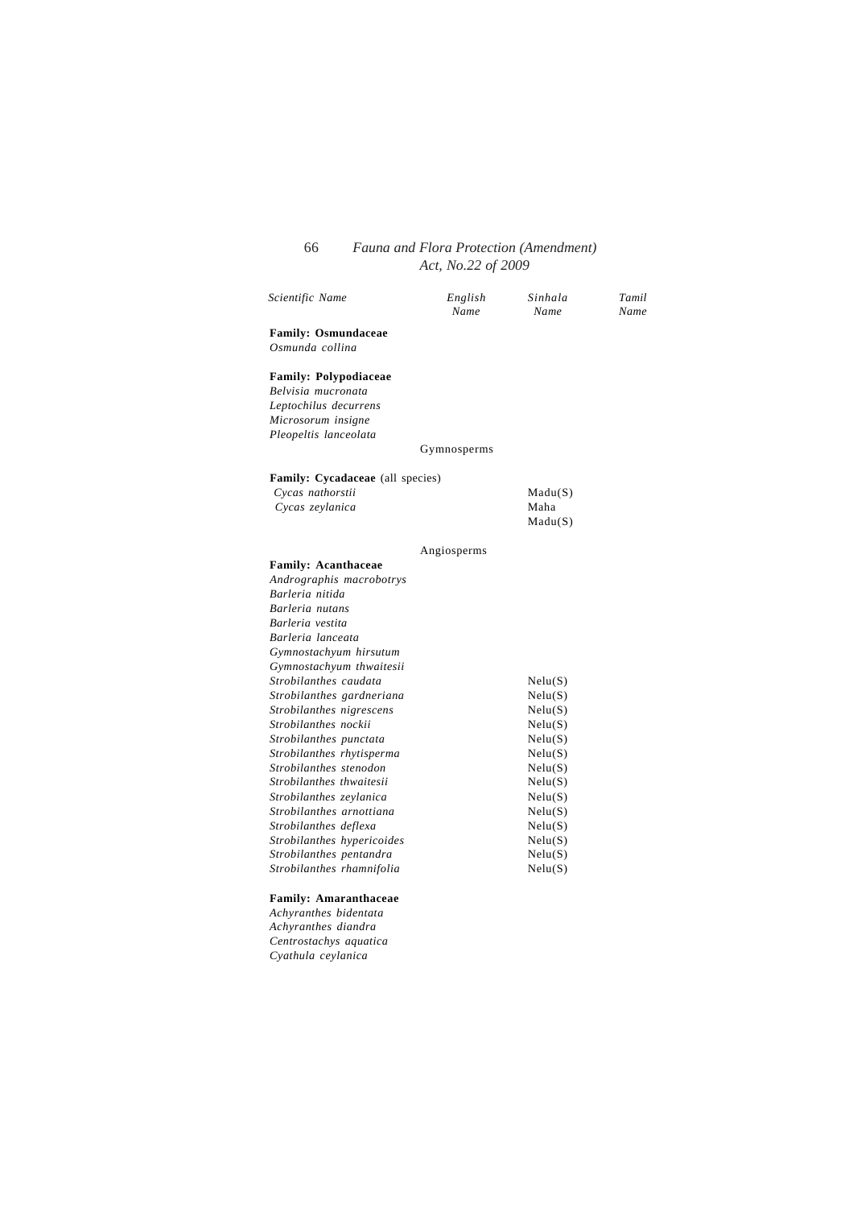| Scientific Name | English Name | Sinhala Name | Tamil Name |
|---|---|---|---|
| **Family: Osmundaceae** | | | |
| *Osmunda collina* | | | |
| | | | |
| **Family: Polypodiaceae** | | | |
| *Belvisia mucronata* | | | |
| *Leptochilus decurrens* | | | |
| *Microsorum insigne* | | | |
| *Pleopeltis lanceolata* | | | |
| | Gymnosperms | | |
| **Family: Cycadaceae** (all species) | | | |
| *Cycas nathorstii* | | Madu(S) | |
| *Cycas zeylanica* | | Maha Madu(S) | |
| | Angiosperms | | |
| **Family: Acanthaceae** | | | |
| *Andrographis macrobotrys* | | | |
| *Barleria nitida* | | | |
| *Barleria nutans* | | | |
| *Barleria vestita* | | | |
| *Barleria lanceata* | | | |
| *Gymnostachyum hirsutum* | | | |
| *Gymnostachyum thwaitesii* | | | |
| *Strobilanthes caudata* | | Nelu(S) | |
| *Strobilanthes gardneriana* | | Nelu(S) | |
| *Strobilanthes nigrescens* | | Nelu(S) | |
| *Strobilanthes nockii* | | Nelu(S) | |
| *Strobilanthes punctata* | | Nelu(S) | |
| *Strobilanthes rhytisperma* | | Nelu(S) | |
| *Strobilanthes stenodon* | | Nelu(S) | |
| *Strobilanthes thwaitesii* | | Nelu(S) | |
| *Strobilanthes zeylanica* | | Nelu(S) | |
| *Strobilanthes arnottiana* | | Nelu(S) | |
| *Strobilanthes deflexa* | | Nelu(S) | |
| *Strobilanthes hypericoides* | | Nelu(S) | |
| *Strobilanthes pentandra* | | Nelu(S) | |
| *Strobilanthes rhamnifolia* | | Nelu(S) | |
| | | | |
| **Family: Amaranthaceae** | | | |
| *Achyranthes bidentata* | | | |
| *Achyranthes diandra* | | | |
| *Centrostachys aquatica* | | | |
| *Cyathula ceylanica* | | | |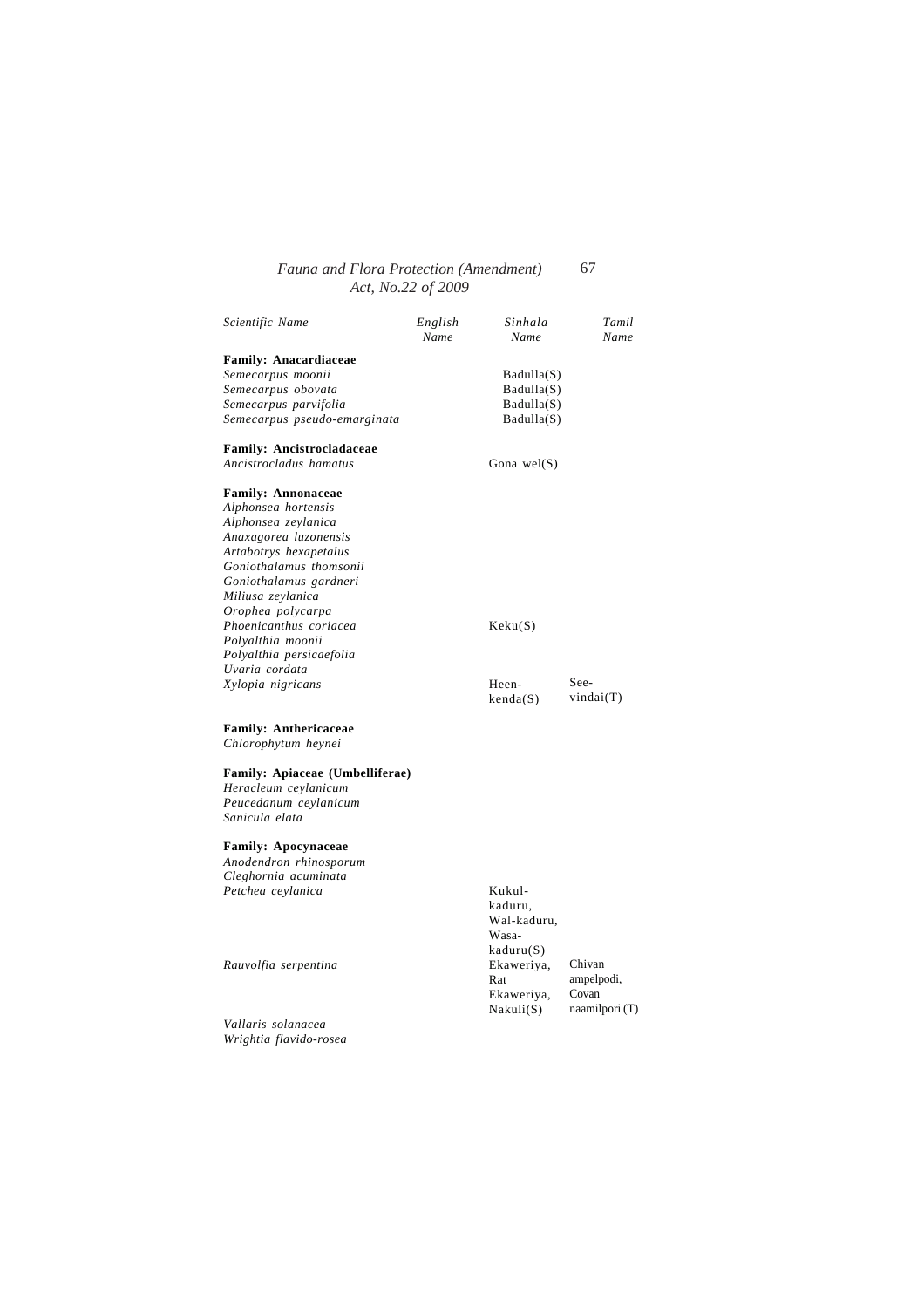| Scientific Name | English Name | Sinhala Name | Tamil Name |
|---|---|---|---|
| **Family: Anacardiaceae** | | | |
| *Semecarpus moonii* | | Badulla(S) | |
| *Semecarpus obovata* | | Badulla(S) | |
| *Semecarpus parvifolia* | | Badulla(S) | |
| *Semecarpus pseudo-emarginata* | | Badulla(S) | |
| **Family: Ancistrocladaceae** | | | |
| *Ancistrocladus hamatus* | | Gona wel(S) | |
| **Family: Annonaceae** | | | |
| *Alphonsea hortensis* | | | |
| *Alphonsea zeylanica* | | | |
| *Anaxagorea luzonensis* | | | |
| *Artabotrys hexapetalus* | | | |
| *Goniothalamus thomsonii* | | | |
| *Goniothalamus gardneri* | | | |
| *Miliusa zeylanica* | | | |
| *Orophea polycarpa* | | | |
| *Phoenicanthus coriacea* | | Keku(S) | |
| *Polyalthia moonii* | | | |
| *Polyalthia persicaefolia* | | | |
| *Uvaria cordata* | | | |
| *Xylopia nigricans* | | Heen-kenda(S) | See-vindai(T) |
| **Family: Anthericaceae** | | | |
| *Chlorophytum heynei* | | | |
| **Family: Apiaceae (Umbelliferae)** | | | |
| *Heracleum ceylanicum* | | | |
| *Peucedanum ceylanicum* | | | |
| *Sanicula elata* | | | |
| **Family: Apocynaceae** | | | |
| *Anodendron rhinosporum* | | | |
| *Cleghornia acuminata* | | | |
| *Petchea ceylanica* | | Kukul-kaduru, Wal-kaduru, Wasa-kaduru(S) | |
| *Rauvolfia serpentina* | | Ekaweriya, Rat Ekaweriya, Nakuli(S) | Chivan ampelpodi, Covan naamilpori (T) |
| *Vallaris solanacea* | | | |
| *Wrightia flavido-rosea* | | | |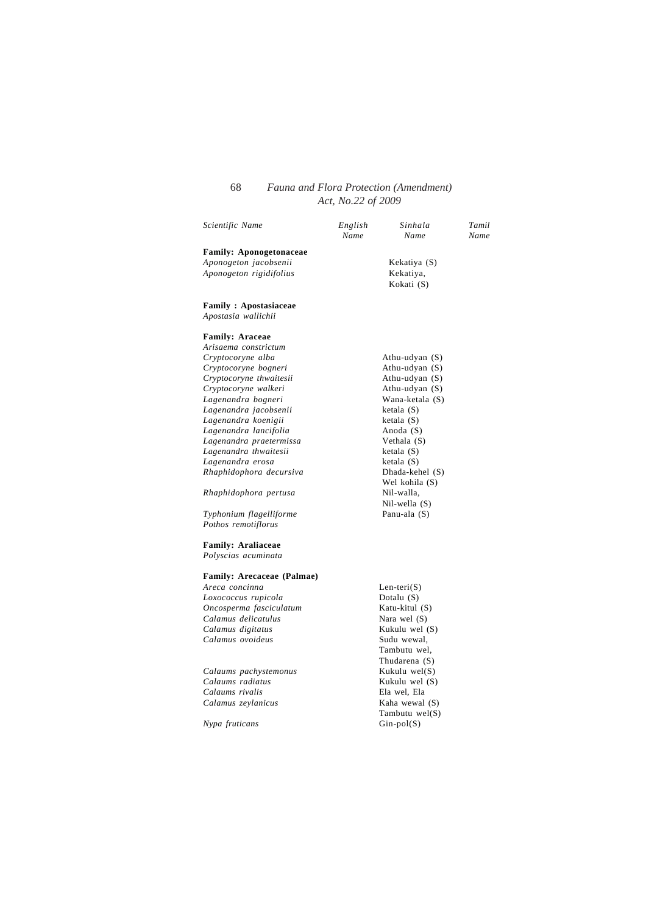| Scientific Name | English Name | Sinhala Name | Tamil Name |
|---|---|---|---|
| **Family: Aponogetonaceae** | | | |
| *Aponogeton jacobsenii* | | Kekatiya (S) | |
| *Aponogeton rigidifolius* | | Kekatiya, Kokati (S) | |
| **Family : Apostasiaceae** | | | |
| *Apostasia wallichii* | | | |
| **Family: Araceae** | | | |
| *Arisaema constrictum* | | | |
| *Cryptocoryne alba* | | Athu-udyan (S) | |
| *Cryptocoryne bogneri* | | Athu-udyan (S) | |
| *Cryptocoryne thwaitesii* | | Athu-udyan (S) | |
| *Cryptocoryne walkeri* | | Athu-udyan (S) | |
| *Lagenandra bogneri* | | Wana-ketala (S) | |
| *Lagenandra jacobsenii* | | ketala (S) | |
| *Lagenandra koenigii* | | ketala (S) | |
| *Lagenandra lancifolia* | | Anoda (S) | |
| *Lagenandra praetermissa* | | Vethala (S) | |
| *Lagenandra thwaitesii* | | ketala (S) | |
| *Lagenandra erosa* | | ketala (S) | |
| *Rhaphidophora decursiva* | | Dhada-kehel (S) Wel kohila (S) | |
| *Rhaphidophora pertusa* | | Nil-walla, Nil-wella (S) | |
| *Typhonium flagelliforme* | | Panu-ala (S) | |
| *Pothos remotiflorus* | | | |
| **Family: Araliaceae** | | | |
| *Polyscias acuminata* | | | |
| **Family: Arecaceae (Palmae)** | | | |
| *Areca concinna* | | Len-teri(S) | |
| *Loxococcus rupicola* | | Dotalu (S) | |
| *Oncosperma fasciculatum* | | Katu-kitul (S) | |
| *Calamus delicatulus* | | Nara wel (S) | |
| *Calamus digitatus* | | Kukulu wel (S) | |
| *Calamus ovoideus* | | Sudu wewal, Tambutu wel, Thudarena (S) | |
| *Calaums pachystemonus* | | Kukulu wel(S) | |
| *Calaums radiatus* | | Kukulu wel (S) | |
| *Calaums rivalis* | | Ela wel, Ela | |
| *Calamus zeylanicus* | | Kaha wewal (S) Tambutu wel(S) | |
| *Nypa fruticans* | | Gin-pol(S) | |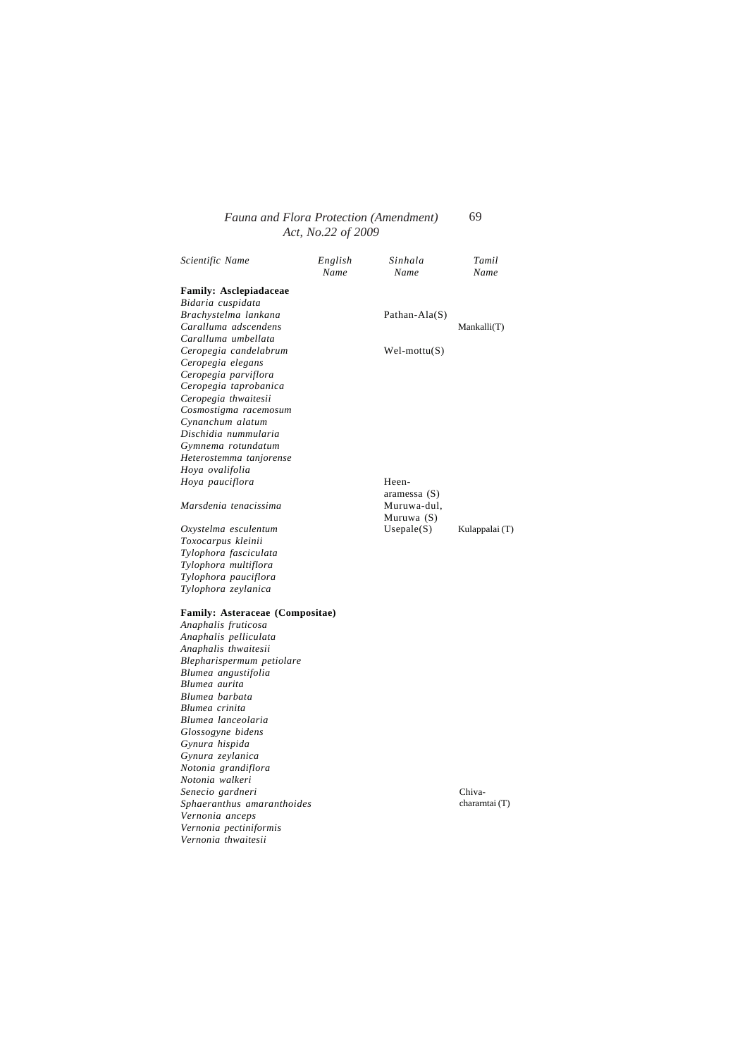| Scientific Name | English Name | Sinhala Name | Tamil Name |
|---|---|---|---|
| **Family: Asclepiadaceae** | | | |
| *Bidaria cuspidata* | | | |
| *Brachystelma lankana* | | Pathan-Ala(S) | |
| *Caralluma adscendens* | | | Mankalli(T) |
| *Caralluma umbellata* | | | |
| *Ceropegia candelabrum* | | Wel-mottu(S) | |
| *Ceropegia elegans* | | | |
| *Ceropegia parviflora* | | | |
| *Ceropegia taprobanica* | | | |
| *Ceropegia thwaitesii* | | | |
| *Cosmostigma racemosum* | | | |
| *Cynanchum alatum* | | | |
| *Dischidia nummularia* | | | |
| *Gymnema rotundatum* | | | |
| *Heterostemma tanjorense* | | | |
| *Hoya ovalifolia* | | | |
| *Hoya pauciflora* | | Heen-aramessa (S) | |
| *Marsdenia tenacissima* | | Muruwa-dul, Muruwa (S) | |
| *Oxystelma esculentum* | | Usepale(S) | Kulappalai (T) |
| *Toxocarpus kleinii* | | | |
| *Tylophora fasciculata* | | | |
| *Tylophora multiflora* | | | |
| *Tylophora pauciflora* | | | |
| *Tylophora zeylanica* | | | |
| **Family: Asteraceae (Compositae)** | | | |
| *Anaphalis fruticosa* | | | |
| *Anaphalis pelliculata* | | | |
| *Anaphalis thwaitesii* | | | |
| *Blepharispermum petiolare* | | | |
| *Blumea angustifolia* | | | |
| *Blumea aurita* | | | |
| *Blumea barbata* | | | |
| *Blumea crinita* | | | |
| *Blumea lanceolaria* | | | |
| *Glossogyne bidens* | | | |
| *Gynura hispida* | | | |
| *Gynura zeylanica* | | | |
| *Notonia grandiflora* | | | |
| *Notonia walkeri* | | | |
| *Senecio gardneri* | | | |
| *Sphaeranthus amaranthoides* | | | Chiva-chararntai (T) |
| *Vernonia anceps* | | | |
| *Vernonia pectiniformis* | | | |
| *Vernonia thwaitesii* | | | |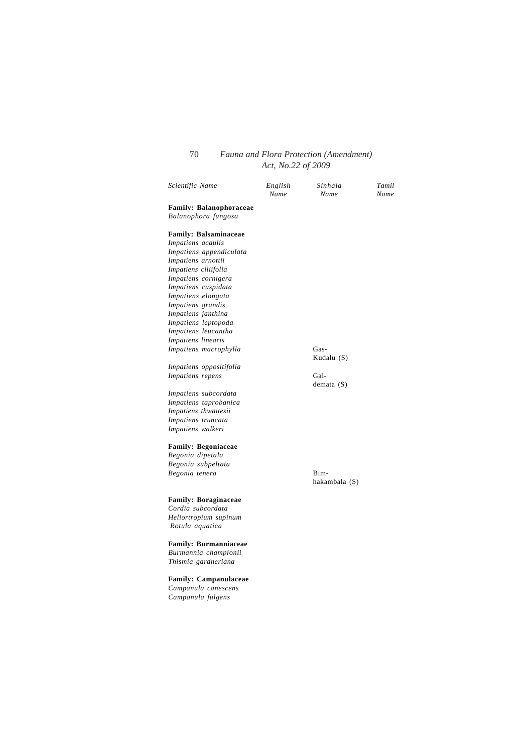| Scientific Name | English Name | Sinhala Name | Tamil Name |
|---|---|---|---|
| **Family: Balanophoraceae** | | | |
| *Balanophora fungosa* | | | |
| **Family: Balsaminaceae** | | | |
| *Impatiens acaulis* | | | |
| *Impatiens appendiculata* | | | |
| *Impatiens arnottii* | | | |
| *Impatiens ciliifolia* | | | |
| *Impatiens cornigera* | | | |
| *Impatiens cuspidata* | | | |
| *Impatiens elongata* | | | |
| *Impatiens grandis* | | | |
| *Impatiens janthina* | | | |
| *Impatiens leptopoda* | | | |
| *Impatiens leucantha* | | | |
| *Impatiens linearis* | | | |
| *Impatiens macrophylla* | | Gas-Kudalu (S) | |
| *Impatiens oppositifolia* | | | |
| *Impatiens repens* | | Gal-demata (S) | |
| *Impatiens subcordata* | | | |
| *Impatiens taprobanica* | | | |
| *Impatiens thwaitesii* | | | |
| *Impatiens truncata* | | | |
| *Impatiens walkeri* | | | |
| **Family: Begoniaceae** | | | |
| *Begonia dipetala* | | | |
| *Begonia subpeltata* | | | |
| *Begonia tenera* | | Bim-hakambala (S) | |
| **Family: Boraginaceae** | | | |
| *Cordia subcordata* | | | |
| *Heliortropium supinum* | | | |
| *Rotula aquatica* | | | |
| **Family: Burmanniaceae** | | | |
| *Burmannia championii* | | | |
| *Thismia gardneriana* | | | |
| **Family: Campanulaceae** | | | |
| *Campanula canescens* | | | |
| *Campanula fulgens* | | | |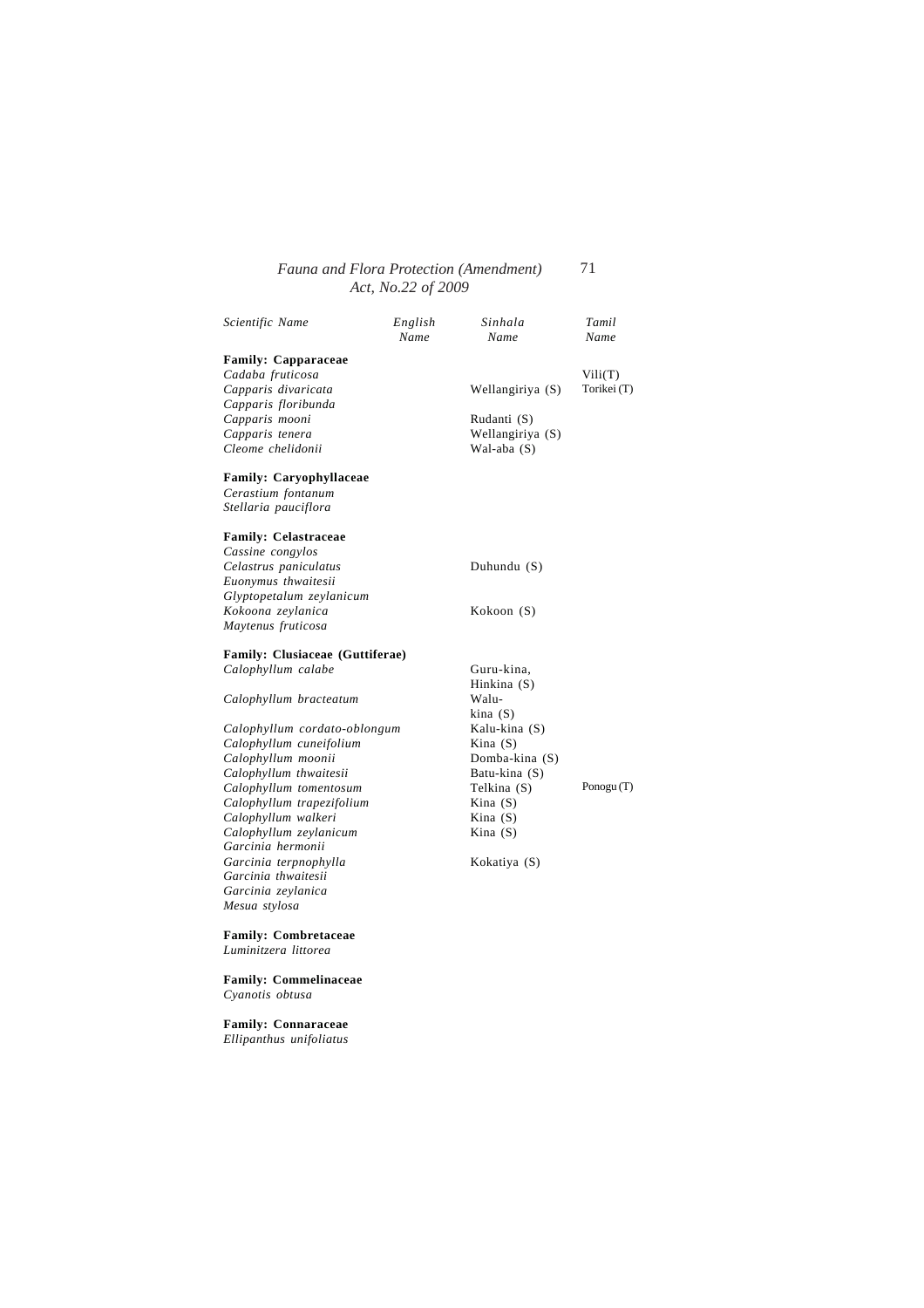| Scientific Name | English Name | Sinhala Name | Tamil Name |
|---|---|---|---|
| **Family: Capparaceae** | | | |
| *Cadaba fruticosa* | | | Vili(T) |
| *Capparis divaricata* | | Wellangiriya (S) | Torikei (T) |
| *Capparis floribunda* | | | |
| *Capparis mooni* | | Rudanti (S) | |
| *Capparis tenera* | | Wellangiriya (S) | |
| *Cleome chelidonii* | | Wal-aba (S) | |
| **Family: Caryophyllaceae** | | | |
| *Cerastium fontanum* | | | |
| *Stellaria pauciflora* | | | |
| **Family: Celastraceae** | | | |
| *Cassine congylos* | | | |
| *Celastrus paniculatus* | | Duhundu (S) | |
| *Euonymus thwaitesii* | | | |
| *Glyptopetalum zeylanicum* | | | |
| *Kokoona zeylanica* | | Kokoon (S) | |
| *Maytenus fruticosa* | | | |
| **Family: Clusiaceae (Guttiferae)** | | | |
| *Calophyllum calabe* | | Guru-kina, Hinkina (S) | |
| *Calophyllum bracteatum* | | Walu-kina (S) | |
| *Calophyllum cordato-oblongum* | | Kalu-kina (S) | |
| *Calophyllum cuneifolium* | | Kina (S) | |
| *Calophyllum moonii* | | Domba-kina (S) | |
| *Calophyllum thwaitesii* | | Batu-kina (S) | |
| *Calophyllum tomentosum* | | Telkina (S) | Ponogu (T) |
| *Calophyllum trapezifolium* | | Kina (S) | |
| *Calophyllum walkeri* | | Kina (S) | |
| *Calophyllum zeylanicum* | | Kina (S) | |
| *Garcinia hermonii* | | | |
| *Garcinia terpnophylla* | | Kokatiya (S) | |
| *Garcinia thwaitesii* | | | |
| *Garcinia zeylanica* | | | |
| *Mesua stylosa* | | | |
| **Family: Combretaceae** | | | |
| *Luminitzera littorea* | | | |
| **Family: Commelinaceae** | | | |
| *Cyanotis obtusa* | | | |
| **Family: Connaraceae** | | | |
| *Ellipanthus unifoliatus* | | | |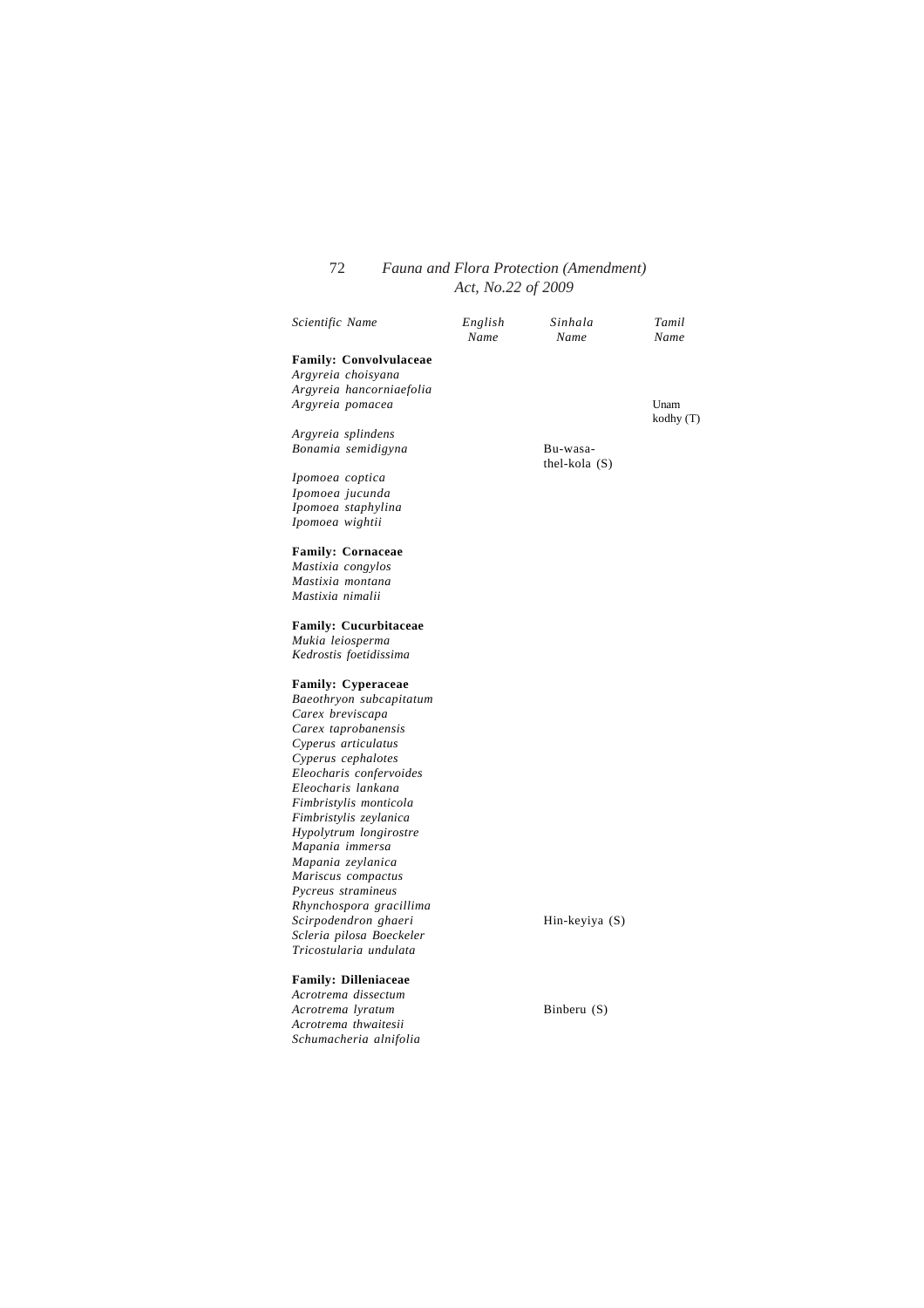| Scientific Name | English Name | Sinhala Name | Tamil Name |
|---|---|---|---|
| **Family: Convolvulaceae** | | | |
| *Argyreia choisyana* | | | |
| *Argyreia hancorniaefolia* | | | |
| *Argyreia pomacea* | | | Unam kodhy (T) |
| *Argyreia splindens* | | | |
| *Bonamia semidigyna* | | Bu-wasa-thel-kola (S) | |
| *Ipomoea coptica* | | | |
| *Ipomoea jucunda* | | | |
| *Ipomoea staphylina* | | | |
| *Ipomoea wightii* | | | |
| **Family: Cornaceae** | | | |
| *Mastixia congylos* | | | |
| *Mastixia montana* | | | |
| *Mastixia nimalii* | | | |
| **Family: Cucurbitaceae** | | | |
| *Mukia leiosperma* | | | |
| *Kedrostis foetidissima* | | | |
| **Family: Cyperaceae** | | | |
| *Baeothryon subcapitatum* | | | |
| *Carex breviscapa* | | | |
| *Carex taprobanensis* | | | |
| *Cyperus articulatus* | | | |
| *Cyperus cephalotes* | | | |
| *Eleocharis confervoides* | | | |
| *Eleocharis lankana* | | | |
| *Fimbristylis monticola* | | | |
| *Fimbristylis zeylanica* | | | |
| *Hypolytrum longirostre* | | | |
| *Mapania immersa* | | | |
| *Mapania zeylanica* | | | |
| *Mariscus compactus* | | | |
| *Pycreus stramineus* | | | |
| *Rhynchospora gracillima* | | | |
| *Scirpodendron ghaeri* | | Hin-keyiya (S) | |
| *Scleria pilosa Boeckeler* | | | |
| *Tricostularia undulata* | | | |
| **Family: Dilleniaceae** | | | |
| *Acrotrema dissectum* | | | |
| *Acrotrema lyratum* | | Binberu (S) | |
| *Acrotrema thwaitesii* | | | |
| *Schumacheria alnifolia* | | | |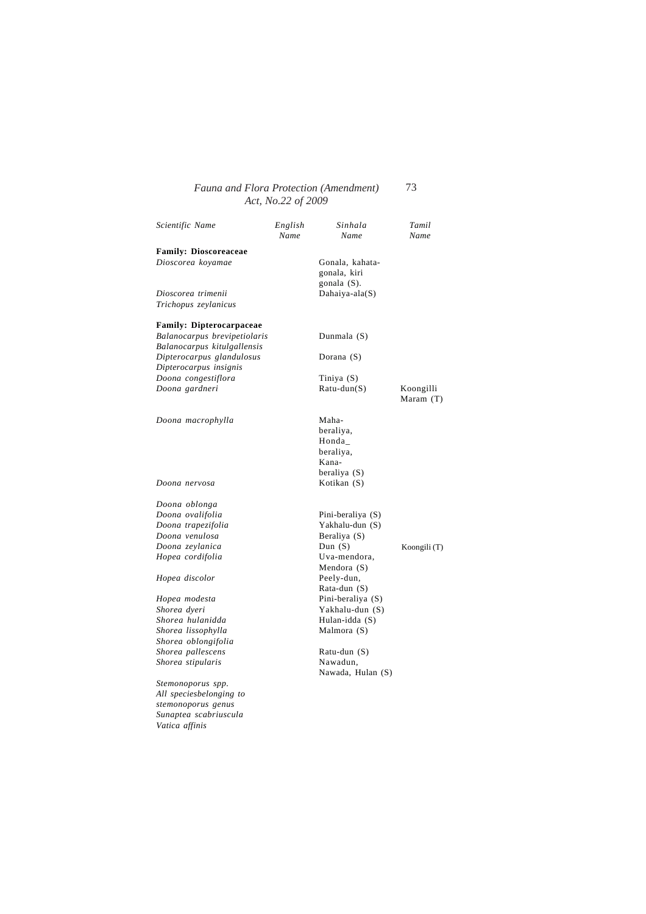| Scientific Name | English Name | Sinhala Name | Tamil Name |
|---|---|---|---|
| **Family: Dioscoreaceae** | | | |
| *Dioscorea koyamae* | | Gonala, kahata-gonala, kiri gonala (S). | |
| *Dioscorea trimenii* | | Dahaiya-ala(S) | |
| *Trichopus zeylanicus* | | | |
| **Family: Dipterocarpaceae** | | | |
| *Balanocarpus brevipetiolaris* | | Dunmala (S) | |
| *Balanocarpus kitulgallensis* | | | |
| *Dipterocarpus glandulosus* | | Dorana (S) | |
| *Dipterocarpus insignis* | | | |
| *Doona congestiflora* | | Tiniya (S) | |
| *Doona gardneri* | | Ratu-dun(S) | Koongilli Maram (T) |
| *Doona macrophylla* | | Maha-beraliya, Honda_ beraliya, Kana-beraliya (S) | |
| *Doona nervosa* | | Kotikan (S) | |
| *Doona oblonga* | | | |
| *Doona ovalifolia* | | Pini-beraliya (S) | |
| *Doona trapezifolia* | | Yakhalu-dun (S) | |
| *Doona venulosa* | | Beraliya (S) | |
| *Doona zeylanica* | | Dun (S) | Koongili (T) |
| *Hopea cordifolia* | | Uva-mendora, Mendora (S) | |
| *Hopea discolor* | | Peely-dun, Rata-dun (S) | |
| *Hopea modesta* | | Pini-beraliya (S) | |
| *Shorea dyeri* | | Yakhalu-dun (S) | |
| *Shorea hulanidda* | | Hulan-idda (S) | |
| *Shorea lissophylla* | | Malmora (S) | |
| *Shorea oblongifolia* | | | |
| *Shorea pallescens* | | Ratu-dun (S) | |
| *Shorea stipularis* | | Nawadun, Nawada, Hulan (S) | |
| *Stemonoporus spp. All speciesbelonging to stemonoporus genus* | | | |
| *Sunaptea scabriuscula* | | | |
| *Vatica affinis* | | | |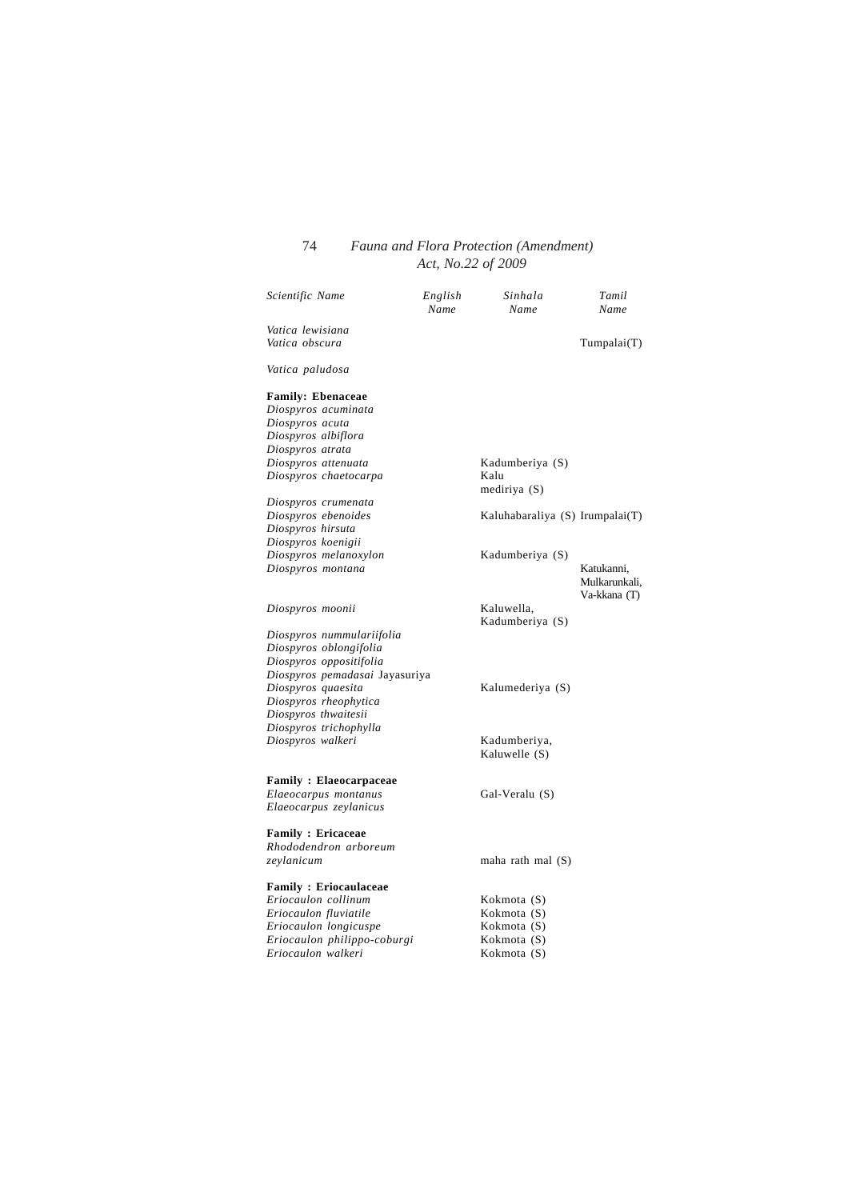| Scientific Name | English Name | Sinhala Name | Tamil Name |
|---|---|---|---|
| *Vatica lewisiana* | | | |
| *Vatica obscura* | | | Tumpalai(T) |
| *Vatica paludosa* | | | |
| **Family: Ebenaceae** | | | |
| *Diospyros acuminata* | | | |
| *Diospyros acuta* | | | |
| *Diospyros albiflora* | | | |
| *Diospyros atrata* | | | |
| *Diospyros attenuata* | | Kadumberiya (S) | |
| *Diospyros chaetocarpa* | | Kalu mediriya (S) | |
| *Diospyros crumenata* | | | |
| *Diospyros ebenoides* | | Kaluhabaraliya (S) | Irumpalai(T) |
| *Diospyros hirsuta* | | | |
| *Diospyros koenigii* | | | |
| *Diospyros melanoxylon* | | Kadumberiya (S) | |
| *Diospyros montana* | | | Katukanni, Mulkarunkali, Va-kkana (T) |
| *Diospyros moonii* | | Kaluwella, Kadumberiya (S) | |
| *Diospyros nummulariifolia* | | | |
| *Diospyros oblongifolia* | | | |
| *Diospyros oppositifolia* | | | |
| *Diospyros pemadasai* Jayasuriya | | | |
| *Diospyros quaesita* | | Kalumederiya (S) | |
| *Diospyros rheophytica* | | | |
| *Diospyros thwaitesii* | | | |
| *Diospyros trichophylla* | | | |
| *Diospyros walkeri* | | Kadumberiya, Kaluwelle (S) | |
| **Family : Elaeocarpaceae** | | | |
| *Elaeocarpus montanus* | | Gal-Veralu (S) | |
| *Elaeocarpus zeylanicus* | | | |
| **Family : Ericaceae** | | | |
| *Rhododendron arboreum zeylanicum* | | maha rath mal (S) | |
| **Family : Eriocaulaceae** | | | |
| *Eriocaulon collinum* | | Kokmota (S) | |
| *Eriocaulon fluviatile* | | Kokmota (S) | |
| *Eriocaulon longicuspe* | | Kokmota (S) | |
| *Eriocaulon philippo-coburgi* | | Kokmota (S) | |
| *Eriocaulon walkeri* | | Kokmota (S) | |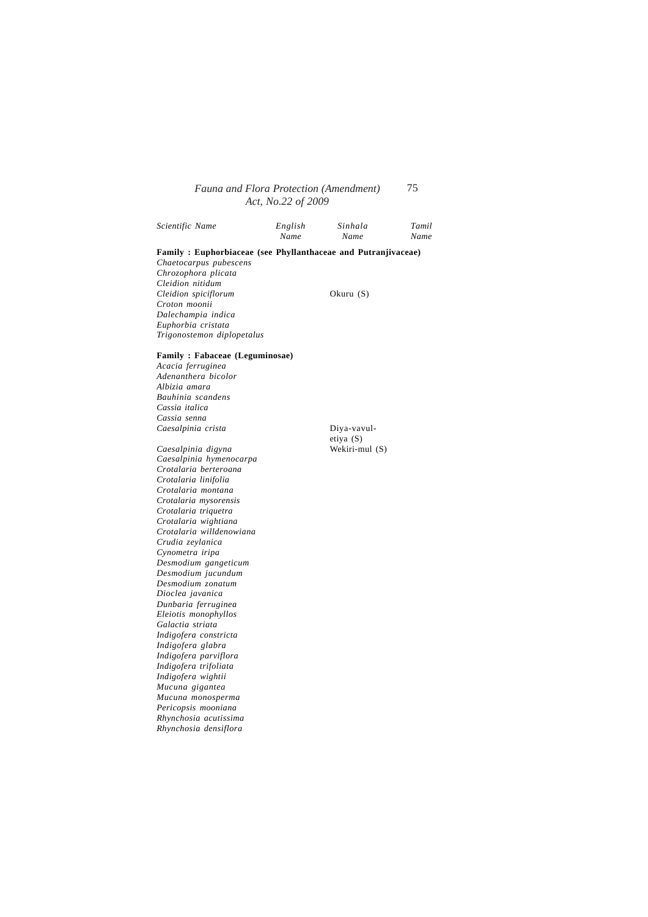| Scientific Name | English Name | Sinhala Name | Tamil Name |
|---|---|---|---|
| **Family : Euphorbiaceae (see Phyllanthaceae and Putranjivaceae)** | | | |
| *Chaetocarpus pubescens* | | | |
| *Chrozophora plicata* | | | |
| *Cleidion nitidum* | | | |
| *Cleidion spiciflorum* | | Okuru (S) | |
| *Croton moonii* | | | |
| *Dalechampia indica* | | | |
| *Euphorbia cristata* | | | |
| *Trigonostemon diplopetalus* | | | |
| **Family : Fabaceae (Leguminosae)** | | | |
| *Acacia ferruginea* | | | |
| *Adenanthera bicolor* | | | |
| *Albizia amara* | | | |
| *Bauhinia scandens* | | | |
| *Cassia italica* | | | |
| *Cassia senna* | | | |
| *Caesalpinia crista* | | Diya-vavul-etiya (S) | |
| *Caesalpinia digyna* | | Wekiri-mul (S) | |
| *Caesalpinia hymenocarpa* | | | |
| *Crotalaria berteroana* | | | |
| *Crotalaria linifolia* | | | |
| *Crotalaria montana* | | | |
| *Crotalaria mysorensis* | | | |
| *Crotalaria triquetra* | | | |
| *Crotalaria wightiana* | | | |
| *Crotalaria willdenowiana* | | | |
| *Crudia zeylanica* | | | |
| *Cynometra iripa* | | | |
| *Desmodium gangeticum* | | | |
| *Desmodium jucundum* | | | |
| *Desmodium zonatum* | | | |
| *Dioclea javanica* | | | |
| *Dunbaria ferruginea* | | | |
| *Eleiotis monophyllos* | | | |
| *Galactia striata* | | | |
| *Indigofera constricta* | | | |
| *Indigofera glabra* | | | |
| *Indigofera parviflora* | | | |
| *Indigofera trifoliata* | | | |
| *Indigofera wightii* | | | |
| *Mucuna gigantea* | | | |
| *Mucuna monosperma* | | | |
| *Pericopsis mooniana* | | | |
| *Rhynchosia acutissima* | | | |
| *Rhynchosia densiflora* | | | |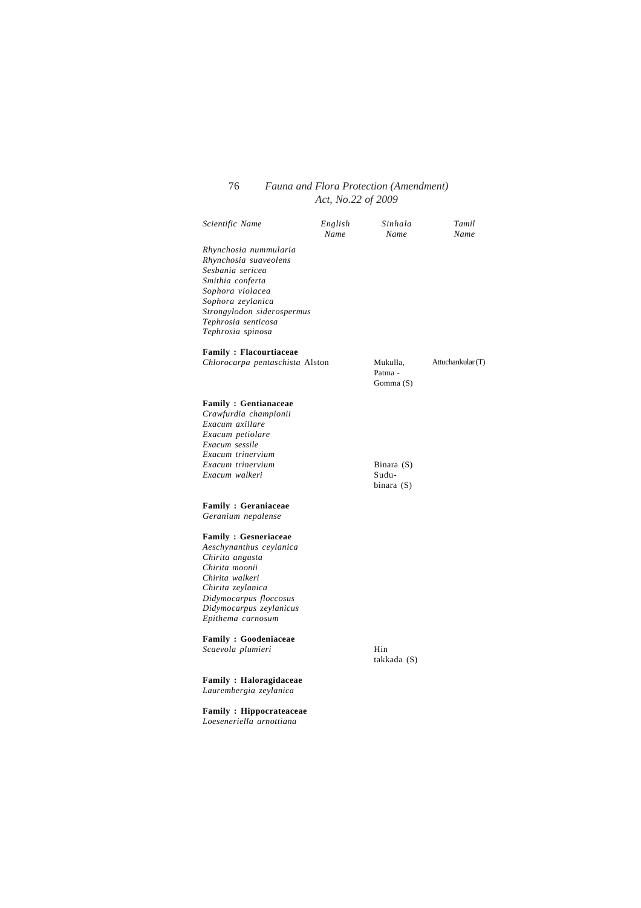| Scientific Name | English Name | Sinhala Name | Tamil Name |
|---|---|---|---|
| *Rhynchosia nummularia* | | | |
| *Rhynchosia suaveolens* | | | |
| *Sesbania sericea* | | | |
| *Smithia conferta* | | | |
| *Sophora violacea* | | | |
| *Sophora zeylanica* | | | |
| *Strongylodon siderospermus* | | | |
| *Tephrosia senticosa* | | | |
| *Tephrosia spinosa* | | | |
| **Family : Flacourtiaceae** | | | |
| *Chlorocarpa pentaschista* Alston | | Mukulla, Patma - Gomma (S) | Attuchankular (T) |
| **Family : Gentianaceae** | | | |
| *Crawfurdia championii* | | | |
| *Exacum axillare* | | | |
| *Exacum petiolare* | | | |
| *Exacum sessile* | | | |
| *Exacum trinervium* | | | |
| *Exacum trinervium* | | Binara (S) | |
| *Exacum walkeri* | | Sudu-binara (S) | |
| **Family : Geraniaceae** | | | |
| *Geranium nepalense* | | | |
| **Family : Gesneriaceae** | | | |
| *Aeschynanthus ceylanica* | | | |
| *Chirita angusta* | | | |
| *Chirita moonii* | | | |
| *Chirita walkeri* | | | |
| *Chirita zeylanica* | | | |
| *Didymocarpus floccosus* | | | |
| *Didymocarpus zeylanicus* | | | |
| *Epithema carnosum* | | | |
| **Family : Goodeniaceae** | | | |
| *Scaevola plumieri* | | Hin takkada (S) | |
| **Family : Haloragidaceae** | | | |
| *Laurembergia zeylanica* | | | |
| **Family : Hippocrateaceae** | | | |
| *Loeseneriella arnottiana* | | | |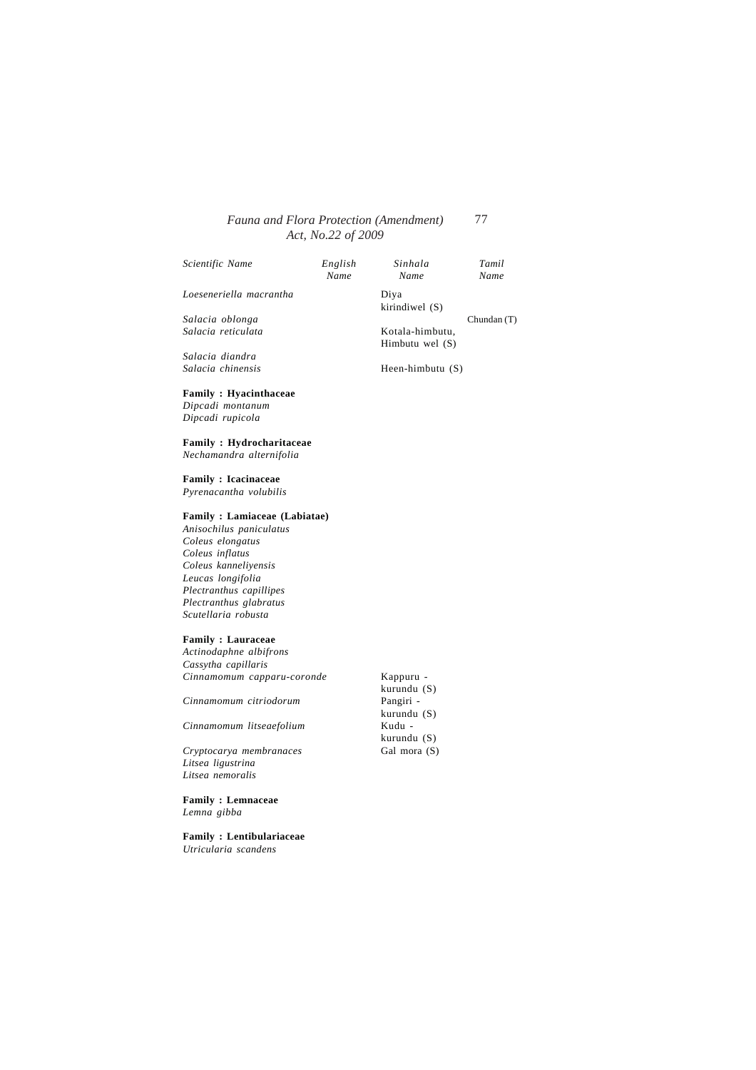| Scientific Name | English Name | Sinhala Name | Tamil Name |
|---|---|---|---|
| *Loeseneriella macrantha* | | Diya kirindiwel (S) | |
| *Salacia oblonga* | | | Chundan (T) |
| *Salacia reticulata* | | Kotala-himbutu, Himbutu wel (S) | |
| *Salacia diandra* | | | |
| *Salacia chinensis* | | Heen-himbutu (S) | |
| **Family : Hyacinthaceae** | | | |
| *Dipcadi montanum* | | | |
| *Dipcadi rupicola* | | | |
| **Family : Hydrocharitaceae** | | | |
| *Nechamandra alternifolia* | | | |
| **Family : Icacinaceae** | | | |
| *Pyrenacantha volubilis* | | | |
| **Family : Lamiaceae (Labiatae)** | | | |
| *Anisochilus paniculatus* | | | |
| *Coleus elongatus* | | | |
| *Coleus inflatus* | | | |
| *Coleus kanneliyensis* | | | |
| *Leucas longifolia* | | | |
| *Plectranthus capillipes* | | | |
| *Plectranthus glabratus* | | | |
| *Scutellaria robusta* | | | |
| **Family : Lauraceae** | | | |
| *Actinodaphne albifrons* | | | |
| *Cassytha capillaris* | | | |
| *Cinnamomum capparu-coronde* | | Kappuru - kurundu (S) | |
| *Cinnamomum citriodorum* | | Pangiri - kurundu (S) | |
| *Cinnamomum litseaefolium* | | Kudu - kurundu (S) | |
| *Cryptocarya membranaces* | | Gal mora (S) | |
| *Litsea ligustrina* | | | |
| *Litsea nemoralis* | | | |
| **Family : Lemnaceae** | | | |
| *Lemna gibba* | | | |
| **Family : Lentibulariaceae** | | | |
| *Utricularia scandens* | | | |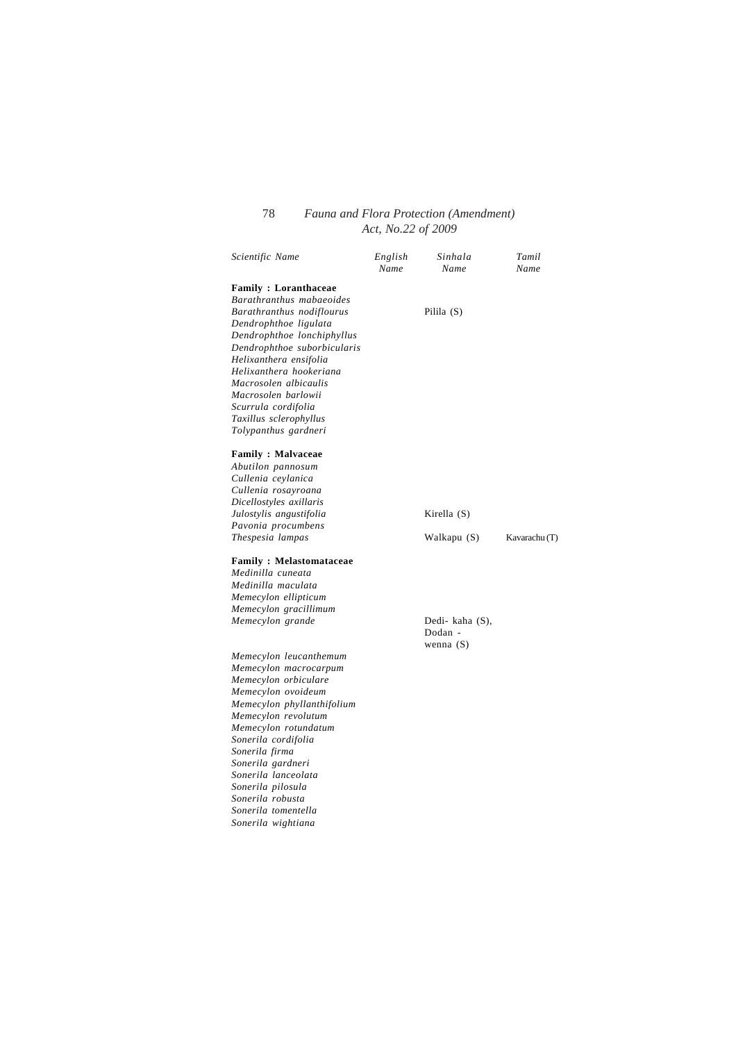| Scientific Name | English Name | Sinhala Name | Tamil Name |
|---|---|---|---|
| **Family : Loranthaceae** | | | |
| *Barathranthus mabaeoides* | | | |
| *Barathranthus nodiflourus* | | Pilila (S) | |
| *Dendrophthoe ligulata* | | | |
| *Dendrophthoe lonchiphyllus* | | | |
| *Dendrophthoe suborbicularis* | | | |
| *Helixanthera ensifolia* | | | |
| *Helixanthera hookeriana* | | | |
| *Macrosolen albicaulis* | | | |
| *Macrosolen barlowii* | | | |
| *Scurrula cordifolia* | | | |
| *Taxillus sclerophyllus* | | | |
| *Tolypanthus gardneri* | | | |
| **Family : Malvaceae** | | | |
| *Abutilon pannosum* | | | |
| *Cullenia ceylanica* | | | |
| *Cullenia rosayroana* | | | |
| *Dicellostyles axillaris* | | | |
| *Julostylis angustifolia* | | Kirella (S) | |
| *Pavonia procumbens* | | | |
| *Thespesia lampas* | | Walkapu (S) | Kavarachu (T) |
| **Family : Melastomataceae** | | | |
| *Medinilla cuneata* | | | |
| *Medinilla maculata* | | | |
| *Memecylon ellipticum* | | | |
| *Memecylon gracillimum* | | | |
| *Memecylon grande* | | Dedi- kaha (S), Dodan - wenna (S) | |
| *Memecylon leucanthemum* | | | |
| *Memecylon macrocarpum* | | | |
| *Memecylon orbiculare* | | | |
| *Memecylon ovoideum* | | | |
| *Memecylon phyllanthifolium* | | | |
| *Memecylon revolutum* | | | |
| *Memecylon rotundatum* | | | |
| *Sonerila cordifolia* | | | |
| *Sonerila firma* | | | |
| *Sonerila gardneri* | | | |
| *Sonerila lanceolata* | | | |
| *Sonerila pilosula* | | | |
| *Sonerila robusta* | | | |
| *Sonerila tomentella* | | | |
| *Sonerila wightiana* | | | |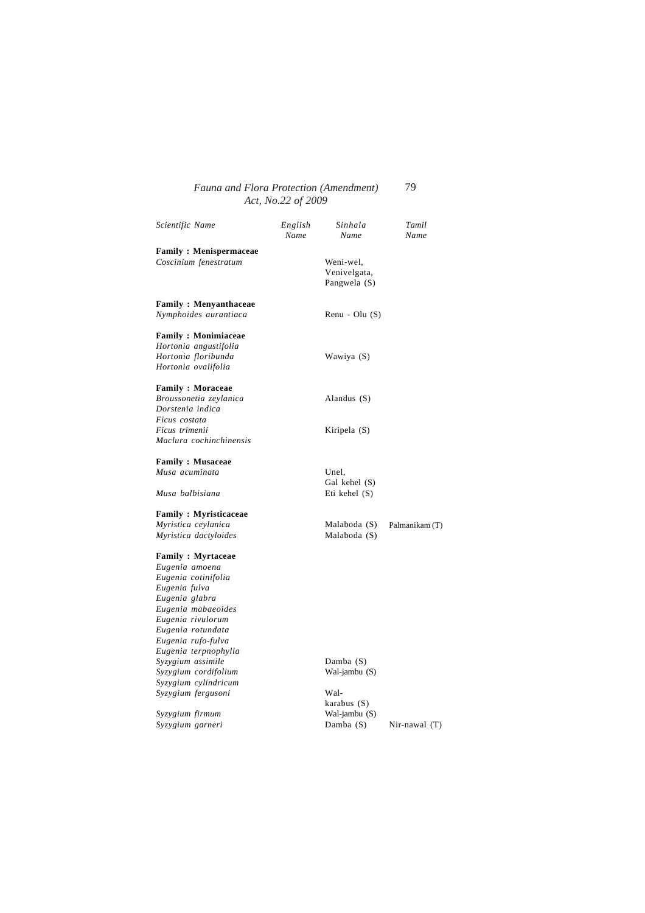| Scientific Name | English Name | Sinhala Name | Tamil Name |
|---|---|---|---|
| **Family : Menispermaceae** | | | |
| *Coscinium fenestratum* | | Weni-wel, Venivelgata, Pangwela (S) | |
| **Family : Menyanthaceae** | | | |
| *Nymphoides aurantiaca* | | Renu - Olu (S) | |
| **Family : Monimiaceae** | | | |
| *Hortonia angustifolia* | | | |
| *Hortonia floribunda* | | Wawiya (S) | |
| *Hortonia ovalifolia* | | | |
| **Family : Moraceae** | | | |
| *Broussonetia zeylanica* | | Alandus (S) | |
| *Dorstenia indica* | | | |
| *Ficus costata* | | | |
| *Ficus trimenii* | | Kiripela (S) | |
| *Maclura cochinchinensis* | | | |
| **Family : Musaceae** | | | |
| *Musa acuminata* | | Unel, Gal kehel (S) | |
| *Musa balbisiana* | | Eti kehel (S) | |
| **Family : Myristicaceae** | | | |
| *Myristica ceylanica* | | Malaboda (S) | Palmanikam (T) |
| *Myristica dactyloides* | | Malaboda (S) | |
| **Family : Myrtaceae** | | | |
| *Eugenia amoena* | | | |
| *Eugenia cotinifolia* | | | |
| *Eugenia fulva* | | | |
| *Eugenia glabra* | | | |
| *Eugenia mabaeoides* | | | |
| *Eugenia rivulorum* | | | |
| *Eugenia rotundata* | | | |
| *Eugenia rufo-fulva* | | | |
| *Eugenia terpnophylla* | | | |
| *Syzygium assimile* | | Damba (S) | |
| *Syzygium cordifolium* | | Wal-jambu (S) | |
| *Syzygium cylindricum* | | | |
| *Syzygium fergusoni* | | Wal-karabus (S) | |
| *Syzygium firmum* | | Wal-jambu (S) | |
| *Syzygium garneri* | | Damba (S) | Nir-nawal (T) |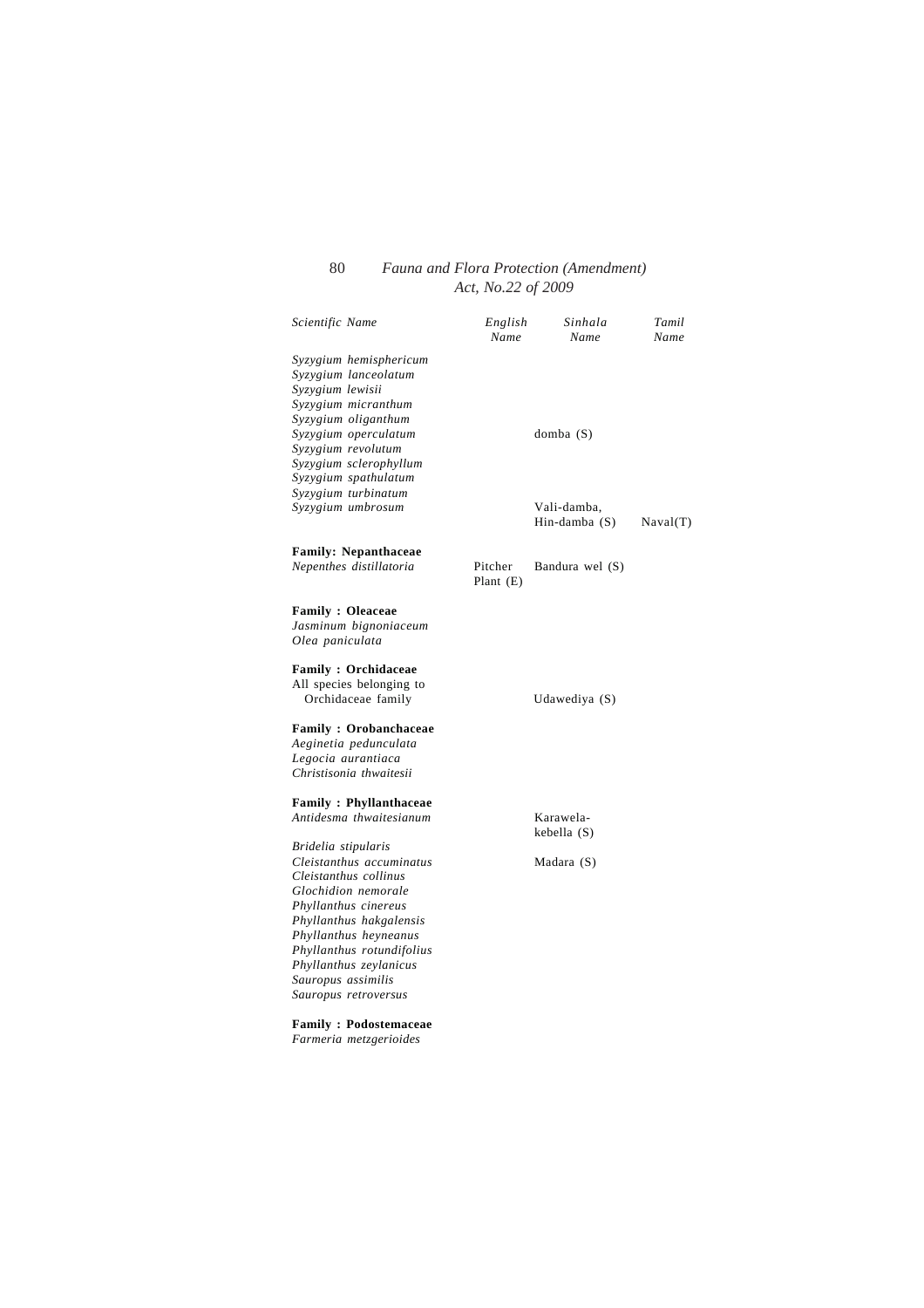| Scientific Name | English Name | Sinhala Name | Tamil Name |
|---|---|---|---|
| *Syzygium hemisphericum* | | | |
| *Syzygium lanceolatum* | | | |
| *Syzygium lewisii* | | | |
| *Syzygium micranthum* | | | |
| *Syzygium oliganthum* | | | |
| *Syzygium operculatum* | | domba (S) | |
| *Syzygium revolutum* | | | |
| *Syzygium sclerophyllum* | | | |
| *Syzygium spathulatum* | | | |
| *Syzygium turbinatum* | | | |
| *Syzygium umbrosum* | | Vali-damba, Hin-damba (S) | Naval(T) |
| **Family: Nepanthaceae** | | | |
| *Nepenthes distillatoria* | Pitcher Plant (E) | Bandura wel (S) | |
| **Family : Oleaceae** | | | |
| *Jasminum bignoniaceum* | | | |
| *Olea paniculata* | | | |
| **Family : Orchidaceae** | | | |
| All species belonging to Orchidaceae family | | Udawediya (S) | |
| **Family : Orobanchaceae** | | | |
| *Aeginetia pedunculata* | | | |
| *Legocia aurantiaca* | | | |
| *Christisonia thwaitesii* | | | |
| **Family : Phyllanthaceae** | | | |
| *Antidesma thwaitesianum* | | Karawela-kebella (S) | |
| *Bridelia stipularis* | | | |
| *Cleistanthus accuminatus* | | Madara (S) | |
| *Cleistanthus collinus* | | | |
| *Glochidion nemorale* | | | |
| *Phyllanthus cinereus* | | | |
| *Phyllanthus hakgalensis* | | | |
| *Phyllanthus heyneanus* | | | |
| *Phyllanthus rotundifolius* | | | |
| *Phyllanthus zeylanicus* | | | |
| *Sauropus assimilis* | | | |
| *Sauropus retroversus* | | | |
| **Family : Podostemaceae** | | | |
| *Farmeria metzgerioides* | | | |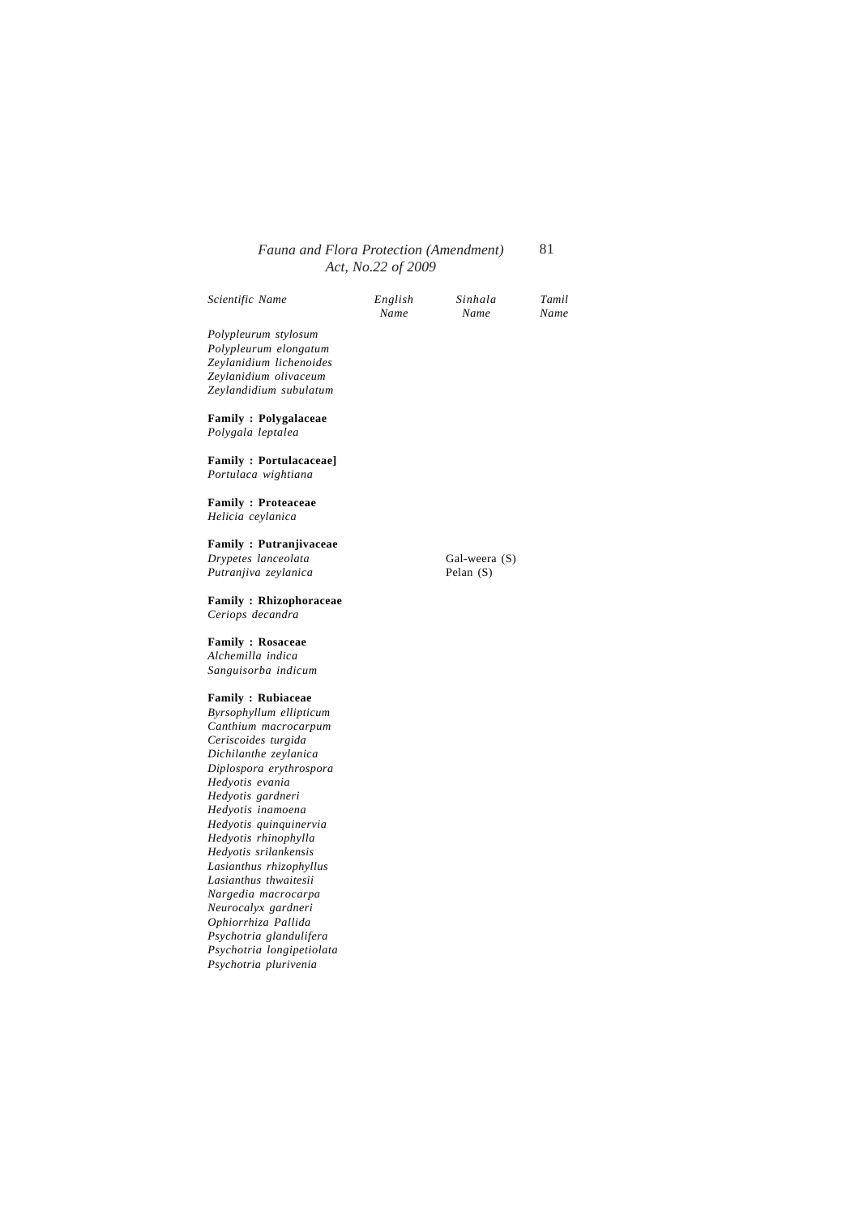| Scientific Name | English Name | Sinhala Name | Tamil Name |
|---|---|---|---|
| *Polypleurum stylosum* | | | |
| *Polypleurum elongatum* | | | |
| *Zeylanidium lichenoides* | | | |
| *Zeylanidium olivaceum* | | | |
| *Zeylandidium subulatum* | | | |
| **Family : Polygalaceae** | | | |
| *Polygala leptalea* | | | |
| **Family : Portulacaceae]** | | | |
| *Portulaca wightiana* | | | |
| **Family : Proteaceae** | | | |
| *Helicia ceylanica* | | | |
| **Family : Putranjivaceae** | | | |
| *Drypetes lanceolata* | | Gal-weera (S) | |
| *Putranjiva zeylanica* | | Pelan (S) | |
| **Family : Rhizophoraceae** | | | |
| *Ceriops decandra* | | | |
| **Family : Rosaceae** | | | |
| *Alchemilla indica* | | | |
| *Sanguisorba indicum* | | | |
| **Family : Rubiaceae** | | | |
| *Byrsophyllum ellipticum* | | | |
| *Canthium macrocarpum* | | | |
| *Ceriscoides turgida* | | | |
| *Dichilanthe zeylanica* | | | |
| *Diplospora erythrospora* | | | |
| *Hedyotis evania* | | | |
| *Hedyotis gardneri* | | | |
| *Hedyotis inamoena* | | | |
| *Hedyotis quinquinervia* | | | |
| *Hedyotis rhinophylla* | | | |
| *Hedyotis srilankensis* | | | |
| *Lasianthus rhizophyllus* | | | |
| *Lasianthus thwaitesii* | | | |
| *Nargedia macrocarpa* | | | |
| *Neurocalyx gardneri* | | | |
| *Ophiorrhiza Pallida* | | | |
| *Psychotria glandulifera* | | | |
| *Psychotria longipetiolata* | | | |
| *Psychotria plurivenia* | | | |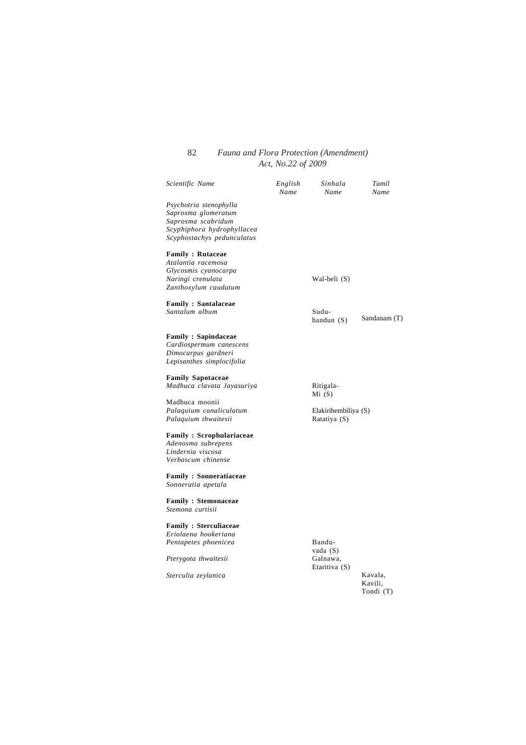| Scientific Name | English Name | Sinhala Name | Tamil Name |
|---|---|---|---|
| *Psychotria stenophylla* | | | |
| *Saprosma glomeratum* | | | |
| *Saprosma scabridum* | | | |
| *Scyphiphora hydrophyllacea* | | | |
| *Scyphostachys pedunculatus* | | | |
| **Family : Rutaceae** | | | |
| *Atalantia racemosa* | | | |
| *Glycosmis cyanocarpa* | | | |
| *Naringi crenulata* | | Wal-beli (S) | |
| *Zanthoxylum caudatum* | | | |
| **Family : Santalaceae** | | | |
| *Santalum album* | | Sudu-handun (S) | Sandanam (T) |
| **Family : Sapindaceae** | | | |
| *Cardiospermum canescens* | | | |
| *Dimocarpus gardneri* | | | |
| *Lepisanthes simplocifolia* | | | |
| **Family Sapotaceae** | | | |
| *Madhuca clavata Jayasuriya* | | Ritigala-Mi (S) | |
| Madhuca moonii | | | |
| *Palaquium canaliculatum* | | Elakirihembiliya (S) | |
| *Palaquium thwaitesii* | | Ratatiya (S) | |
| **Family : Scrophulariaceae** | | | |
| *Adenosma subrepens* | | | |
| *Lindernia viscosa* | | | |
| *Verbascum chinense* | | | |
| **Family : Sonneratiaceae** | | | |
| *Sonneratia apetala* | | | |
| **Family : Stemonaceae** | | | |
| *Stemona curtisii* | | | |
| **Family : Sterculiaceae** | | | |
| *Eriolaena hookeriana* | | | |
| *Pentapetes phoenicea* | | Bandu-vada (S) | |
| *Pterygota thwaitesii* | | Galnawa, Etaritiva (S) | |
| *Sterculia zeylanica* | | | Kavala, Kavili, Tondi (T) |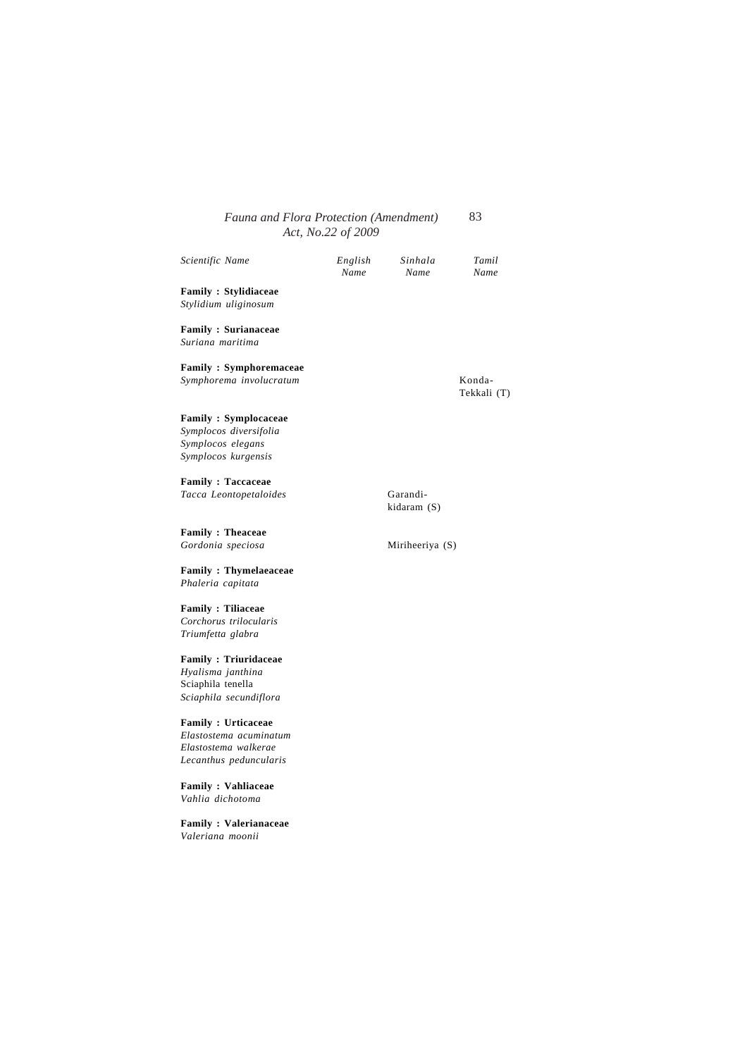| *Scientific Name* | *English Name* | *Sinhala Name* | *Tamil Name* |
|---|---|---|---|
| **Family : Stylidiaceae** | | | |
| *Stylidium uliginosum* | | | |
| **Family : Surianaceae** | | | |
| *Suriana maritima* | | | |
| **Family : Symphoremaceae** | | | |
| *Symphorema involucratum* | | | Konda-Tekkali (T) |
| **Family : Symplocaceae** | | | |
| *Symplocos diversifolia* | | | |
| *Symplocos elegans* | | | |
| *Symplocos kurgensis* | | | |
| **Family : Taccaceae** | | | |
| *Tacca Leontopetaloides* | | Garandi-kidaram (S) | |
| **Family : Theaceae** | | | |
| *Gordonia speciosa* | | Miriheeriya (S) | |
| **Family : Thymelaeaceae** | | | |
| *Phaleria capitata* | | | |
| **Family : Tiliaceae** | | | |
| *Corchorus trilocularis* | | | |
| *Triumfetta glabra* | | | |
| **Family : Triuridaceae** | | | |
| *Hyalisma janthina* | | | |
| Sciaphila tenella | | | |
| *Sciaphila secundiflora* | | | |
| **Family : Urticaceae** | | | |
| *Elastostema acuminatum* | | | |
| *Elastostema walkerae* | | | |
| *Lecanthus peduncularis* | | | |
| **Family : Vahliaceae** | | | |
| *Vahlia dichotoma* | | | |
| **Family : Valerianaceae** | | | |
| *Valeriana moonii* | | | |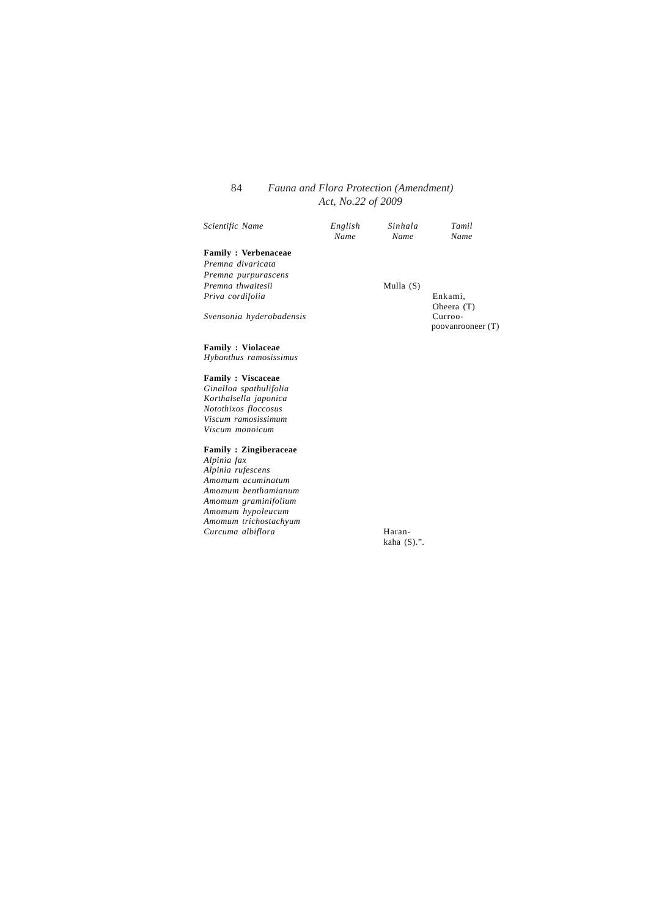| Scientific Name | English Name | Sinhala Name | Tamil Name |
|---|---|---|---|
| **Family : Verbenaceae** | | | |
| *Premna divaricata* | | | |
| *Premna purpurascens* | | | |
| *Premna thwaitesii* | | Mulla (S) | |
| *Priva cordifolia* | | | Enkami, Obeera (T) |
| *Svensonia hyderobadensis* | | | Curroo-poovanrooneer (T) |
| **Family : Violaceae** | | | |
| *Hybanthus ramosissimus* | | | |
| **Family : Viscaceae** | | | |
| *Ginalloa spathulifolia* | | | |
| *Korthalsella japonica* | | | |
| *Notothixos floccosus* | | | |
| *Viscum ramosissimum* | | | |
| *Viscum monoicum* | | | |
| **Family : Zingiberaceae** | | | |
| *Alpinia fax* | | | |
| *Alpinia rufescens* | | | |
| *Amomum acuminatum* | | | |
| *Amomum benthamianum* | | | |
| *Amomum graminifolium* | | | |
| *Amomum hypoleucum* | | | |
| *Amomum trichostachyum* | | | |
| *Curcuma albiflora* | | Haran-kaha (S).". | |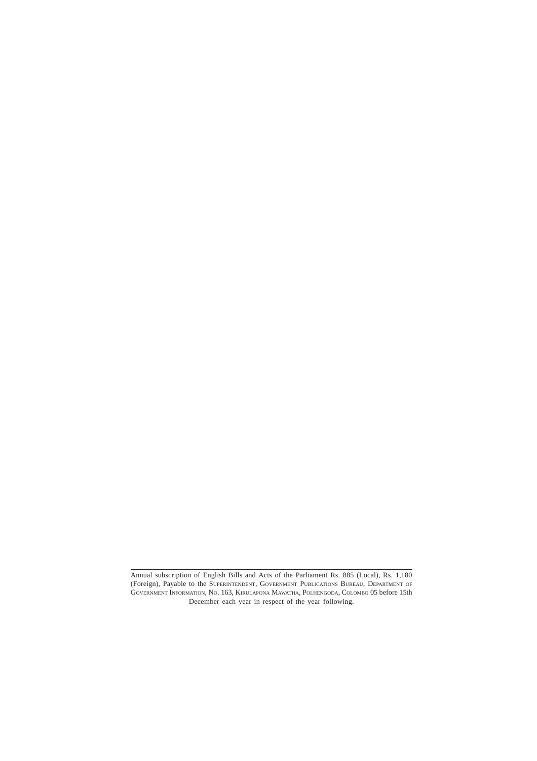Annual subscription of English Bills and Acts of the Parliament Rs. 885 (Local), Rs. 1,180 (Foreign), Payable to the SUPERINTENDENT, GOVERNMENT PUBLICATIONS BUREAU, DEPARTMENT OF GOVERNMENT INFORMATION, NO. 163, KIRULAPONA MAWATHA, POLHENGODA, COLOMBO 05 before 15th December each year in respect of the year following.